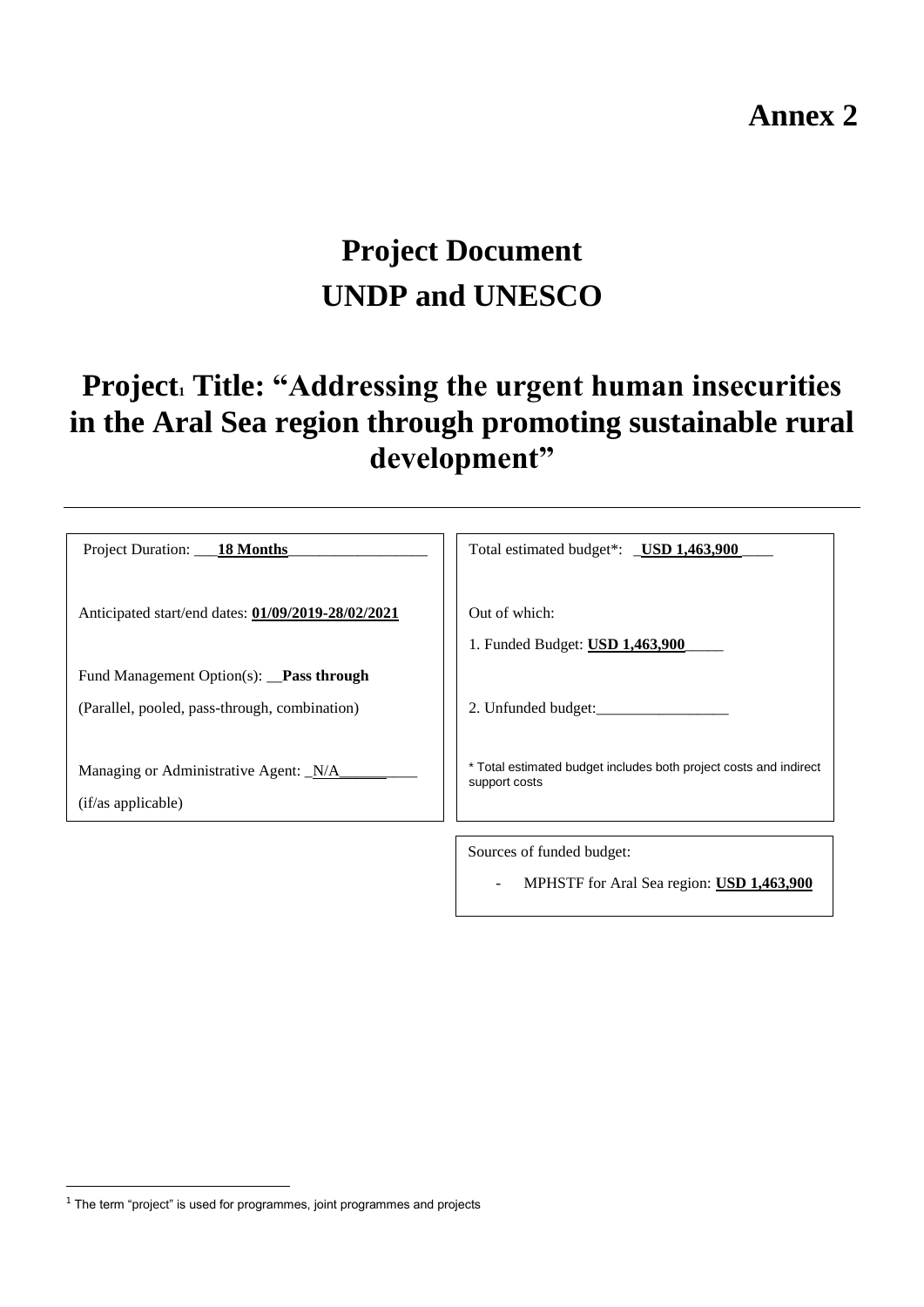# Annex 2

# Project Document
# UNDP and UNESCO

# Project[1] Title: "Addressing the urgent human insecurities in the Aral Sea region through promoting sustainable rural development"

---

| | |
|---|---|
| Project Duration: ___**18 Months**__________________<br><br>Anticipated start/end dates: **01/09/2019-28/02/2021**<br><br>Fund Management Option(s): __**Pass through**<br>(Parallel, pooled, pass-through, combination)<br><br>Managing or Administrative Agent: _N/A__________<br>(if/as applicable) | Total estimated budget*: _**USD 1,463,900**____<br><br>Out of which:<br>1. Funded Budget: **USD 1,463,900**_____<br><br>2. Unfunded budget:_________________<br><br>* Total estimated budget includes both project costs and indirect support costs |

Sources of funded budget:

- MPHSTF for Aral Sea region: **USD 1,463,900**

[1] The term "project" is used for programmes, joint programmes and projects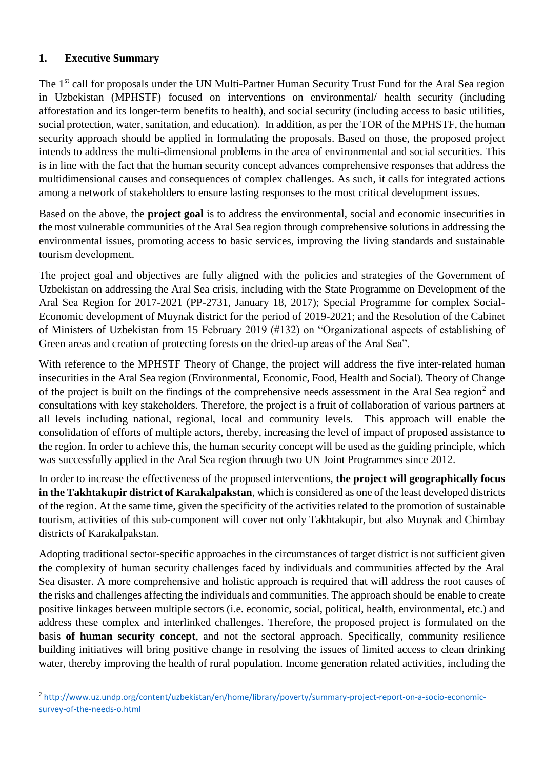## 1. Executive Summary

The 1st call for proposals under the UN Multi-Partner Human Security Trust Fund for the Aral Sea region in Uzbekistan (MPHSTF) focused on interventions on environmental/ health security (including afforestation and its longer-term benefits to health), and social security (including access to basic utilities, social protection, water, sanitation, and education). In addition, as per the TOR of the MPHSTF, the human security approach should be applied in formulating the proposals. Based on those, the proposed project intends to address the multi-dimensional problems in the area of environmental and social securities. This is in line with the fact that the human security concept advances comprehensive responses that address the multidimensional causes and consequences of complex challenges. As such, it calls for integrated actions among a network of stakeholders to ensure lasting responses to the most critical development issues.

Based on the above, the **project goal** is to address the environmental, social and economic insecurities in the most vulnerable communities of the Aral Sea region through comprehensive solutions in addressing the environmental issues, promoting access to basic services, improving the living standards and sustainable tourism development.

The project goal and objectives are fully aligned with the policies and strategies of the Government of Uzbekistan on addressing the Aral Sea crisis, including with the State Programme on Development of the Aral Sea Region for 2017-2021 (PP-2731, January 18, 2017); Special Programme for complex Social-Economic development of Muynak district for the period of 2019-2021; and the Resolution of the Cabinet of Ministers of Uzbekistan from 15 February 2019 (#132) on "Organizational aspects of establishing of Green areas and creation of protecting forests on the dried-up areas of the Aral Sea".

With reference to the MPHSTF Theory of Change, the project will address the five inter-related human insecurities in the Aral Sea region (Environmental, Economic, Food, Health and Social). Theory of Change of the project is built on the findings of the comprehensive needs assessment in the Aral Sea region[2] and consultations with key stakeholders. Therefore, the project is a fruit of collaboration of various partners at all levels including national, regional, local and community levels. This approach will enable the consolidation of efforts of multiple actors, thereby, increasing the level of impact of proposed assistance to the region. In order to achieve this, the human security concept will be used as the guiding principle, which was successfully applied in the Aral Sea region through two UN Joint Programmes since 2012.

In order to increase the effectiveness of the proposed interventions, **the project will geographically focus in the Takhtakupir district of Karakalpakstan**, which is considered as one of the least developed districts of the region. At the same time, given the specificity of the activities related to the promotion of sustainable tourism, activities of this sub-component will cover not only Takhtakupir, but also Muynak and Chimbay districts of Karakalpakstan.

Adopting traditional sector-specific approaches in the circumstances of target district is not sufficient given the complexity of human security challenges faced by individuals and communities affected by the Aral Sea disaster. A more comprehensive and holistic approach is required that will address the root causes of the risks and challenges affecting the individuals and communities. The approach should be enable to create positive linkages between multiple sectors (i.e. economic, social, political, health, environmental, etc.) and address these complex and interlinked challenges. Therefore, the proposed project is formulated on the basis **of human security concept**, and not the sectoral approach. Specifically, community resilience building initiatives will bring positive change in resolving the issues of limited access to clean drinking water, thereby improving the health of rural population. Income generation related activities, including the

---

[2] http://www.uz.undp.org/content/uzbekistan/en/home/library/poverty/summary-project-report-on-a-socio-economic-survey-of-the-needs-o.html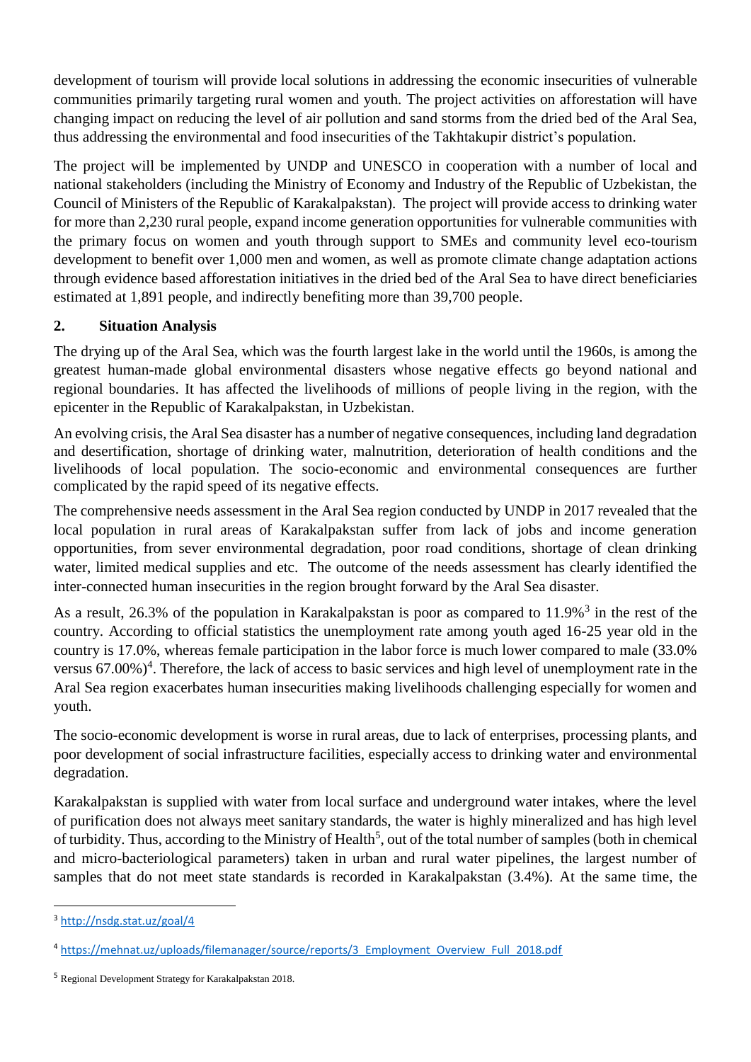development of tourism will provide local solutions in addressing the economic insecurities of vulnerable communities primarily targeting rural women and youth. The project activities on afforestation will have changing impact on reducing the level of air pollution and sand storms from the dried bed of the Aral Sea, thus addressing the environmental and food insecurities of the Takhtakupir district's population.

The project will be implemented by UNDP and UNESCO in cooperation with a number of local and national stakeholders (including the Ministry of Economy and Industry of the Republic of Uzbekistan, the Council of Ministers of the Republic of Karakalpakstan). The project will provide access to drinking water for more than 2,230 rural people, expand income generation opportunities for vulnerable communities with the primary focus on women and youth through support to SMEs and community level eco-tourism development to benefit over 1,000 men and women, as well as promote climate change adaptation actions through evidence based afforestation initiatives in the dried bed of the Aral Sea to have direct beneficiaries estimated at 1,891 people, and indirectly benefiting more than 39,700 people.

## 2. Situation Analysis

The drying up of the Aral Sea, which was the fourth largest lake in the world until the 1960s, is among the greatest human-made global environmental disasters whose negative effects go beyond national and regional boundaries. It has affected the livelihoods of millions of people living in the region, with the epicenter in the Republic of Karakalpakstan, in Uzbekistan.

An evolving crisis, the Aral Sea disaster has a number of negative consequences, including land degradation and desertification, shortage of drinking water, malnutrition, deterioration of health conditions and the livelihoods of local population. The socio-economic and environmental consequences are further complicated by the rapid speed of its negative effects.

The comprehensive needs assessment in the Aral Sea region conducted by UNDP in 2017 revealed that the local population in rural areas of Karakalpakstan suffer from lack of jobs and income generation opportunities, from sever environmental degradation, poor road conditions, shortage of clean drinking water, limited medical supplies and etc. The outcome of the needs assessment has clearly identified the inter-connected human insecurities in the region brought forward by the Aral Sea disaster.

As a result, 26.3% of the population in Karakalpakstan is poor as compared to 11.9%[3] in the rest of the country. According to official statistics the unemployment rate among youth aged 16-25 year old in the country is 17.0%, whereas female participation in the labor force is much lower compared to male (33.0% versus 67.00%)[4]. Therefore, the lack of access to basic services and high level of unemployment rate in the Aral Sea region exacerbates human insecurities making livelihoods challenging especially for women and youth.

The socio-economic development is worse in rural areas, due to lack of enterprises, processing plants, and poor development of social infrastructure facilities, especially access to drinking water and environmental degradation.

Karakalpakstan is supplied with water from local surface and underground water intakes, where the level of purification does not always meet sanitary standards, the water is highly mineralized and has high level of turbidity. Thus, according to the Ministry of Health[5], out of the total number of samples (both in chemical and micro-bacteriological parameters) taken in urban and rural water pipelines, the largest number of samples that do not meet state standards is recorded in Karakalpakstan (3.4%). At the same time, the

[3] http://nsdg.stat.uz/goal/4

[4] https://mehnat.uz/uploads/filemanager/source/reports/3_Employment_Overview_Full_2018.pdf

[5] Regional Development Strategy for Karakalpakstan 2018.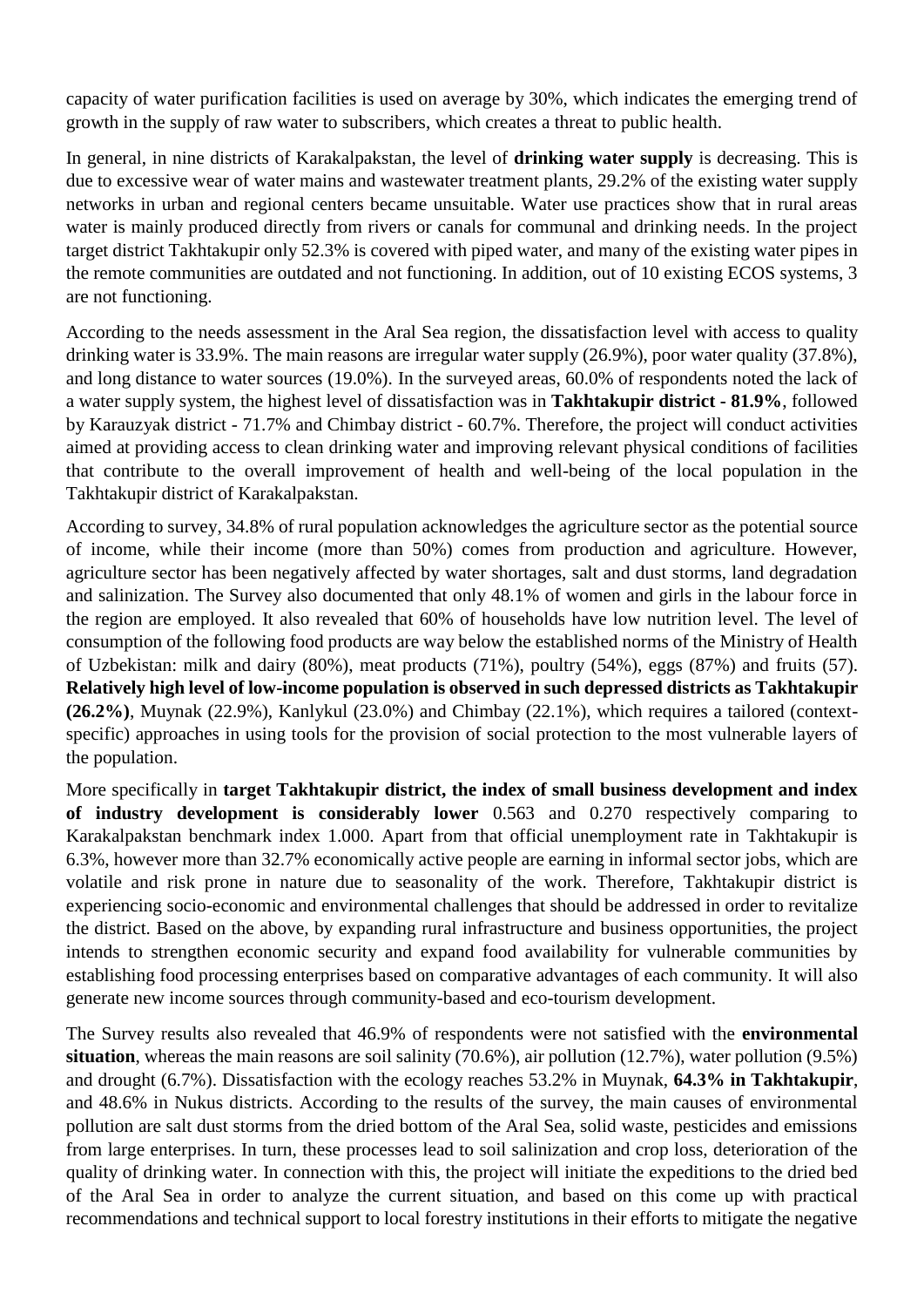capacity of water purification facilities is used on average by 30%, which indicates the emerging trend of growth in the supply of raw water to subscribers, which creates a threat to public health.

In general, in nine districts of Karakalpakstan, the level of **drinking water supply** is decreasing. This is due to excessive wear of water mains and wastewater treatment plants, 29.2% of the existing water supply networks in urban and regional centers became unsuitable. Water use practices show that in rural areas water is mainly produced directly from rivers or canals for communal and drinking needs. In the project target district Takhtakupir only 52.3% is covered with piped water, and many of the existing water pipes in the remote communities are outdated and not functioning. In addition, out of 10 existing ECOS systems, 3 are not functioning.

According to the needs assessment in the Aral Sea region, the dissatisfaction level with access to quality drinking water is 33.9%. The main reasons are irregular water supply (26.9%), poor water quality (37.8%), and long distance to water sources (19.0%). In the surveyed areas, 60.0% of respondents noted the lack of a water supply system, the highest level of dissatisfaction was in **Takhtakupir district - 81.9%**, followed by Karauzyak district - 71.7% and Chimbay district - 60.7%. Therefore, the project will conduct activities aimed at providing access to clean drinking water and improving relevant physical conditions of facilities that contribute to the overall improvement of health and well-being of the local population in the Takhtakupir district of Karakalpakstan.

According to survey, 34.8% of rural population acknowledges the agriculture sector as the potential source of income, while their income (more than 50%) comes from production and agriculture. However, agriculture sector has been negatively affected by water shortages, salt and dust storms, land degradation and salinization. The Survey also documented that only 48.1% of women and girls in the labour force in the region are employed. It also revealed that 60% of households have low nutrition level. The level of consumption of the following food products are way below the established norms of the Ministry of Health of Uzbekistan: milk and dairy (80%), meat products (71%), poultry (54%), eggs (87%) and fruits (57). **Relatively high level of low-income population is observed in such depressed districts as Takhtakupir (26.2%)**, Muynak (22.9%), Kanlykul (23.0%) and Chimbay (22.1%), which requires a tailored (context-specific) approaches in using tools for the provision of social protection to the most vulnerable layers of the population.

More specifically in **target Takhtakupir district, the index of small business development and index of industry development is considerably lower** 0.563 and 0.270 respectively comparing to Karakalpakstan benchmark index 1.000. Apart from that official unemployment rate in Takhtakupir is 6.3%, however more than 32.7% economically active people are earning in informal sector jobs, which are volatile and risk prone in nature due to seasonality of the work. Therefore, Takhtakupir district is experiencing socio-economic and environmental challenges that should be addressed in order to revitalize the district. Based on the above, by expanding rural infrastructure and business opportunities, the project intends to strengthen economic security and expand food availability for vulnerable communities by establishing food processing enterprises based on comparative advantages of each community. It will also generate new income sources through community-based and eco-tourism development.

The Survey results also revealed that 46.9% of respondents were not satisfied with the **environmental situation**, whereas the main reasons are soil salinity (70.6%), air pollution (12.7%), water pollution (9.5%) and drought (6.7%). Dissatisfaction with the ecology reaches 53.2% in Muynak, **64.3% in Takhtakupir**, and 48.6% in Nukus districts. According to the results of the survey, the main causes of environmental pollution are salt dust storms from the dried bottom of the Aral Sea, solid waste, pesticides and emissions from large enterprises. In turn, these processes lead to soil salinization and crop loss, deterioration of the quality of drinking water. In connection with this, the project will initiate the expeditions to the dried bed of the Aral Sea in order to analyze the current situation, and based on this come up with practical recommendations and technical support to local forestry institutions in their efforts to mitigate the negative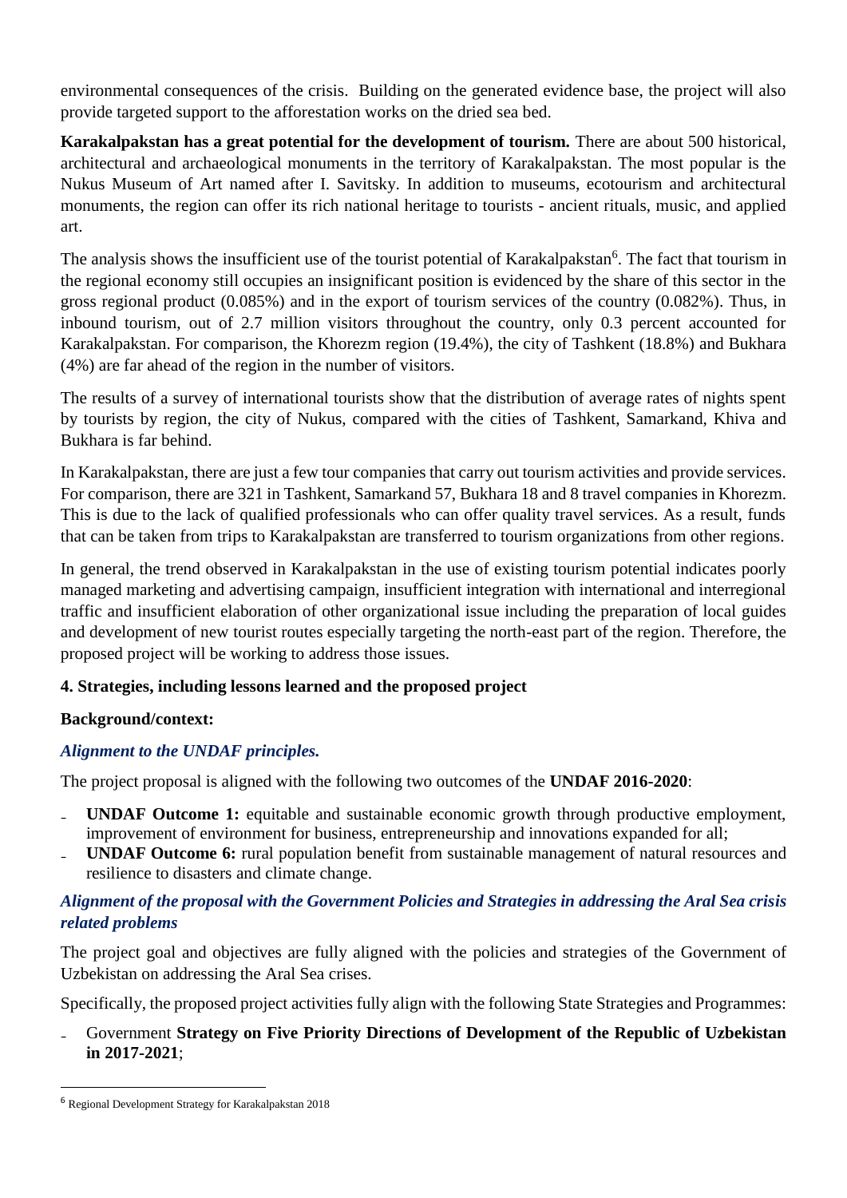environmental consequences of the crisis. Building on the generated evidence base, the project will also provide targeted support to the afforestation works on the dried sea bed.

**Karakalpakstan has a great potential for the development of tourism.** There are about 500 historical, architectural and archaeological monuments in the territory of Karakalpakstan. The most popular is the Nukus Museum of Art named after I. Savitsky. In addition to museums, ecotourism and architectural monuments, the region can offer its rich national heritage to tourists - ancient rituals, music, and applied art.

The analysis shows the insufficient use of the tourist potential of Karakalpakstan[6]. The fact that tourism in the regional economy still occupies an insignificant position is evidenced by the share of this sector in the gross regional product (0.085%) and in the export of tourism services of the country (0.082%). Thus, in inbound tourism, out of 2.7 million visitors throughout the country, only 0.3 percent accounted for Karakalpakstan. For comparison, the Khorezm region (19.4%), the city of Tashkent (18.8%) and Bukhara (4%) are far ahead of the region in the number of visitors.

The results of a survey of international tourists show that the distribution of average rates of nights spent by tourists by region, the city of Nukus, compared with the cities of Tashkent, Samarkand, Khiva and Bukhara is far behind.

In Karakalpakstan, there are just a few tour companies that carry out tourism activities and provide services. For comparison, there are 321 in Tashkent, Samarkand 57, Bukhara 18 and 8 travel companies in Khorezm. This is due to the lack of qualified professionals who can offer quality travel services. As a result, funds that can be taken from trips to Karakalpakstan are transferred to tourism organizations from other regions.

In general, the trend observed in Karakalpakstan in the use of existing tourism potential indicates poorly managed marketing and advertising campaign, insufficient integration with international and interregional traffic and insufficient elaboration of other organizational issue including the preparation of local guides and development of new tourist routes especially targeting the north-east part of the region. Therefore, the proposed project will be working to address those issues.

#### 4. Strategies, including lessons learned and the proposed project

**Background/context:**

***Alignment to the UNDAF principles.***

The project proposal is aligned with the following two outcomes of the **UNDAF 2016-2020**:

- **UNDAF Outcome 1:** equitable and sustainable economic growth through productive employment, improvement of environment for business, entrepreneurship and innovations expanded for all;
- **UNDAF Outcome 6:** rural population benefit from sustainable management of natural resources and resilience to disasters and climate change.

***Alignment of the proposal with the Government Policies and Strategies in addressing the Aral Sea crisis related problems***

The project goal and objectives are fully aligned with the policies and strategies of the Government of Uzbekistan on addressing the Aral Sea crises.

Specifically, the proposed project activities fully align with the following State Strategies and Programmes:

- Government **Strategy on Five Priority Directions of Development of the Republic of Uzbekistan in 2017-2021**;

---

[6] Regional Development Strategy for Karakalpakstan 2018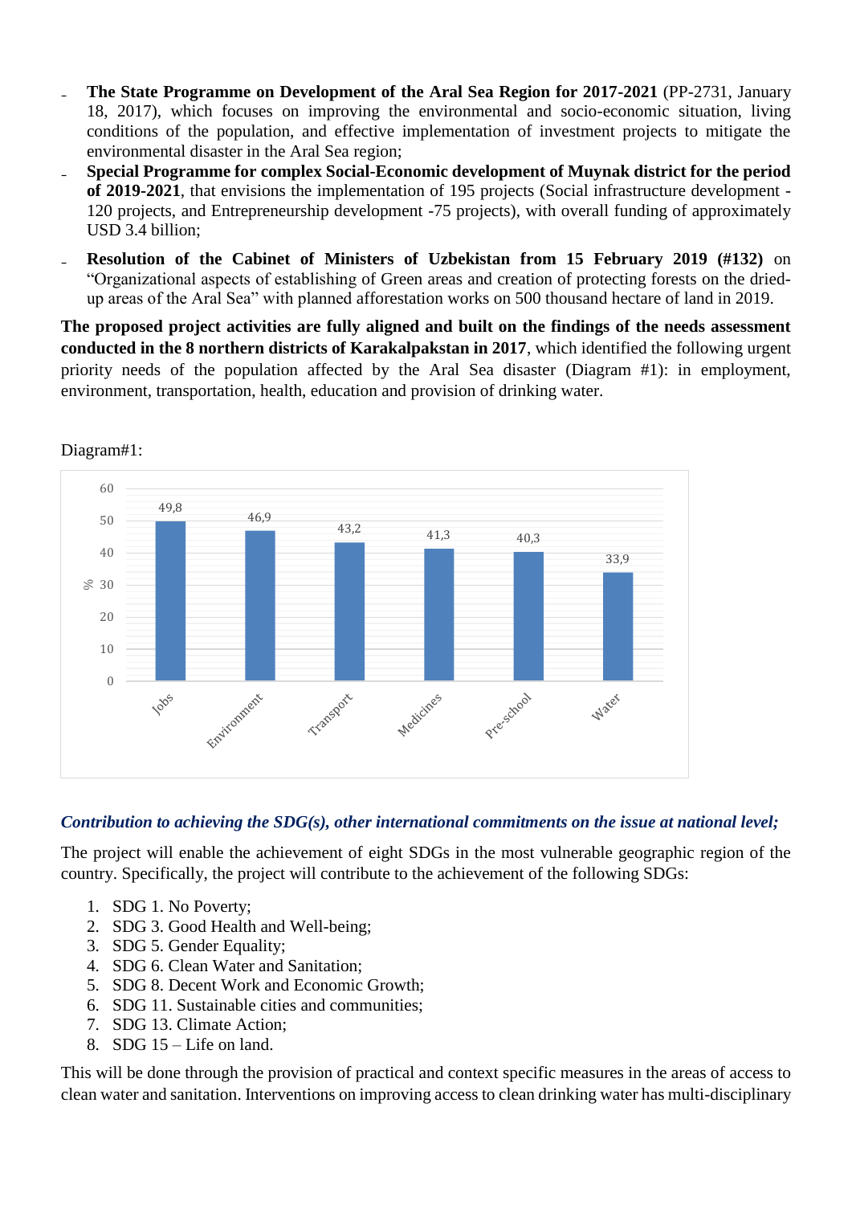- **The State Programme on Development of the Aral Sea Region for 2017-2021** (PP-2731, January 18, 2017), which focuses on improving the environmental and socio-economic situation, living conditions of the population, and effective implementation of investment projects to mitigate the environmental disaster in the Aral Sea region;
- **Special Programme for complex Social-Economic development of Muynak district for the period of 2019-2021**, that envisions the implementation of 195 projects (Social infrastructure development - 120 projects, and Entrepreneurship development -75 projects), with overall funding of approximately USD 3.4 billion;
- **Resolution of the Cabinet of Ministers of Uzbekistan from 15 February 2019 (#132)** on "Organizational aspects of establishing of Green areas and creation of protecting forests on the dried-up areas of the Aral Sea" with planned afforestation works on 500 thousand hectare of land in 2019.

**The proposed project activities are fully aligned and built on the findings of the needs assessment conducted in the 8 northern districts of Karakalpakstan in 2017**, which identified the following urgent priority needs of the population affected by the Aral Sea disaster (Diagram #1): in employment, environment, transportation, health, education and provision of drinking water.

Diagram#1:

| | % |
|---|---|
| Jobs | 49,8 |
| Environment | 46,9 |
| Transport | 43,2 |
| Medicines | 41,3 |
| Pre-school | 40,3 |
| Water | 33,9 |

***Contribution to achieving the SDG(s), other international commitments on the issue at national level;***

The project will enable the achievement of eight SDGs in the most vulnerable geographic region of the country. Specifically, the project will contribute to the achievement of the following SDGs:

1. SDG 1. No Poverty;
2. SDG 3. Good Health and Well-being;
3. SDG 5. Gender Equality;
4. SDG 6. Clean Water and Sanitation;
5. SDG 8. Decent Work and Economic Growth;
6. SDG 11. Sustainable cities and communities;
7. SDG 13. Climate Action;
8. SDG 15 – Life on land.

This will be done through the provision of practical and context specific measures in the areas of access to clean water and sanitation. Interventions on improving access to clean drinking water has multi-disciplinary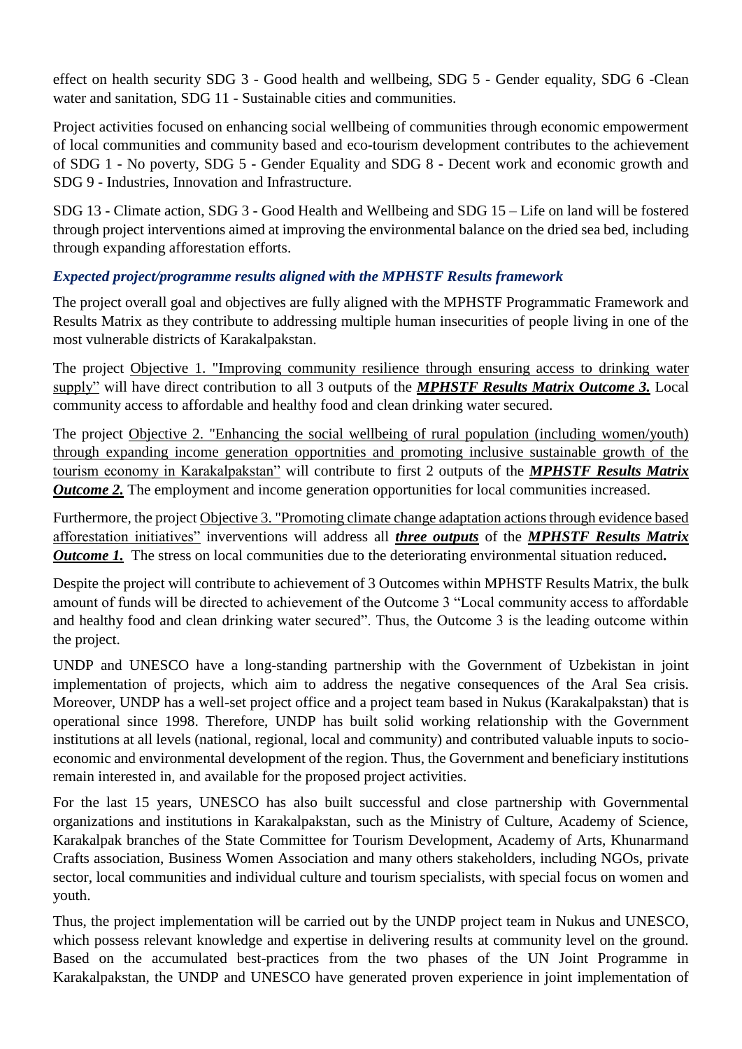effect on health security SDG 3 - Good health and wellbeing, SDG 5 - Gender equality, SDG 6 -Clean water and sanitation, SDG 11 - Sustainable cities and communities.

Project activities focused on enhancing social wellbeing of communities through economic empowerment of local communities and community based and eco-tourism development contributes to the achievement of SDG 1 - No poverty, SDG 5 - Gender Equality and SDG 8 - Decent work and economic growth and SDG 9 - Industries, Innovation and Infrastructure.

SDG 13 - Climate action, SDG 3 - Good Health and Wellbeing and SDG 15 – Life on land will be fostered through project interventions aimed at improving the environmental balance on the dried sea bed, including through expanding afforestation efforts.

### *Expected project/programme results aligned with the MPHSTF Results framework*

The project overall goal and objectives are fully aligned with the MPHSTF Programmatic Framework and Results Matrix as they contribute to addressing multiple human insecurities of people living in one of the most vulnerable districts of Karakalpakstan.

The project Objective 1. "Improving community resilience through ensuring access to drinking water supply" will have direct contribution to all 3 outputs of the ***MPHSTF Results Matrix Outcome 3.*** Local community access to affordable and healthy food and clean drinking water secured.

The project Objective 2. "Enhancing the social wellbeing of rural population (including women/youth) through expanding income generation opportnities and promoting inclusive sustainable growth of the tourism economy in Karakalpakstan" will contribute to first 2 outputs of the ***MPHSTF Results Matrix Outcome 2.*** The employment and income generation opportunities for local communities increased.

Furthermore, the project Objective 3. "Promoting climate change adaptation actions through evidence based afforestation initiatives" inverventions will address all ***three outputs*** of the ***MPHSTF Results Matrix Outcome 1.*** The stress on local communities due to the deteriorating environmental situation reduced**.**

Despite the project will contribute to achievement of 3 Outcomes within MPHSTF Results Matrix, the bulk amount of funds will be directed to achievement of the Outcome 3 "Local community access to affordable and healthy food and clean drinking water secured". Thus, the Outcome 3 is the leading outcome within the project.

UNDP and UNESCO have a long-standing partnership with the Government of Uzbekistan in joint implementation of projects, which aim to address the negative consequences of the Aral Sea crisis. Moreover, UNDP has a well-set project office and a project team based in Nukus (Karakalpakstan) that is operational since 1998. Therefore, UNDP has built solid working relationship with the Government institutions at all levels (national, regional, local and community) and contributed valuable inputs to socio-economic and environmental development of the region. Thus, the Government and beneficiary institutions remain interested in, and available for the proposed project activities.

For the last 15 years, UNESCO has also built successful and close partnership with Governmental organizations and institutions in Karakalpakstan, such as the Ministry of Culture, Academy of Science, Karakalpak branches of the State Committee for Tourism Development, Academy of Arts, Khunarmand Crafts association, Business Women Association and many others stakeholders, including NGOs, private sector, local communities and individual culture and tourism specialists, with special focus on women and youth.

Thus, the project implementation will be carried out by the UNDP project team in Nukus and UNESCO, which possess relevant knowledge and expertise in delivering results at community level on the ground. Based on the accumulated best-practices from the two phases of the UN Joint Programme in Karakalpakstan, the UNDP and UNESCO have generated proven experience in joint implementation of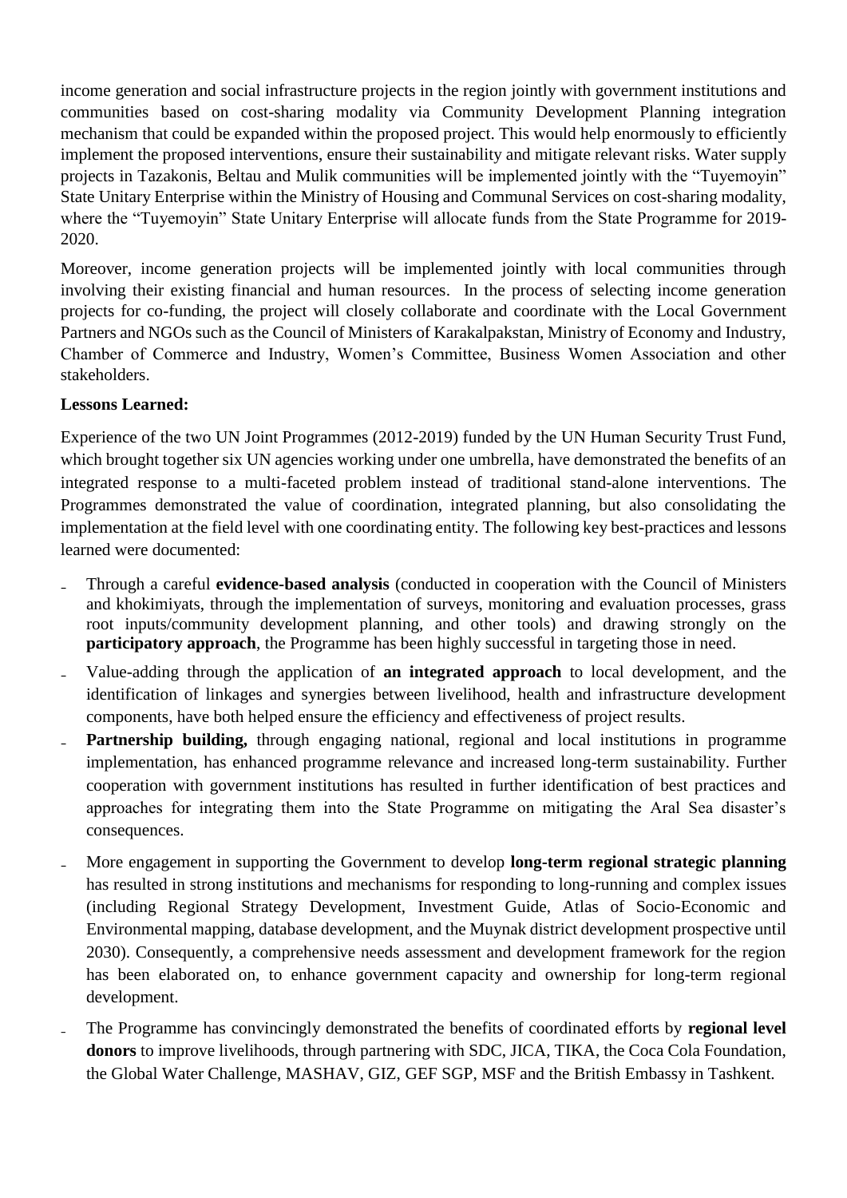income generation and social infrastructure projects in the region jointly with government institutions and communities based on cost-sharing modality via Community Development Planning integration mechanism that could be expanded within the proposed project. This would help enormously to efficiently implement the proposed interventions, ensure their sustainability and mitigate relevant risks. Water supply projects in Tazakonis, Beltau and Mulik communities will be implemented jointly with the "Tuyemoyin" State Unitary Enterprise within the Ministry of Housing and Communal Services on cost-sharing modality, where the "Tuyemoyin" State Unitary Enterprise will allocate funds from the State Programme for 2019-2020.

Moreover, income generation projects will be implemented jointly with local communities through involving their existing financial and human resources. In the process of selecting income generation projects for co-funding, the project will closely collaborate and coordinate with the Local Government Partners and NGOs such as the Council of Ministers of Karakalpakstan, Ministry of Economy and Industry, Chamber of Commerce and Industry, Women's Committee, Business Women Association and other stakeholders.

**Lessons Learned:**

Experience of the two UN Joint Programmes (2012-2019) funded by the UN Human Security Trust Fund, which brought together six UN agencies working under one umbrella, have demonstrated the benefits of an integrated response to a multi-faceted problem instead of traditional stand-alone interventions. The Programmes demonstrated the value of coordination, integrated planning, but also consolidating the implementation at the field level with one coordinating entity. The following key best-practices and lessons learned were documented:

- Through a careful **evidence-based analysis** (conducted in cooperation with the Council of Ministers and khokimiyats, through the implementation of surveys, monitoring and evaluation processes, grass root inputs/community development planning, and other tools) and drawing strongly on the **participatory approach**, the Programme has been highly successful in targeting those in need.
- Value-adding through the application of **an integrated approach** to local development, and the identification of linkages and synergies between livelihood, health and infrastructure development components, have both helped ensure the efficiency and effectiveness of project results.
- **Partnership building,** through engaging national, regional and local institutions in programme implementation, has enhanced programme relevance and increased long-term sustainability. Further cooperation with government institutions has resulted in further identification of best practices and approaches for integrating them into the State Programme on mitigating the Aral Sea disaster's consequences.
- More engagement in supporting the Government to develop **long-term regional strategic planning** has resulted in strong institutions and mechanisms for responding to long-running and complex issues (including Regional Strategy Development, Investment Guide, Atlas of Socio-Economic and Environmental mapping, database development, and the Muynak district development prospective until 2030). Consequently, a comprehensive needs assessment and development framework for the region has been elaborated on, to enhance government capacity and ownership for long-term regional development.
- The Programme has convincingly demonstrated the benefits of coordinated efforts by **regional level donors** to improve livelihoods, through partnering with SDC, JICA, TIKA, the Coca Cola Foundation, the Global Water Challenge, MASHAV, GIZ, GEF SGP, MSF and the British Embassy in Tashkent.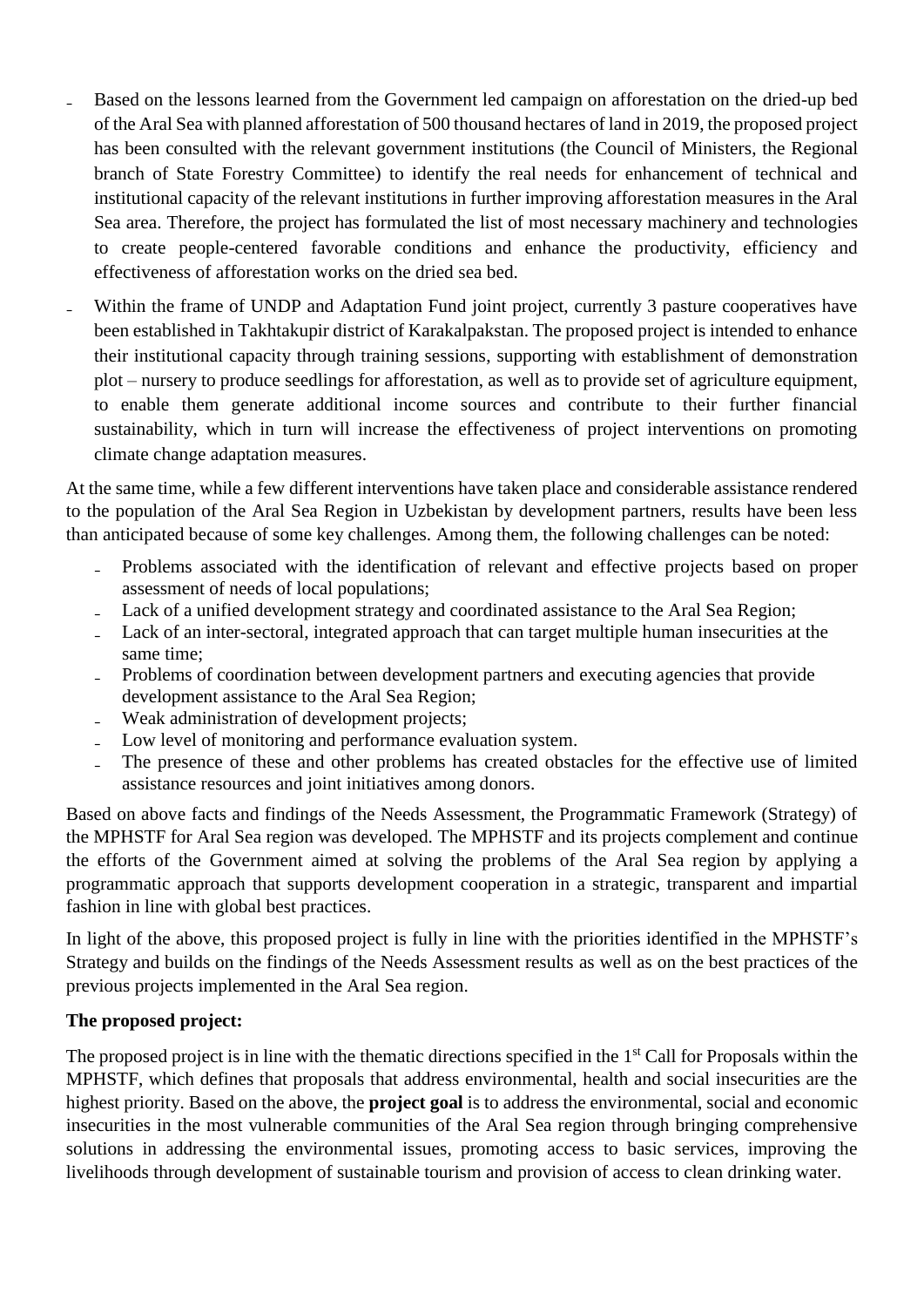- Based on the lessons learned from the Government led campaign on afforestation on the dried-up bed of the Aral Sea with planned afforestation of 500 thousand hectares of land in 2019, the proposed project has been consulted with the relevant government institutions (the Council of Ministers, the Regional branch of State Forestry Committee) to identify the real needs for enhancement of technical and institutional capacity of the relevant institutions in further improving afforestation measures in the Aral Sea area. Therefore, the project has formulated the list of most necessary machinery and technologies to create people-centered favorable conditions and enhance the productivity, efficiency and effectiveness of afforestation works on the dried sea bed.
- Within the frame of UNDP and Adaptation Fund joint project, currently 3 pasture cooperatives have been established in Takhtakupir district of Karakalpakstan. The proposed project is intended to enhance their institutional capacity through training sessions, supporting with establishment of demonstration plot – nursery to produce seedlings for afforestation, as well as to provide set of agriculture equipment, to enable them generate additional income sources and contribute to their further financial sustainability, which in turn will increase the effectiveness of project interventions on promoting climate change adaptation measures.

At the same time, while a few different interventions have taken place and considerable assistance rendered to the population of the Aral Sea Region in Uzbekistan by development partners, results have been less than anticipated because of some key challenges. Among them, the following challenges can be noted:

- Problems associated with the identification of relevant and effective projects based on proper assessment of needs of local populations;
- Lack of a unified development strategy and coordinated assistance to the Aral Sea Region;
- Lack of an inter-sectoral, integrated approach that can target multiple human insecurities at the same time;
- Problems of coordination between development partners and executing agencies that provide development assistance to the Aral Sea Region;
- Weak administration of development projects;
- Low level of monitoring and performance evaluation system.
- The presence of these and other problems has created obstacles for the effective use of limited assistance resources and joint initiatives among donors.

Based on above facts and findings of the Needs Assessment, the Programmatic Framework (Strategy) of the MPHSTF for Aral Sea region was developed. The MPHSTF and its projects complement and continue the efforts of the Government aimed at solving the problems of the Aral Sea region by applying a programmatic approach that supports development cooperation in a strategic, transparent and impartial fashion in line with global best practices.

In light of the above, this proposed project is fully in line with the priorities identified in the MPHSTF's Strategy and builds on the findings of the Needs Assessment results as well as on the best practices of the previous projects implemented in the Aral Sea region.

**The proposed project:**

The proposed project is in line with the thematic directions specified in the 1st Call for Proposals within the MPHSTF, which defines that proposals that address environmental, health and social insecurities are the highest priority. Based on the above, the **project goal** is to address the environmental, social and economic insecurities in the most vulnerable communities of the Aral Sea region through bringing comprehensive solutions in addressing the environmental issues, promoting access to basic services, improving the livelihoods through development of sustainable tourism and provision of access to clean drinking water.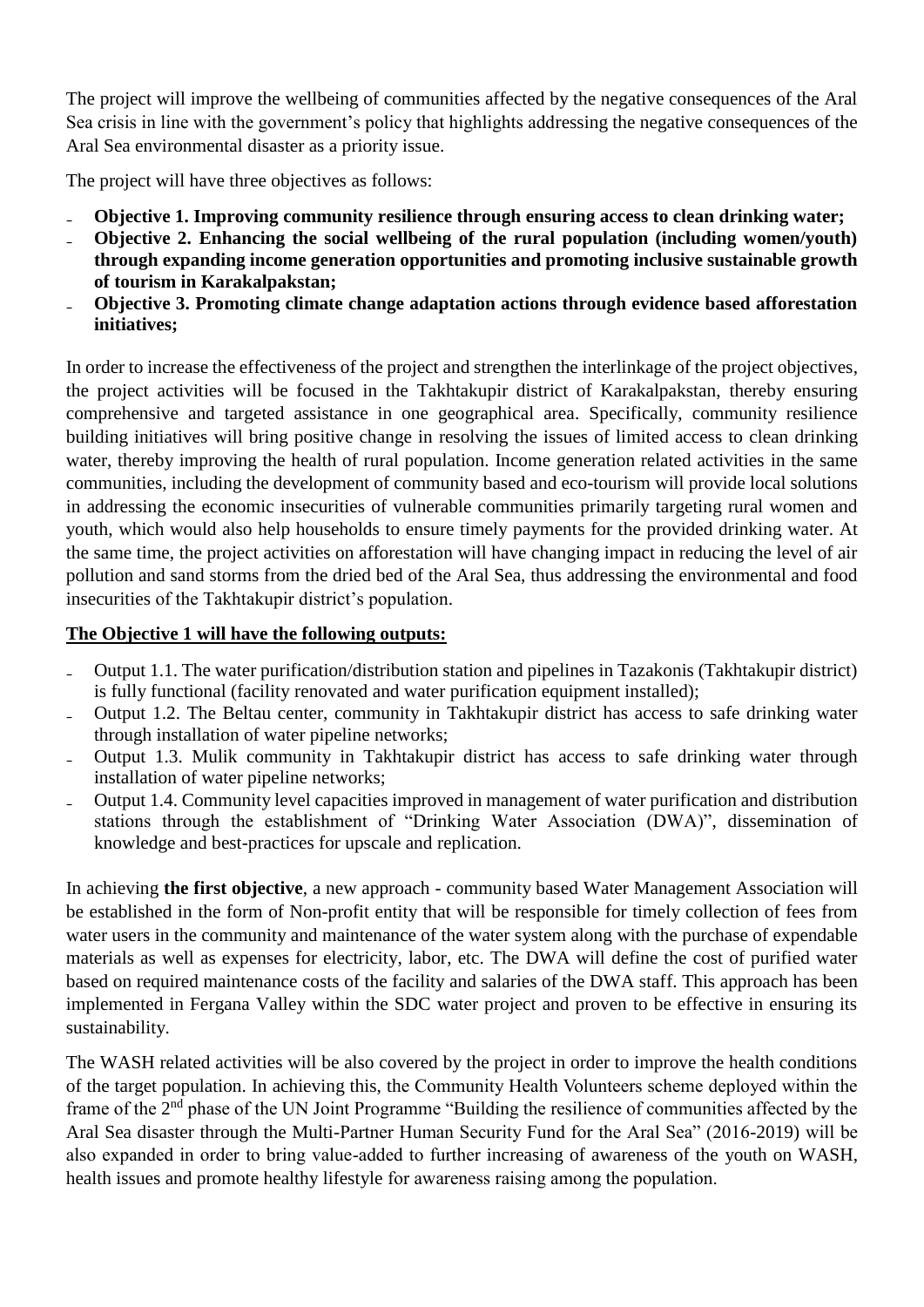The project will improve the wellbeing of communities affected by the negative consequences of the Aral Sea crisis in line with the government's policy that highlights addressing the negative consequences of the Aral Sea environmental disaster as a priority issue.

The project will have three objectives as follows:

- **Objective 1. Improving community resilience through ensuring access to clean drinking water;**
- **Objective 2. Enhancing the social wellbeing of the rural population (including women/youth) through expanding income generation opportunities and promoting inclusive sustainable growth of tourism in Karakalpakstan;**
- **Objective 3. Promoting climate change adaptation actions through evidence based afforestation initiatives;**

In order to increase the effectiveness of the project and strengthen the interlinkage of the project objectives, the project activities will be focused in the Takhtakupir district of Karakalpakstan, thereby ensuring comprehensive and targeted assistance in one geographical area. Specifically, community resilience building initiatives will bring positive change in resolving the issues of limited access to clean drinking water, thereby improving the health of rural population. Income generation related activities in the same communities, including the development of community based and eco-tourism will provide local solutions in addressing the economic insecurities of vulnerable communities primarily targeting rural women and youth, which would also help households to ensure timely payments for the provided drinking water. At the same time, the project activities on afforestation will have changing impact in reducing the level of air pollution and sand storms from the dried bed of the Aral Sea, thus addressing the environmental and food insecurities of the Takhtakupir district's population.

**<u>The Objective 1 will have the following outputs:</u>**

- Output 1.1. The water purification/distribution station and pipelines in Tazakonis (Takhtakupir district) is fully functional (facility renovated and water purification equipment installed);
- Output 1.2. The Beltau center, community in Takhtakupir district has access to safe drinking water through installation of water pipeline networks;
- Output 1.3. Mulik community in Takhtakupir district has access to safe drinking water through installation of water pipeline networks;
- Output 1.4. Community level capacities improved in management of water purification and distribution stations through the establishment of "Drinking Water Association (DWA)", dissemination of knowledge and best-practices for upscale and replication.

In achieving **the first objective**, a new approach - community based Water Management Association will be established in the form of Non-profit entity that will be responsible for timely collection of fees from water users in the community and maintenance of the water system along with the purchase of expendable materials as well as expenses for electricity, labor, etc. The DWA will define the cost of purified water based on required maintenance costs of the facility and salaries of the DWA staff. This approach has been implemented in Fergana Valley within the SDC water project and proven to be effective in ensuring its sustainability.

The WASH related activities will be also covered by the project in order to improve the health conditions of the target population. In achieving this, the Community Health Volunteers scheme deployed within the frame of the 2nd phase of the UN Joint Programme "Building the resilience of communities affected by the Aral Sea disaster through the Multi-Partner Human Security Fund for the Aral Sea" (2016-2019) will be also expanded in order to bring value-added to further increasing of awareness of the youth on WASH, health issues and promote healthy lifestyle for awareness raising among the population.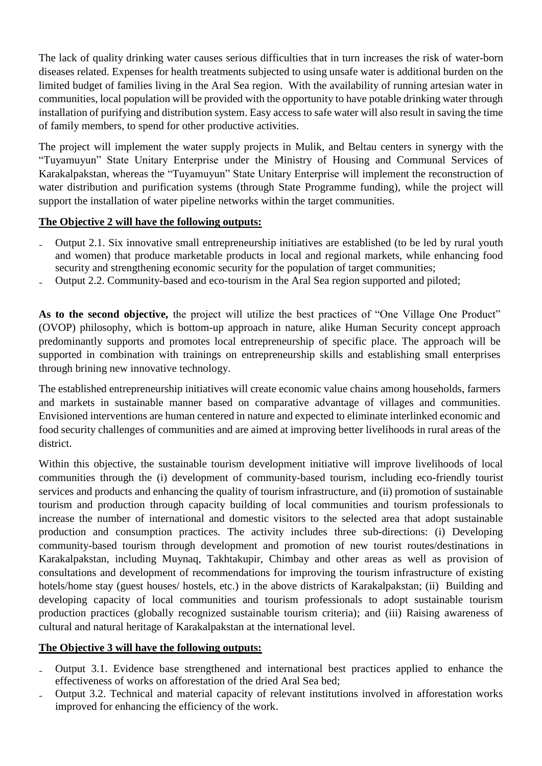The lack of quality drinking water causes serious difficulties that in turn increases the risk of water-born diseases related. Expenses for health treatments subjected to using unsafe water is additional burden on the limited budget of families living in the Aral Sea region. With the availability of running artesian water in communities, local population will be provided with the opportunity to have potable drinking water through installation of purifying and distribution system. Easy access to safe water will also result in saving the time of family members, to spend for other productive activities.

The project will implement the water supply projects in Mulik, and Beltau centers in synergy with the "Tuyamuyun" State Unitary Enterprise under the Ministry of Housing and Communal Services of Karakalpakstan, whereas the "Tuyamuyun" State Unitary Enterprise will implement the reconstruction of water distribution and purification systems (through State Programme funding), while the project will support the installation of water pipeline networks within the target communities.

**The Objective 2 will have the following outputs:**

- Output 2.1. Six innovative small entrepreneurship initiatives are established (to be led by rural youth and women) that produce marketable products in local and regional markets, while enhancing food security and strengthening economic security for the population of target communities;
- Output 2.2. Community-based and eco-tourism in the Aral Sea region supported and piloted;

**As to the second objective,** the project will utilize the best practices of "One Village One Product" (OVOP) philosophy, which is bottom-up approach in nature, alike Human Security concept approach predominantly supports and promotes local entrepreneurship of specific place. The approach will be supported in combination with trainings on entrepreneurship skills and establishing small enterprises through brining new innovative technology.

The established entrepreneurship initiatives will create economic value chains among households, farmers and markets in sustainable manner based on comparative advantage of villages and communities. Envisioned interventions are human centered in nature and expected to eliminate interlinked economic and food security challenges of communities and are aimed at improving better livelihoods in rural areas of the district.

Within this objective, the sustainable tourism development initiative will improve livelihoods of local communities through the (i) development of community-based tourism, including eco-friendly tourist services and products and enhancing the quality of tourism infrastructure, and (ii) promotion of sustainable tourism and production through capacity building of local communities and tourism professionals to increase the number of international and domestic visitors to the selected area that adopt sustainable production and consumption practices. The activity includes three sub-directions: (i) Developing community-based tourism through development and promotion of new tourist routes/destinations in Karakalpakstan, including Muynaq, Takhtakupir, Chimbay and other areas as well as provision of consultations and development of recommendations for improving the tourism infrastructure of existing hotels/home stay (guest houses/ hostels, etc.) in the above districts of Karakalpakstan; (ii) Building and developing capacity of local communities and tourism professionals to adopt sustainable tourism production practices (globally recognized sustainable tourism criteria); and (iii) Raising awareness of cultural and natural heritage of Karakalpakstan at the international level.

**The Objective 3 will have the following outputs:**

- Output 3.1. Evidence base strengthened and international best practices applied to enhance the effectiveness of works on afforestation of the dried Aral Sea bed;
- Output 3.2. Technical and material capacity of relevant institutions involved in afforestation works improved for enhancing the efficiency of the work.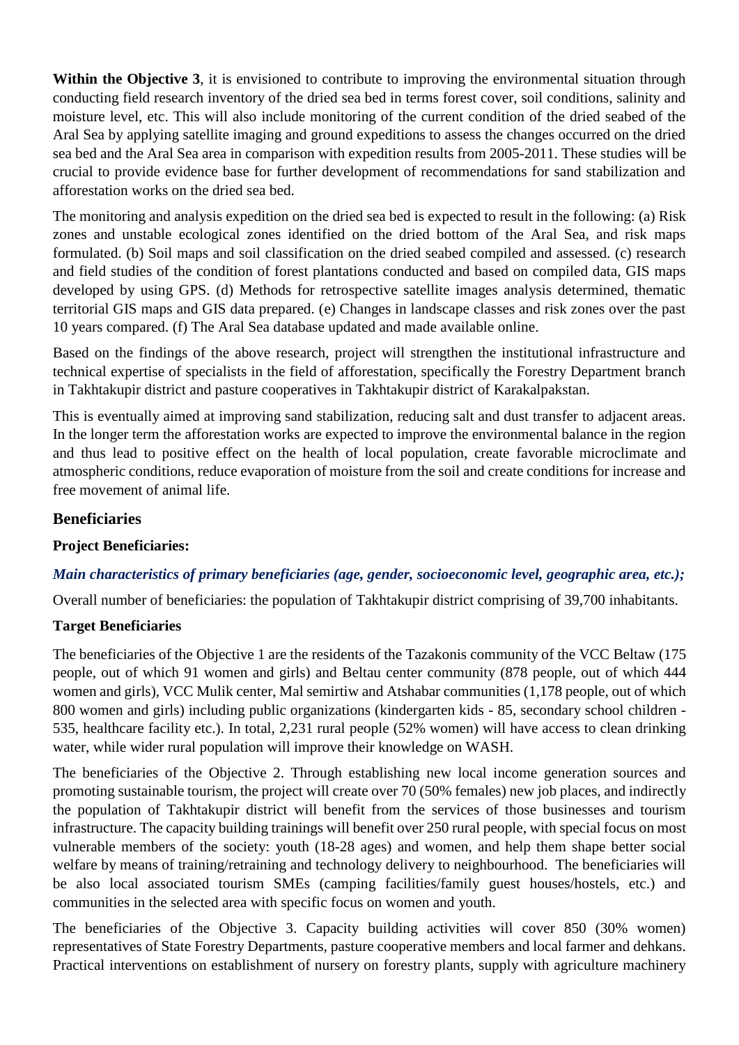**Within the Objective 3**, it is envisioned to contribute to improving the environmental situation through conducting field research inventory of the dried sea bed in terms forest cover, soil conditions, salinity and moisture level, etc. This will also include monitoring of the current condition of the dried seabed of the Aral Sea by applying satellite imaging and ground expeditions to assess the changes occurred on the dried sea bed and the Aral Sea area in comparison with expedition results from 2005-2011. These studies will be crucial to provide evidence base for further development of recommendations for sand stabilization and afforestation works on the dried sea bed.

The monitoring and analysis expedition on the dried sea bed is expected to result in the following: (a) Risk zones and unstable ecological zones identified on the dried bottom of the Aral Sea, and risk maps formulated. (b) Soil maps and soil classification on the dried seabed compiled and assessed. (c) research and field studies of the condition of forest plantations conducted and based on compiled data, GIS maps developed by using GPS. (d) Methods for retrospective satellite images analysis determined, thematic territorial GIS maps and GIS data prepared. (e) Changes in landscape classes and risk zones over the past 10 years compared. (f) The Aral Sea database updated and made available online.

Based on the findings of the above research, project will strengthen the institutional infrastructure and technical expertise of specialists in the field of afforestation, specifically the Forestry Department branch in Takhtakupir district and pasture cooperatives in Takhtakupir district of Karakalpakstan.

This is eventually aimed at improving sand stabilization, reducing salt and dust transfer to adjacent areas. In the longer term the afforestation works are expected to improve the environmental balance in the region and thus lead to positive effect on the health of local population, create favorable microclimate and atmospheric conditions, reduce evaporation of moisture from the soil and create conditions for increase and free movement of animal life.

## Beneficiaries

**Project Beneficiaries:**

***Main characteristics of primary beneficiaries (age, gender, socioeconomic level, geographic area, etc.);***

Overall number of beneficiaries: the population of Takhtakupir district comprising of 39,700 inhabitants.

**Target Beneficiaries**

The beneficiaries of the Objective 1 are the residents of the Tazakonis community of the VCC Beltaw (175 people, out of which 91 women and girls) and Beltau center community (878 people, out of which 444 women and girls), VCC Mulik center, Mal semirtiw and Atshabar communities (1,178 people, out of which 800 women and girls) including public organizations (kindergarten kids - 85, secondary school children - 535, healthcare facility etc.). In total, 2,231 rural people (52% women) will have access to clean drinking water, while wider rural population will improve their knowledge on WASH.

The beneficiaries of the Objective 2. Through establishing new local income generation sources and promoting sustainable tourism, the project will create over 70 (50% females) new job places, and indirectly the population of Takhtakupir district will benefit from the services of those businesses and tourism infrastructure. The capacity building trainings will benefit over 250 rural people, with special focus on most vulnerable members of the society: youth (18-28 ages) and women, and help them shape better social welfare by means of training/retraining and technology delivery to neighbourhood. The beneficiaries will be also local associated tourism SMEs (camping facilities/family guest houses/hostels, etc.) and communities in the selected area with specific focus on women and youth.

The beneficiaries of the Objective 3. Capacity building activities will cover 850 (30% women) representatives of State Forestry Departments, pasture cooperative members and local farmer and dehkans. Practical interventions on establishment of nursery on forestry plants, supply with agriculture machinery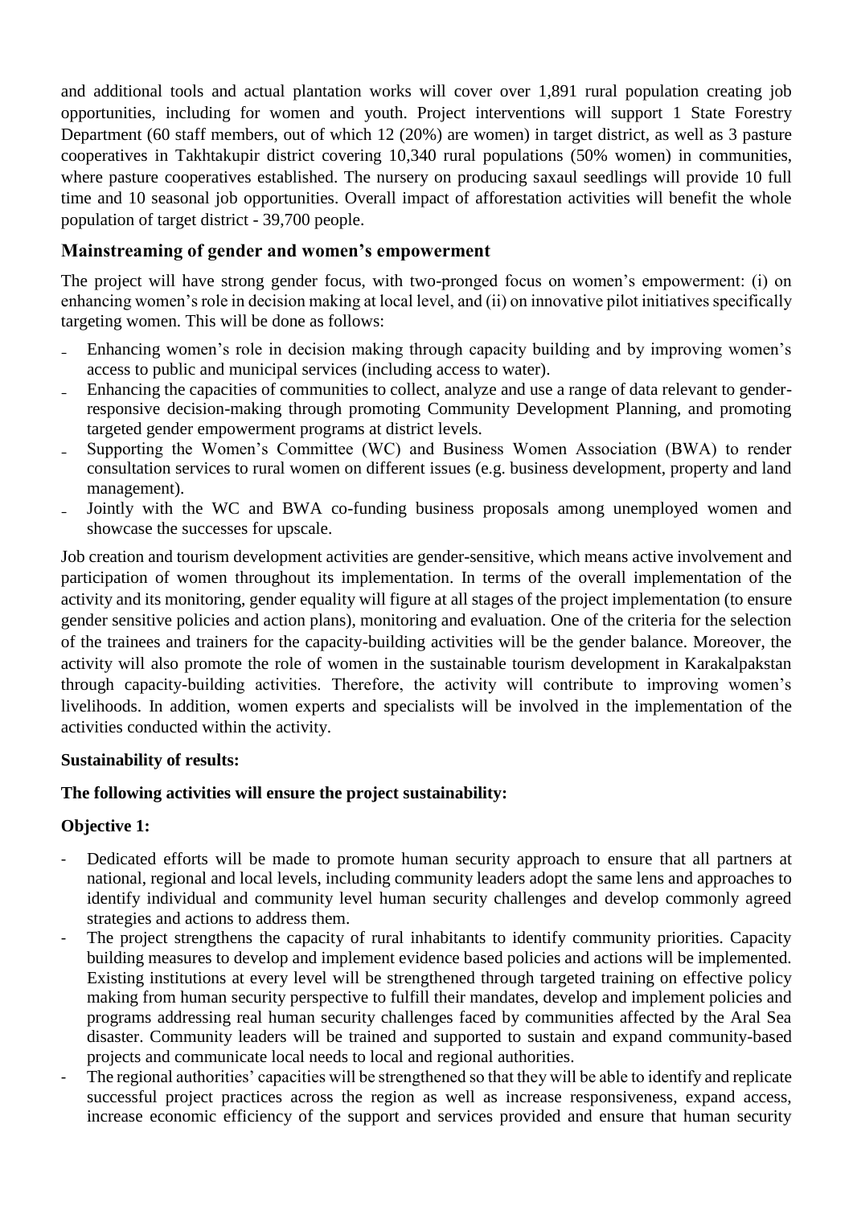and additional tools and actual plantation works will cover over 1,891 rural population creating job opportunities, including for women and youth. Project interventions will support 1 State Forestry Department (60 staff members, out of which 12 (20%) are women) in target district, as well as 3 pasture cooperatives in Takhtakupir district covering 10,340 rural populations (50% women) in communities, where pasture cooperatives established. The nursery on producing saxaul seedlings will provide 10 full time and 10 seasonal job opportunities. Overall impact of afforestation activities will benefit the whole population of target district - 39,700 people.

## Mainstreaming of gender and women's empowerment

The project will have strong gender focus, with two-pronged focus on women's empowerment: (i) on enhancing women's role in decision making at local level, and (ii) on innovative pilot initiatives specifically targeting women. This will be done as follows:

- Enhancing women's role in decision making through capacity building and by improving women's access to public and municipal services (including access to water).
- Enhancing the capacities of communities to collect, analyze and use a range of data relevant to gender-responsive decision-making through promoting Community Development Planning, and promoting targeted gender empowerment programs at district levels.
- Supporting the Women's Committee (WC) and Business Women Association (BWA) to render consultation services to rural women on different issues (e.g. business development, property and land management).
- Jointly with the WC and BWA co-funding business proposals among unemployed women and showcase the successes for upscale.

Job creation and tourism development activities are gender-sensitive, which means active involvement and participation of women throughout its implementation. In terms of the overall implementation of the activity and its monitoring, gender equality will figure at all stages of the project implementation (to ensure gender sensitive policies and action plans), monitoring and evaluation. One of the criteria for the selection of the trainees and trainers for the capacity-building activities will be the gender balance. Moreover, the activity will also promote the role of women in the sustainable tourism development in Karakalpakstan through capacity-building activities. Therefore, the activity will contribute to improving women's livelihoods. In addition, women experts and specialists will be involved in the implementation of the activities conducted within the activity.

**Sustainability of results:**

**The following activities will ensure the project sustainability:**

**Objective 1:**

- Dedicated efforts will be made to promote human security approach to ensure that all partners at national, regional and local levels, including community leaders adopt the same lens and approaches to identify individual and community level human security challenges and develop commonly agreed strategies and actions to address them.
- The project strengthens the capacity of rural inhabitants to identify community priorities. Capacity building measures to develop and implement evidence based policies and actions will be implemented. Existing institutions at every level will be strengthened through targeted training on effective policy making from human security perspective to fulfill their mandates, develop and implement policies and programs addressing real human security challenges faced by communities affected by the Aral Sea disaster. Community leaders will be trained and supported to sustain and expand community-based projects and communicate local needs to local and regional authorities.
- The regional authorities' capacities will be strengthened so that they will be able to identify and replicate successful project practices across the region as well as increase responsiveness, expand access, increase economic efficiency of the support and services provided and ensure that human security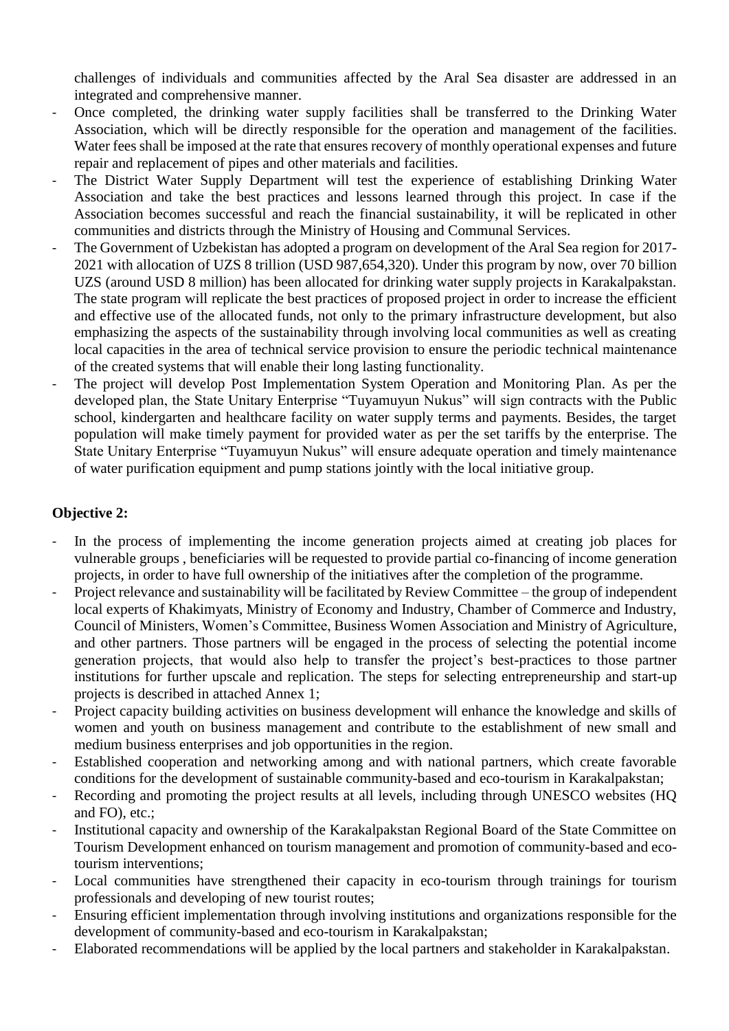challenges of individuals and communities affected by the Aral Sea disaster are addressed in an integrated and comprehensive manner.

- Once completed, the drinking water supply facilities shall be transferred to the Drinking Water Association, which will be directly responsible for the operation and management of the facilities. Water fees shall be imposed at the rate that ensures recovery of monthly operational expenses and future repair and replacement of pipes and other materials and facilities.
- The District Water Supply Department will test the experience of establishing Drinking Water Association and take the best practices and lessons learned through this project. In case if the Association becomes successful and reach the financial sustainability, it will be replicated in other communities and districts through the Ministry of Housing and Communal Services.
- The Government of Uzbekistan has adopted a program on development of the Aral Sea region for 2017-2021 with allocation of UZS 8 trillion (USD 987,654,320). Under this program by now, over 70 billion UZS (around USD 8 million) has been allocated for drinking water supply projects in Karakalpakstan. The state program will replicate the best practices of proposed project in order to increase the efficient and effective use of the allocated funds, not only to the primary infrastructure development, but also emphasizing the aspects of the sustainability through involving local communities as well as creating local capacities in the area of technical service provision to ensure the periodic technical maintenance of the created systems that will enable their long lasting functionality.
- The project will develop Post Implementation System Operation and Monitoring Plan. As per the developed plan, the State Unitary Enterprise "Tuyamuyun Nukus" will sign contracts with the Public school, kindergarten and healthcare facility on water supply terms and payments. Besides, the target population will make timely payment for provided water as per the set tariffs by the enterprise. The State Unitary Enterprise "Tuyamuyun Nukus" will ensure adequate operation and timely maintenance of water purification equipment and pump stations jointly with the local initiative group.

**Objective 2:**

- In the process of implementing the income generation projects aimed at creating job places for vulnerable groups , beneficiaries will be requested to provide partial co-financing of income generation projects, in order to have full ownership of the initiatives after the completion of the programme.
- Project relevance and sustainability will be facilitated by Review Committee – the group of independent local experts of Khakimyats, Ministry of Economy and Industry, Chamber of Commerce and Industry, Council of Ministers, Women's Committee, Business Women Association and Ministry of Agriculture, and other partners. Those partners will be engaged in the process of selecting the potential income generation projects, that would also help to transfer the project's best-practices to those partner institutions for further upscale and replication. The steps for selecting entrepreneurship and start-up projects is described in attached Annex 1;
- Project capacity building activities on business development will enhance the knowledge and skills of women and youth on business management and contribute to the establishment of new small and medium business enterprises and job opportunities in the region.
- Established cooperation and networking among and with national partners, which create favorable conditions for the development of sustainable community-based and eco-tourism in Karakalpakstan;
- Recording and promoting the project results at all levels, including through UNESCO websites (HQ and FO), etc.;
- Institutional capacity and ownership of the Karakalpakstan Regional Board of the State Committee on Tourism Development enhanced on tourism management and promotion of community-based and eco-tourism interventions;
- Local communities have strengthened their capacity in eco-tourism through trainings for tourism professionals and developing of new tourist routes;
- Ensuring efficient implementation through involving institutions and organizations responsible for the development of community-based and eco-tourism in Karakalpakstan;
- Elaborated recommendations will be applied by the local partners and stakeholder in Karakalpakstan.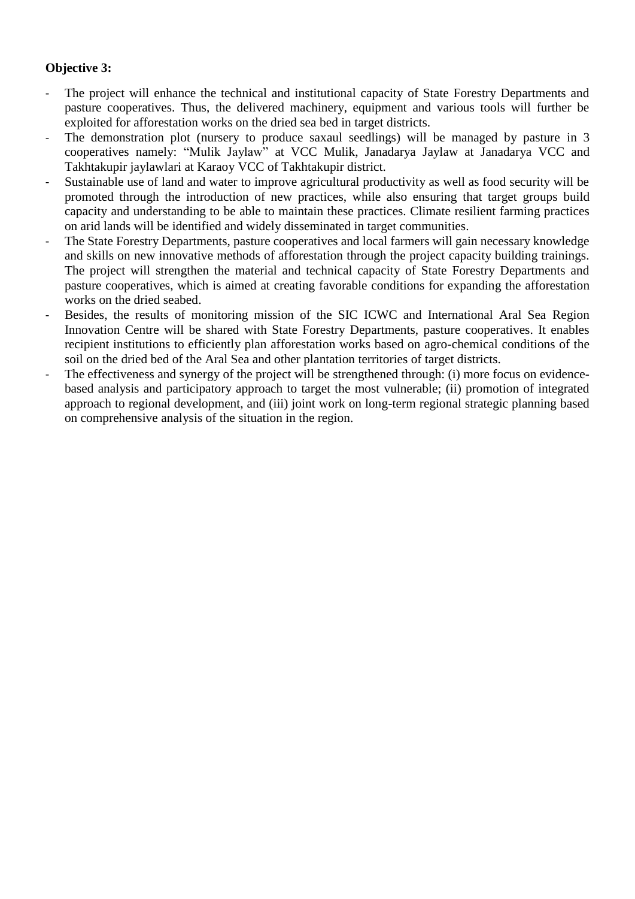**Objective 3:**

- The project will enhance the technical and institutional capacity of State Forestry Departments and pasture cooperatives. Thus, the delivered machinery, equipment and various tools will further be exploited for afforestation works on the dried sea bed in target districts.
- The demonstration plot (nursery to produce saxaul seedlings) will be managed by pasture in 3 cooperatives namely: "Mulik Jaylaw" at VCC Mulik, Janadarya Jaylaw at Janadarya VCC and Takhtakupir jaylawlari at Karaoy VCC of Takhtakupir district.
- Sustainable use of land and water to improve agricultural productivity as well as food security will be promoted through the introduction of new practices, while also ensuring that target groups build capacity and understanding to be able to maintain these practices. Climate resilient farming practices on arid lands will be identified and widely disseminated in target communities.
- The State Forestry Departments, pasture cooperatives and local farmers will gain necessary knowledge and skills on new innovative methods of afforestation through the project capacity building trainings. The project will strengthen the material and technical capacity of State Forestry Departments and pasture cooperatives, which is aimed at creating favorable conditions for expanding the afforestation works on the dried seabed.
- Besides, the results of monitoring mission of the SIC ICWC and International Aral Sea Region Innovation Centre will be shared with State Forestry Departments, pasture cooperatives. It enables recipient institutions to efficiently plan afforestation works based on agro-chemical conditions of the soil on the dried bed of the Aral Sea and other plantation territories of target districts.
- The effectiveness and synergy of the project will be strengthened through: (i) more focus on evidence-based analysis and participatory approach to target the most vulnerable; (ii) promotion of integrated approach to regional development, and (iii) joint work on long-term regional strategic planning based on comprehensive analysis of the situation in the region.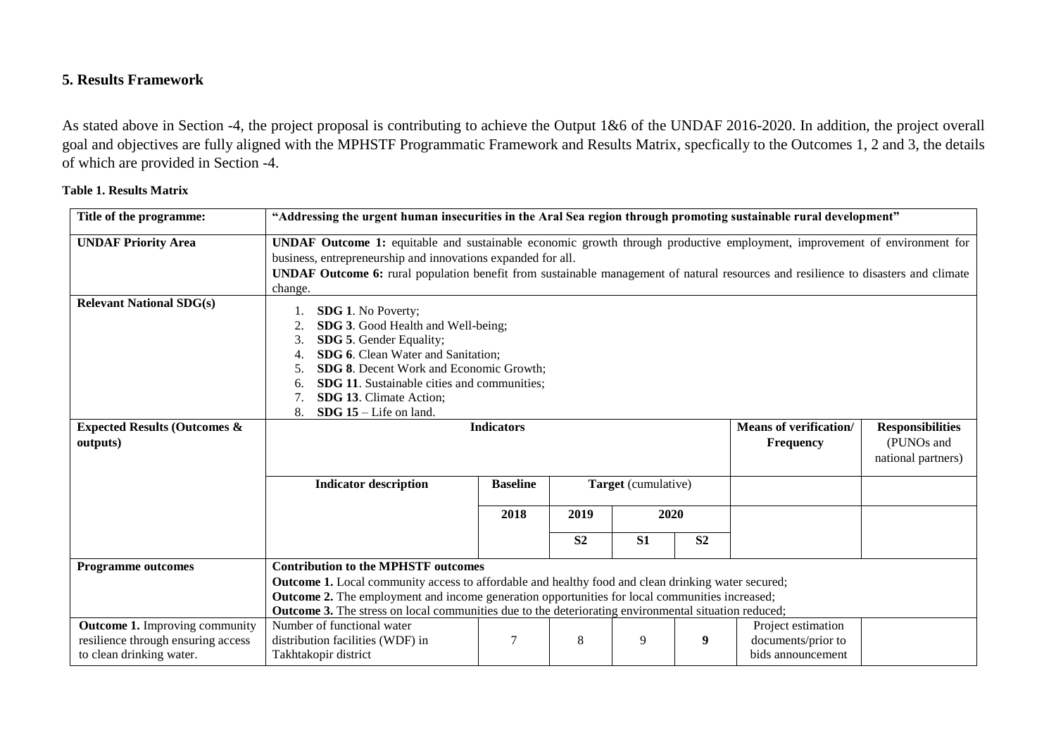## 5. Results Framework

As stated above in Section -4, the project proposal is contributing to achieve the Output 1&6 of the UNDAF 2016-2020. In addition, the project overall goal and objectives are fully aligned with the MPHSTF Programmatic Framework and Results Matrix, specfically to the Outcomes 1, 2 and 3, the details of which are provided in Section -4.

**Table 1. Results Matrix**

| **Title of the programme:** | **"Addressing the urgent human insecurities in the Aral Sea region through promoting sustainable rural development"** | | | | | | |
|---|---|---|---|---|---|---|---|
| **UNDAF Priority Area** | **UNDAF Outcome 1:** equitable and sustainable economic growth through productive employment, improvement of environment for business, entrepreneurship and innovations expanded for all.<br>**UNDAF Outcome 6:** rural population benefit from sustainable management of natural resources and resilience to disasters and climate change. | | | | | | |
| **Relevant National SDG(s)** | 1. **SDG 1**. No Poverty;<br>2. **SDG 3**. Good Health and Well-being;<br>3. **SDG 5**. Gender Equality;<br>4. **SDG 6**. Clean Water and Sanitation;<br>5. **SDG 8**. Decent Work and Economic Growth;<br>6. **SDG 11**. Sustainable cities and communities;<br>7. **SDG 13**. Climate Action;<br>8. **SDG 15** – Life on land. | | | | | | |
| **Expected Results (Outcomes & outputs)** | **Indicators** | | | | | **Means of verification/ Frequency** | **Responsibilities** (PUNOs and national partners) |
| | **Indicator description** | **Baseline** | **Target** (cumulative) | | | | |
| | | **2018** | **2019** | **2020** | | | |
| | | | **S2** | **S1** | **S2** | | |
| **Programme outcomes** | **Contribution to the MPHSTF outcomes**<br>**Outcome 1.** Local community access to affordable and healthy food and clean drinking water secured;<br>**Outcome 2.** The employment and income generation opportunities for local communities increased;<br>**Outcome 3.** The stress on local communities due to the deteriorating environmental situation reduced; | | | | | | |
| **Outcome 1.** Improving community resilience through ensuring access to clean drinking water. | Number of functional water distribution facilities (WDF) in Takhtakopir district | 7 | 8 | 9 | **9** | Project estimation documents/prior to bids announcement | |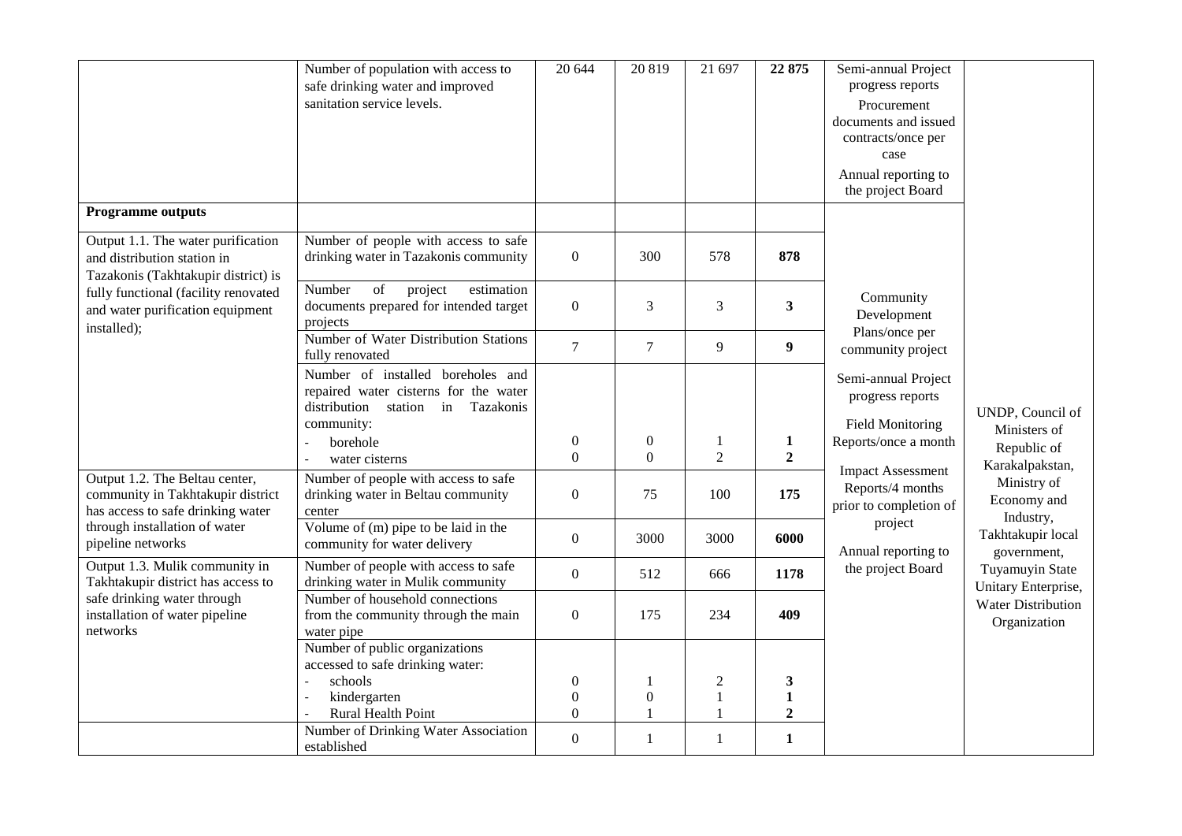| | Number of population with access to safe drinking water and improved sanitation service levels. | 20 644 | 20 819 | 21 697 | **22 875** | Semi-annual Project progress reports<br>Procurement documents and issued contracts/once per case<br>Annual reporting to the project Board | |
|---|---|---|---|---|---|---|---|
| **Programme outputs** | | | | | | Community Development Plans/once per community project<br>Semi-annual Project progress reports<br>Field Monitoring Reports/once a month<br>Impact Assessment Reports/4 months prior to completion of project<br>Annual reporting to the project Board | UNDP, Council of Ministers of Republic of Karakalpakstan, Ministry of Economy and Industry, Takhtakupir local government, Tuyamuyin State Unitary Enterprise, Water Distribution Organization |
| Output 1.1. The water purification and distribution station in Tazakonis (Takhtakupir district) is fully functional (facility renovated and water purification equipment installed); | Number of people with access to safe drinking water in Tazakonis community | 0 | 300 | 578 | **878** | | |
| | Number of project estimation documents prepared for intended target projects | 0 | 3 | 3 | **3** | | |
| | Number of Water Distribution Stations fully renovated | 7 | 7 | 9 | **9** | | |
| | Number of installed boreholes and repaired water cisterns for the water distribution station in Tazakonis community:<br>- borehole<br>- water cisterns | <br><br>0<br>0 | <br><br>0<br>0 | <br><br>1<br>2 | <br><br>**1**<br>**2** | | |
| Output 1.2. The Beltau center, community in Takhtakupir district has access to safe drinking water through installation of water pipeline networks | Number of people with access to safe drinking water in Beltau community center | 0 | 75 | 100 | **175** | | |
| | Volume of (m) pipe to be laid in the community for water delivery | 0 | 3000 | 3000 | **6000** | | |
| Output 1.3. Mulik community in Takhtakupir district has access to safe drinking water through installation of water pipeline networks | Number of people with access to safe drinking water in Mulik community | 0 | 512 | 666 | **1178** | | |
| | Number of household connections from the community through the main water pipe | 0 | 175 | 234 | **409** | | |
| | Number of public organizations accessed to safe drinking water:<br>- schools<br>- kindergarten<br>- Rural Health Point | <br><br>0<br>0<br>0 | <br><br>1<br>0<br>1 | <br><br>2<br>1<br>1 | <br><br>**3**<br>**1**<br>**2** | | |
| | Number of Drinking Water Association established | 0 | 1 | 1 | **1** | | |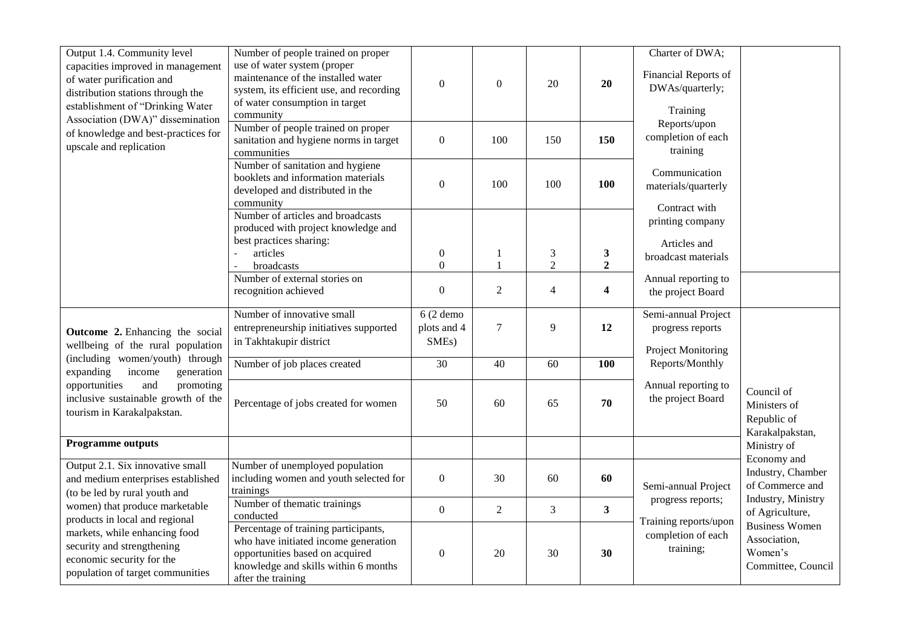| Output 1.4. Community level capacities improved in management of water purification and distribution stations through the establishment of "Drinking Water Association (DWA)" dissemination of knowledge and best-practices for upscale and replication | Number of people trained on proper use of water system (proper maintenance of the installed water system, its efficient use, and recording of water consumption in target community | 0 | 0 | 20 | **20** | Charter of DWA; Financial Reports of DWAs/quarterly; Training Reports/upon completion of each training Communication materials/quarterly Contract with printing company Articles and broadcast materials | |
|---|---|---|---|---|---|---|---|
| | Number of people trained on proper sanitation and hygiene norms in target communities | 0 | 100 | 150 | **150** | | |
| | Number of sanitation and hygiene booklets and information materials developed and distributed in the community | 0 | 100 | 100 | **100** | | |
| | Number of articles and broadcasts produced with project knowledge and best practices sharing: - articles - broadcasts | 0 0 | 1 1 | 3 2 | **3** **2** | | |
| | Number of external stories on recognition achieved | 0 | 2 | 4 | **4** | Annual reporting to the project Board | |
| **Outcome 2.** Enhancing the social wellbeing of the rural population (including women/youth) through expanding income generation opportunities and promoting inclusive sustainable growth of the tourism in Karakalpakstan. | Number of innovative small entrepreneurship initiatives supported in Takhtakupir district | 6 (2 demo plots and 4 SMEs) | 7 | 9 | **12** | Semi-annual Project progress reports Project Monitoring Reports/Monthly Annual reporting to the project Board | Council of Ministers of Republic of Karakalpakstan, Ministry of Economy and Industry, Chamber of Commerce and Industry, Ministry of Agriculture, Business Women Association, Women's Committee, Council |
| | Number of job places created | 30 | 40 | 60 | **100** | | |
| | Percentage of jobs created for women | 50 | 60 | 65 | **70** | | |
| **Programme outputs** | | | | | | | |
| Output 2.1. Six innovative small and medium enterprises established (to be led by rural youth and women) that produce marketable products in local and regional markets, while enhancing food security and strengthening economic security for the population of target communities | Number of unemployed population including women and youth selected for trainings | 0 | 30 | 60 | **60** | Semi-annual Project progress reports; Training reports/upon completion of each training; | |
| | Number of thematic trainings conducted | 0 | 2 | 3 | **3** | | |
| | Percentage of training participants, who have initiated income generation opportunities based on acquired knowledge and skills within 6 months after the training | 0 | 20 | 30 | **30** | | |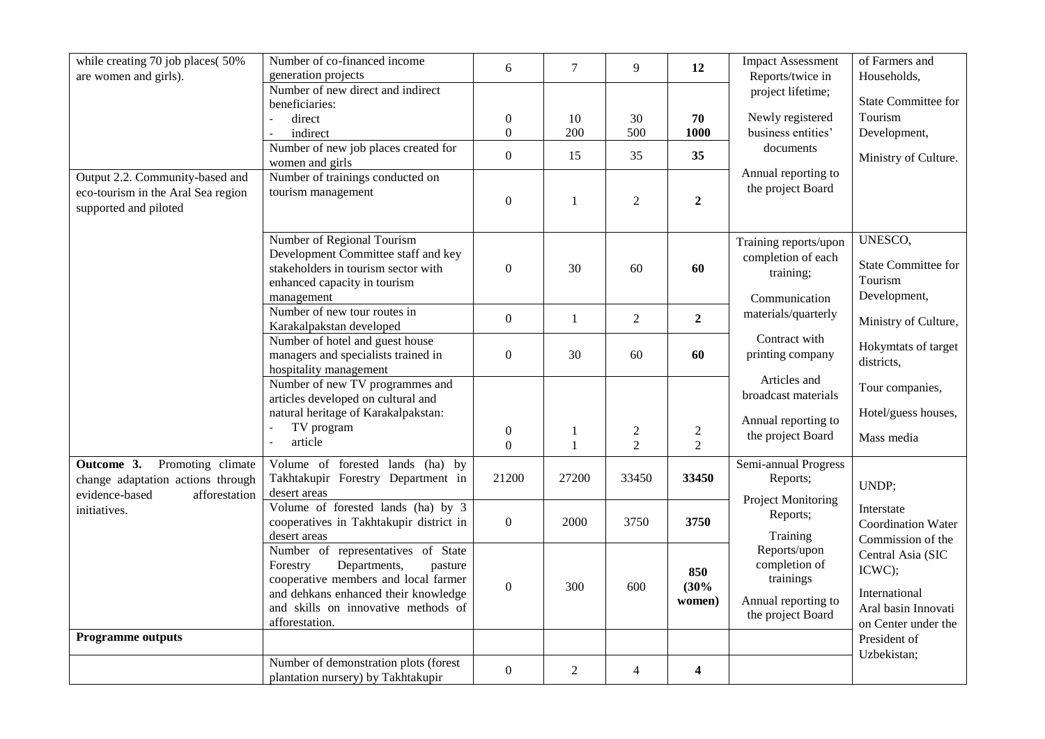| | | | | | | | |
|---|---|---|---|---|---|---|---|
| while creating 70 job places( 50% are women and girls). | Number of co-financed income generation projects | 6 | 7 | 9 | **12** | Impact Assessment Reports/twice in project lifetime;<br><br>Newly registered business entities' documents<br><br>Annual reporting to the project Board | of Farmers and Households,<br><br>State Committee for Tourism Development,<br><br>Ministry of Culture. |
| | Number of new direct and indirect beneficiaries:<br>- direct<br>- indirect | <br><br>0<br>0 | <br><br>10<br>200 | <br><br>30<br>500 | <br><br>**70**<br>**1000** | | |
| | Number of new job places created for women and girls | 0 | 15 | 35 | **35** | | |
| Output 2.2. Community-based and eco-tourism in the Aral Sea region supported and piloted | Number of trainings conducted on tourism management | 0 | 1 | 2 | **2** | | |
| | Number of Regional Tourism Development Committee staff and key stakeholders in tourism sector with enhanced capacity in tourism management | 0 | 30 | 60 | **60** | Training reports/upon completion of each training;<br><br>Communication materials/quarterly<br><br>Contract with printing company<br><br>Articles and broadcast materials<br><br>Annual reporting to the project Board | UNESCO,<br><br>State Committee for Tourism Development,<br><br>Ministry of Culture,<br><br>Hokymtats of target districts,<br><br>Tour companies,<br><br>Hotel/guess houses,<br><br>Mass media |
| | Number of new tour routes in Karakalpakstan developed | 0 | 1 | 2 | **2** | | |
| | Number of hotel and guest house managers and specialists trained in hospitality management | 0 | 30 | 60 | **60** | | |
| | Number of new TV programmes and articles developed on cultural and natural heritage of Karakalpakstan:<br>- TV program<br>- article | <br><br><br>0<br>0 | <br><br><br>1<br>1 | <br><br><br>2<br>2 | <br><br><br>2<br>2 | | |
| **Outcome 3.** Promoting climate change adaptation actions through evidence-based afforestation initiatives. | Volume of forested lands (ha) by Takhtakupir Forestry Department in desert areas | 21200 | 27200 | 33450 | **33450** | Semi-annual Progress Reports;<br><br>Project Monitoring Reports;<br><br>Training Reports/upon completion of trainings<br><br>Annual reporting to the project Board | UNDP;<br><br>Interstate Coordination Water Commission of the Central Asia (SIC ICWC);<br><br>International Aral basin Innovati on Center under the President of Uzbekistan; |
| | Volume of forested lands (ha) by 3 cooperatives in Takhtakupir district in desert areas | 0 | 2000 | 3750 | **3750** | | |
| | Number of representatives of State Forestry Departments, pasture cooperative members and local farmer and dehkans enhanced their knowledge and skills on innovative methods of afforestation. | 0 | 300 | 600 | **850 (30% women)** | | |
| **Programme outputs** | | | | | | | |
| | Number of demonstration plots (forest plantation nursery) by Takhtakupir | 0 | 2 | 4 | **4** | | |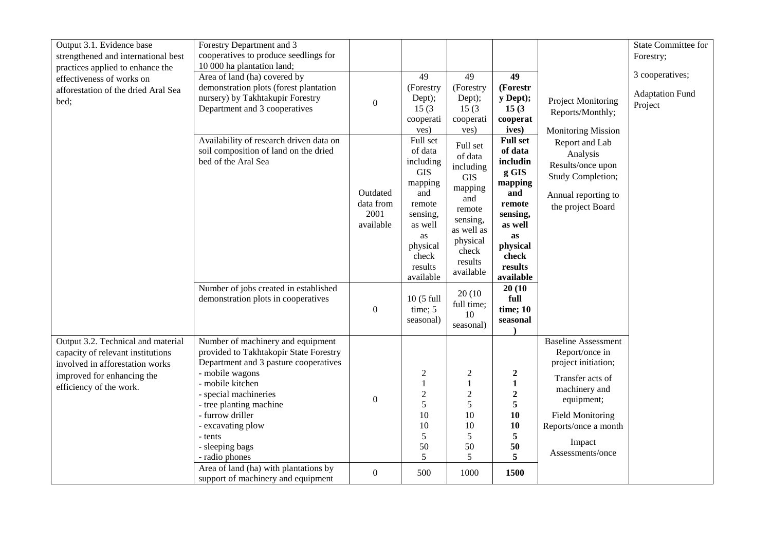| Output 3.1. Evidence base strengthened and international best practices applied to enhance the effectiveness of works on afforestation of the dried Aral Sea bed; | Forestry Department and 3 cooperatives to produce seedlings for 10 000 ha plantation land; | | | | | Project Monitoring Reports/Monthly; Monitoring Mission Report and Lab Analysis Results/once upon Study Completion; Annual reporting to the project Board | State Committee for Forestry; 3 cooperatives; Adaptation Fund Project |
|---|---|---|---|---|---|---|---|
| | Area of land (ha) covered by demonstration plots (forest plantation nursery) by Takhtakupir Forestry Department and 3 cooperatives | 0 | 49 (Forestry Dept); 15 (3 cooperatives) | 49 (Forestry Dept); 15 (3 cooperatives) | **49 (Forestry Dept); 15 (3 cooperatives)** | | |
| | Availability of research driven data on soil composition of land on the dried bed of the Aral Sea | Outdated data from 2001 available | Full set of data including GIS mapping and remote sensing, as well as physical check results available | Full set of data including GIS mapping and remote sensing, as well as physical check results available | **Full set of data including GIS mapping and remote sensing, as well as physical check results available** | | |
| | Number of jobs created in established demonstration plots in cooperatives | 0 | 10 (5 full time; 5 seasonal) | 20 (10 full time; 10 seasonal) | **20 (10 full time; 10 seasonal)** | | |
| Output 3.2. Technical and material capacity of relevant institutions involved in afforestation works improved for enhancing the efficiency of the work. | Number of machinery and equipment provided to Takhtakopir State Forestry Department and 3 pasture cooperatives<br>- mobile wagons<br>- mobile kitchen<br>- special machineries<br>- tree planting machine<br>- furrow driller<br>- excavating plow<br>- tents<br>- sleeping bags<br>- radio phones | 0 | 2<br>1<br>2<br>5<br>10<br>10<br>5<br>50<br>5 | 2<br>1<br>2<br>5<br>10<br>10<br>5<br>50<br>5 | **2**<br>**1**<br>**2**<br>**5**<br>**10**<br>**10**<br>**5**<br>**50**<br>**5** | Baseline Assessment Report/once in project initiation; Transfer acts of machinery and equipment; Field Monitoring Reports/once a month Impact Assessments/once | |
| | Area of land (ha) with plantations by support of machinery and equipment | 0 | 500 | 1000 | **1500** | | |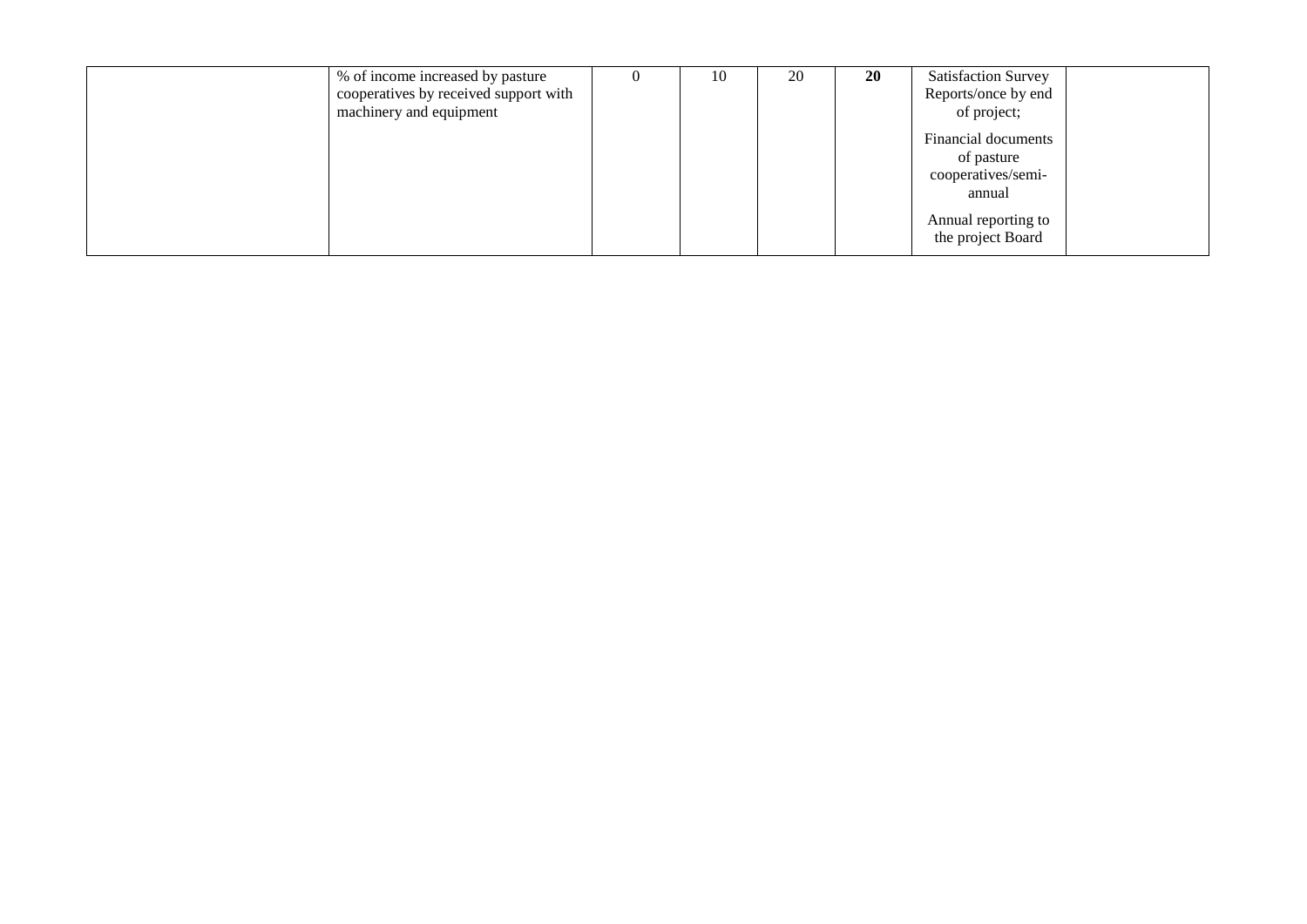| | | | | | | | |
|---|---|---|---|---|---|---|---|
| | % of income increased by pasture cooperatives by received support with machinery and equipment | 0 | 10 | 20 | **20** | Satisfaction Survey Reports/once by end of project;<br><br>Financial documents of pasture cooperatives/semi-annual<br><br>Annual reporting to the project Board | |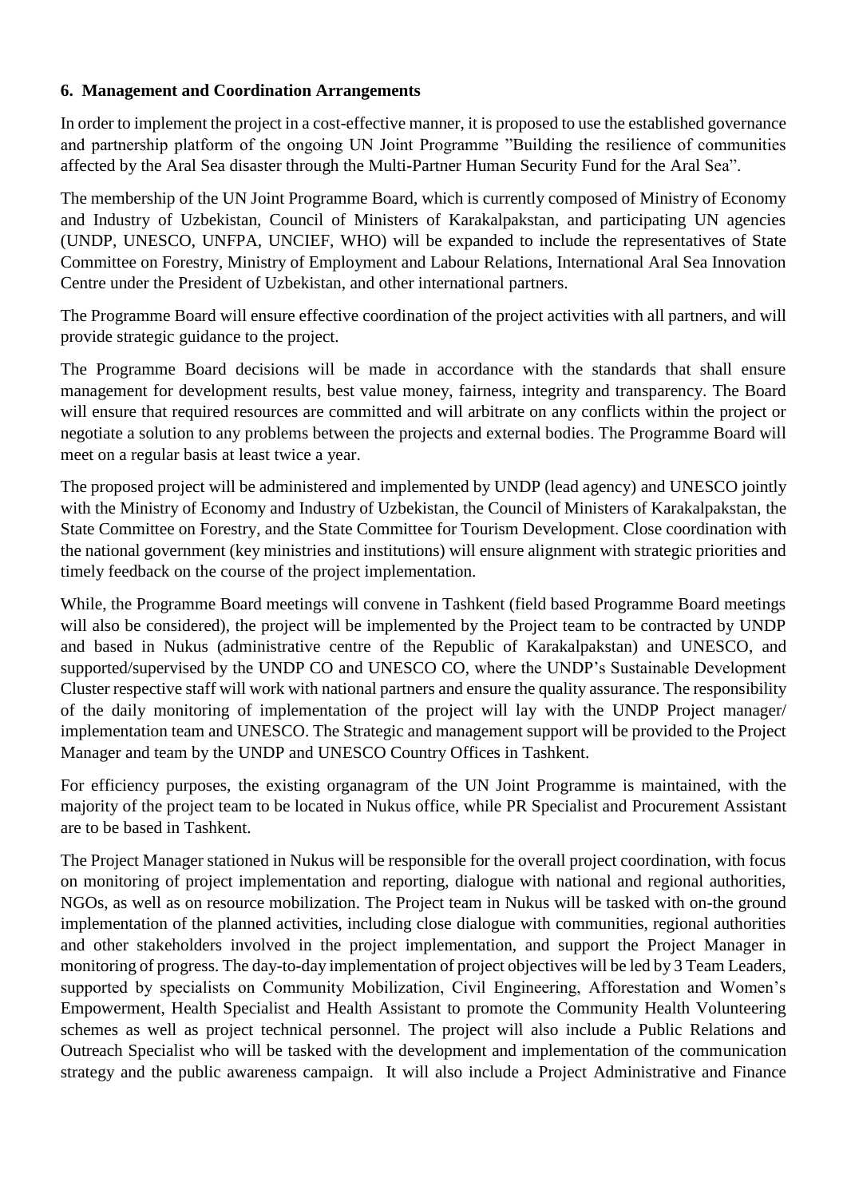## 6. Management and Coordination Arrangements

In order to implement the project in a cost-effective manner, it is proposed to use the established governance and partnership platform of the ongoing UN Joint Programme "Building the resilience of communities affected by the Aral Sea disaster through the Multi-Partner Human Security Fund for the Aral Sea".

The membership of the UN Joint Programme Board, which is currently composed of Ministry of Economy and Industry of Uzbekistan, Council of Ministers of Karakalpakstan, and participating UN agencies (UNDP, UNESCO, UNFPA, UNCIEF, WHO) will be expanded to include the representatives of State Committee on Forestry, Ministry of Employment and Labour Relations, International Aral Sea Innovation Centre under the President of Uzbekistan, and other international partners.

The Programme Board will ensure effective coordination of the project activities with all partners, and will provide strategic guidance to the project.

The Programme Board decisions will be made in accordance with the standards that shall ensure management for development results, best value money, fairness, integrity and transparency. The Board will ensure that required resources are committed and will arbitrate on any conflicts within the project or negotiate a solution to any problems between the projects and external bodies. The Programme Board will meet on a regular basis at least twice a year.

The proposed project will be administered and implemented by UNDP (lead agency) and UNESCO jointly with the Ministry of Economy and Industry of Uzbekistan, the Council of Ministers of Karakalpakstan, the State Committee on Forestry, and the State Committee for Tourism Development. Close coordination with the national government (key ministries and institutions) will ensure alignment with strategic priorities and timely feedback on the course of the project implementation.

While, the Programme Board meetings will convene in Tashkent (field based Programme Board meetings will also be considered), the project will be implemented by the Project team to be contracted by UNDP and based in Nukus (administrative centre of the Republic of Karakalpakstan) and UNESCO, and supported/supervised by the UNDP CO and UNESCO CO, where the UNDP's Sustainable Development Cluster respective staff will work with national partners and ensure the quality assurance. The responsibility of the daily monitoring of implementation of the project will lay with the UNDP Project manager/ implementation team and UNESCO. The Strategic and management support will be provided to the Project Manager and team by the UNDP and UNESCO Country Offices in Tashkent.

For efficiency purposes, the existing organagram of the UN Joint Programme is maintained, with the majority of the project team to be located in Nukus office, while PR Specialist and Procurement Assistant are to be based in Tashkent.

The Project Manager stationed in Nukus will be responsible for the overall project coordination, with focus on monitoring of project implementation and reporting, dialogue with national and regional authorities, NGOs, as well as on resource mobilization. The Project team in Nukus will be tasked with on-the ground implementation of the planned activities, including close dialogue with communities, regional authorities and other stakeholders involved in the project implementation, and support the Project Manager in monitoring of progress. The day-to-day implementation of project objectives will be led by 3 Team Leaders, supported by specialists on Community Mobilization, Civil Engineering, Afforestation and Women's Empowerment, Health Specialist and Health Assistant to promote the Community Health Volunteering schemes as well as project technical personnel. The project will also include a Public Relations and Outreach Specialist who will be tasked with the development and implementation of the communication strategy and the public awareness campaign. It will also include a Project Administrative and Finance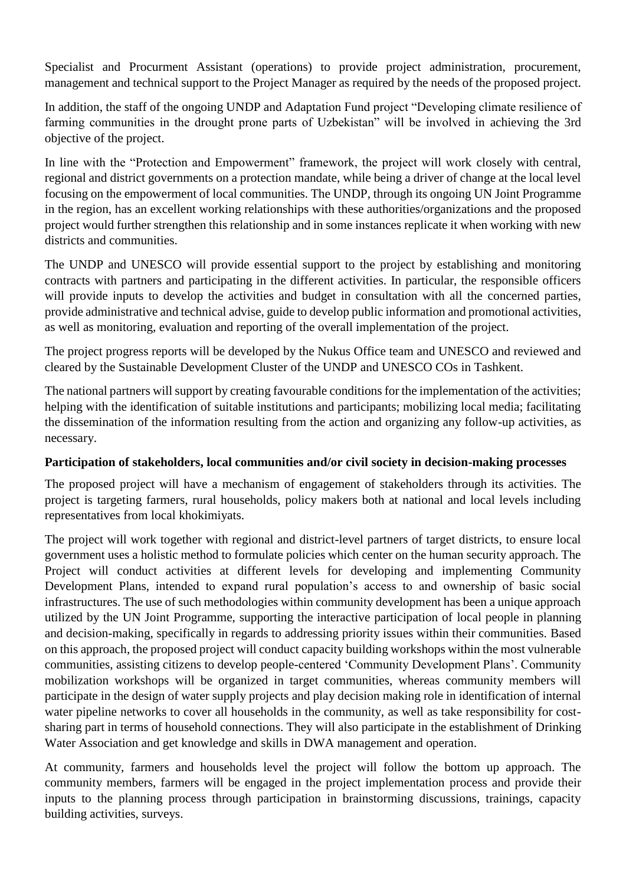Specialist and Procurment Assistant (operations) to provide project administration, procurement, management and technical support to the Project Manager as required by the needs of the proposed project.

In addition, the staff of the ongoing UNDP and Adaptation Fund project "Developing climate resilience of farming communities in the drought prone parts of Uzbekistan" will be involved in achieving the 3rd objective of the project.

In line with the "Protection and Empowerment" framework, the project will work closely with central, regional and district governments on a protection mandate, while being a driver of change at the local level focusing on the empowerment of local communities. The UNDP, through its ongoing UN Joint Programme in the region, has an excellent working relationships with these authorities/organizations and the proposed project would further strengthen this relationship and in some instances replicate it when working with new districts and communities.

The UNDP and UNESCO will provide essential support to the project by establishing and monitoring contracts with partners and participating in the different activities. In particular, the responsible officers will provide inputs to develop the activities and budget in consultation with all the concerned parties, provide administrative and technical advise, guide to develop public information and promotional activities, as well as monitoring, evaluation and reporting of the overall implementation of the project.

The project progress reports will be developed by the Nukus Office team and UNESCO and reviewed and cleared by the Sustainable Development Cluster of the UNDP and UNESCO COs in Tashkent.

The national partners will support by creating favourable conditions for the implementation of the activities; helping with the identification of suitable institutions and participants; mobilizing local media; facilitating the dissemination of the information resulting from the action and organizing any follow-up activities, as necessary.

**Participation of stakeholders, local communities and/or civil society in decision-making processes**

The proposed project will have a mechanism of engagement of stakeholders through its activities. The project is targeting farmers, rural households, policy makers both at national and local levels including representatives from local khokimiyats.

The project will work together with regional and district-level partners of target districts, to ensure local government uses a holistic method to formulate policies which center on the human security approach. The Project will conduct activities at different levels for developing and implementing Community Development Plans, intended to expand rural population's access to and ownership of basic social infrastructures. The use of such methodologies within community development has been a unique approach utilized by the UN Joint Programme, supporting the interactive participation of local people in planning and decision-making, specifically in regards to addressing priority issues within their communities. Based on this approach, the proposed project will conduct capacity building workshops within the most vulnerable communities, assisting citizens to develop people-centered 'Community Development Plans'. Community mobilization workshops will be organized in target communities, whereas community members will participate in the design of water supply projects and play decision making role in identification of internal water pipeline networks to cover all households in the community, as well as take responsibility for cost-sharing part in terms of household connections. They will also participate in the establishment of Drinking Water Association and get knowledge and skills in DWA management and operation.

At community, farmers and households level the project will follow the bottom up approach. The community members, farmers will be engaged in the project implementation process and provide their inputs to the planning process through participation in brainstorming discussions, trainings, capacity building activities, surveys.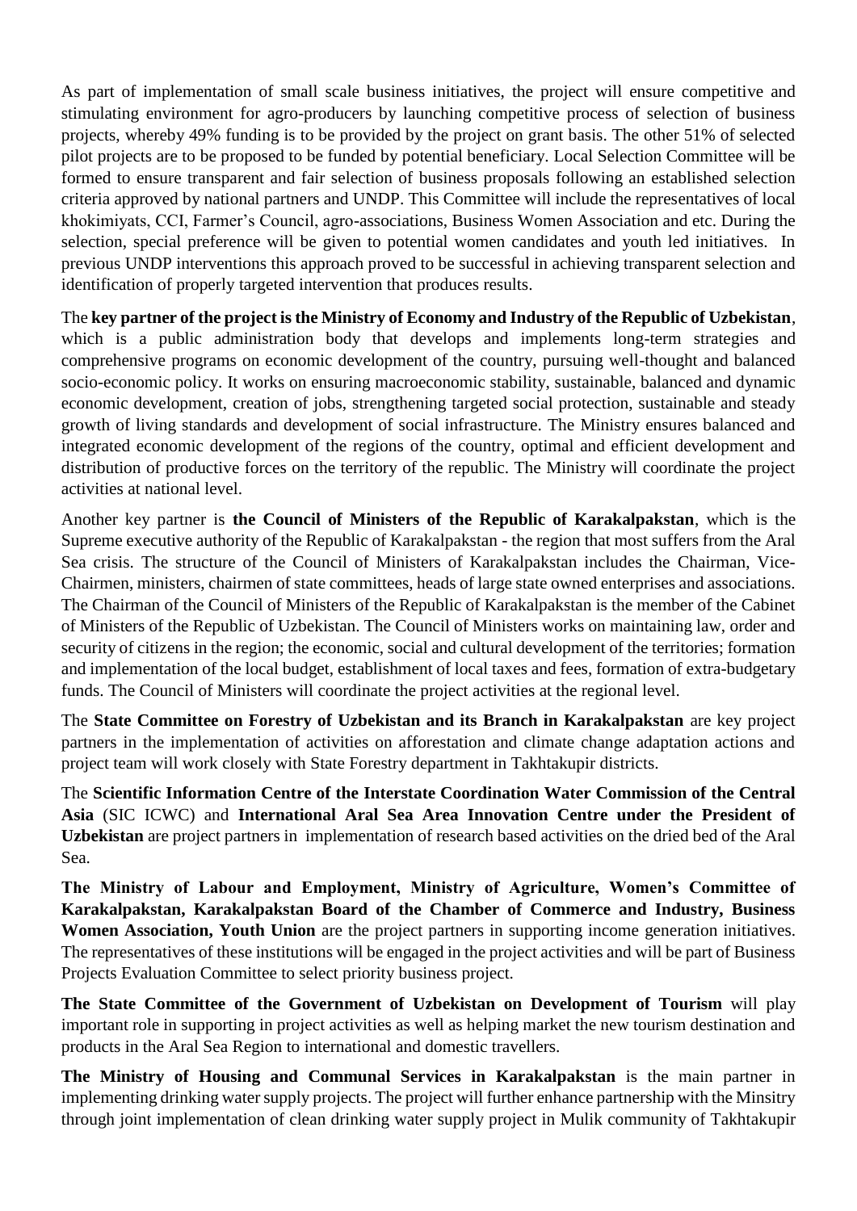As part of implementation of small scale business initiatives, the project will ensure competitive and stimulating environment for agro-producers by launching competitive process of selection of business projects, whereby 49% funding is to be provided by the project on grant basis. The other 51% of selected pilot projects are to be proposed to be funded by potential beneficiary. Local Selection Committee will be formed to ensure transparent and fair selection of business proposals following an established selection criteria approved by national partners and UNDP. This Committee will include the representatives of local khokimiyats, CCI, Farmer's Council, agro-associations, Business Women Association and etc. During the selection, special preference will be given to potential women candidates and youth led initiatives. In previous UNDP interventions this approach proved to be successful in achieving transparent selection and identification of properly targeted intervention that produces results.

The **key partner of the project is the Ministry of Economy and Industry of the Republic of Uzbekistan**, which is a public administration body that develops and implements long-term strategies and comprehensive programs on economic development of the country, pursuing well-thought and balanced socio-economic policy. It works on ensuring macroeconomic stability, sustainable, balanced and dynamic economic development, creation of jobs, strengthening targeted social protection, sustainable and steady growth of living standards and development of social infrastructure. The Ministry ensures balanced and integrated economic development of the regions of the country, optimal and efficient development and distribution of productive forces on the territory of the republic. The Ministry will coordinate the project activities at national level.

Another key partner is **the Council of Ministers of the Republic of Karakalpakstan**, which is the Supreme executive authority of the Republic of Karakalpakstan - the region that most suffers from the Aral Sea crisis. The structure of the Council of Ministers of Karakalpakstan includes the Chairman, Vice-Chairmen, ministers, chairmen of state committees, heads of large state owned enterprises and associations. The Chairman of the Council of Ministers of the Republic of Karakalpakstan is the member of the Cabinet of Ministers of the Republic of Uzbekistan. The Council of Ministers works on maintaining law, order and security of citizens in the region; the economic, social and cultural development of the territories; formation and implementation of the local budget, establishment of local taxes and fees, formation of extra-budgetary funds. The Council of Ministers will coordinate the project activities at the regional level.

The **State Committee on Forestry of Uzbekistan and its Branch in Karakalpakstan** are key project partners in the implementation of activities on afforestation and climate change adaptation actions and project team will work closely with State Forestry department in Takhtakupir districts.

The **Scientific Information Centre of the Interstate Coordination Water Commission of the Central Asia** (SIC ICWC) and **International Aral Sea Area Innovation Centre under the President of Uzbekistan** are project partners in implementation of research based activities on the dried bed of the Aral Sea.

**The Ministry of Labour and Employment, Ministry of Agriculture, Women's Committee of Karakalpakstan, Karakalpakstan Board of the Chamber of Commerce and Industry, Business Women Association, Youth Union** are the project partners in supporting income generation initiatives. The representatives of these institutions will be engaged in the project activities and will be part of Business Projects Evaluation Committee to select priority business project.

**The State Committee of the Government of Uzbekistan on Development of Tourism** will play important role in supporting in project activities as well as helping market the new tourism destination and products in the Aral Sea Region to international and domestic travellers.

**The Ministry of Housing and Communal Services in Karakalpakstan** is the main partner in implementing drinking water supply projects. The project will further enhance partnership with the Minsitry through joint implementation of clean drinking water supply project in Mulik community of Takhtakupir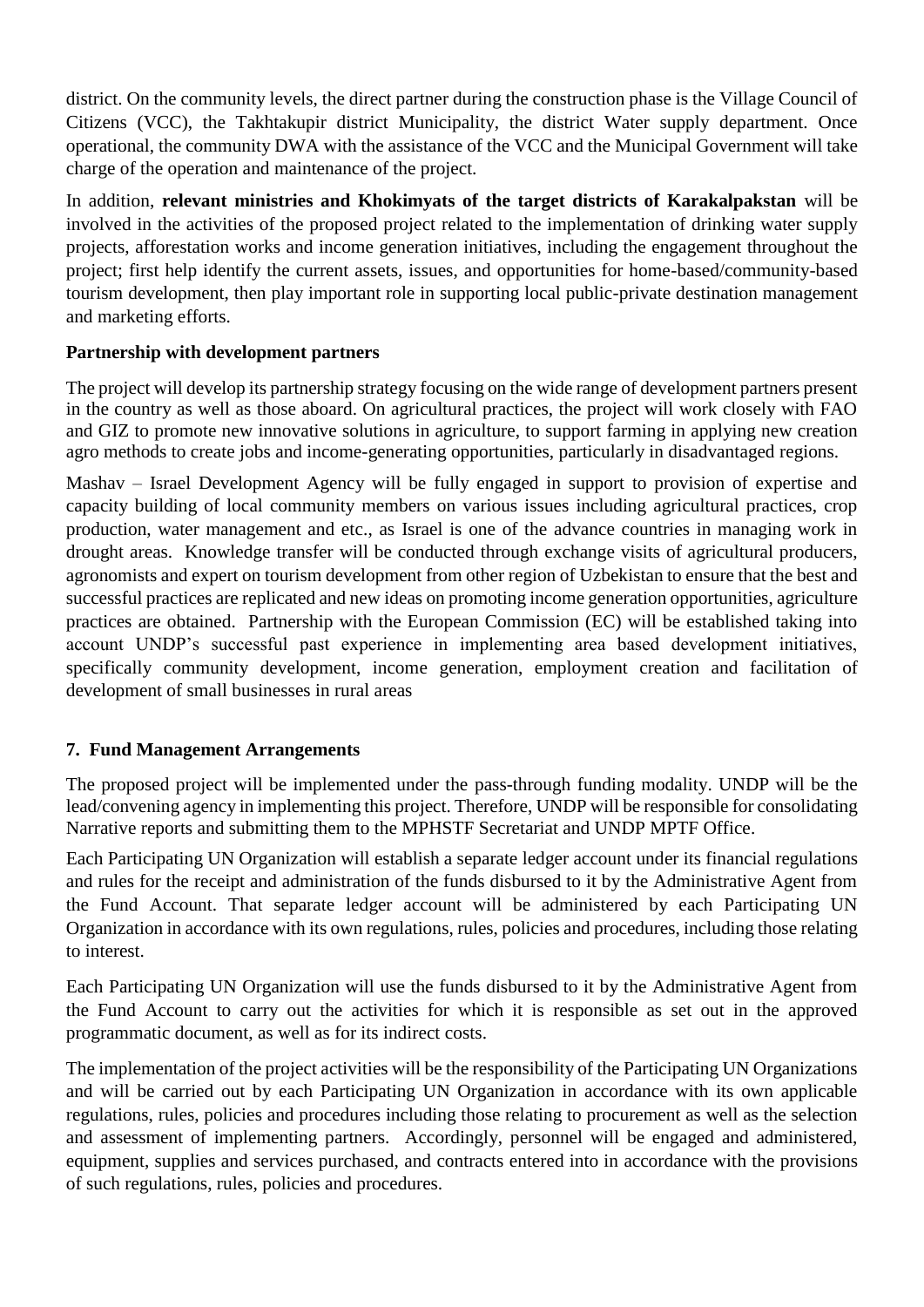district. On the community levels, the direct partner during the construction phase is the Village Council of Citizens (VCC), the Takhtakupir district Municipality, the district Water supply department. Once operational, the community DWA with the assistance of the VCC and the Municipal Government will take charge of the operation and maintenance of the project.

In addition, **relevant ministries and Khokimyats of the target districts of Karakalpakstan** will be involved in the activities of the proposed project related to the implementation of drinking water supply projects, afforestation works and income generation initiatives, including the engagement throughout the project; first help identify the current assets, issues, and opportunities for home-based/community-based tourism development, then play important role in supporting local public-private destination management and marketing efforts.

**Partnership with development partners**

The project will develop its partnership strategy focusing on the wide range of development partners present in the country as well as those aboard. On agricultural practices, the project will work closely with FAO and GIZ to promote new innovative solutions in agriculture, to support farming in applying new creation agro methods to create jobs and income-generating opportunities, particularly in disadvantaged regions.

Mashav – Israel Development Agency will be fully engaged in support to provision of expertise and capacity building of local community members on various issues including agricultural practices, crop production, water management and etc., as Israel is one of the advance countries in managing work in drought areas. Knowledge transfer will be conducted through exchange visits of agricultural producers, agronomists and expert on tourism development from other region of Uzbekistan to ensure that the best and successful practices are replicated and new ideas on promoting income generation opportunities, agriculture practices are obtained. Partnership with the European Commission (EC) will be established taking into account UNDP's successful past experience in implementing area based development initiatives, specifically community development, income generation, employment creation and facilitation of development of small businesses in rural areas

## 7. Fund Management Arrangements

The proposed project will be implemented under the pass-through funding modality. UNDP will be the lead/convening agency in implementing this project. Therefore, UNDP will be responsible for consolidating Narrative reports and submitting them to the MPHSTF Secretariat and UNDP MPTF Office.

Each Participating UN Organization will establish a separate ledger account under its financial regulations and rules for the receipt and administration of the funds disbursed to it by the Administrative Agent from the Fund Account. That separate ledger account will be administered by each Participating UN Organization in accordance with its own regulations, rules, policies and procedures, including those relating to interest.

Each Participating UN Organization will use the funds disbursed to it by the Administrative Agent from the Fund Account to carry out the activities for which it is responsible as set out in the approved programmatic document, as well as for its indirect costs.

The implementation of the project activities will be the responsibility of the Participating UN Organizations and will be carried out by each Participating UN Organization in accordance with its own applicable regulations, rules, policies and procedures including those relating to procurement as well as the selection and assessment of implementing partners. Accordingly, personnel will be engaged and administered, equipment, supplies and services purchased, and contracts entered into in accordance with the provisions of such regulations, rules, policies and procedures.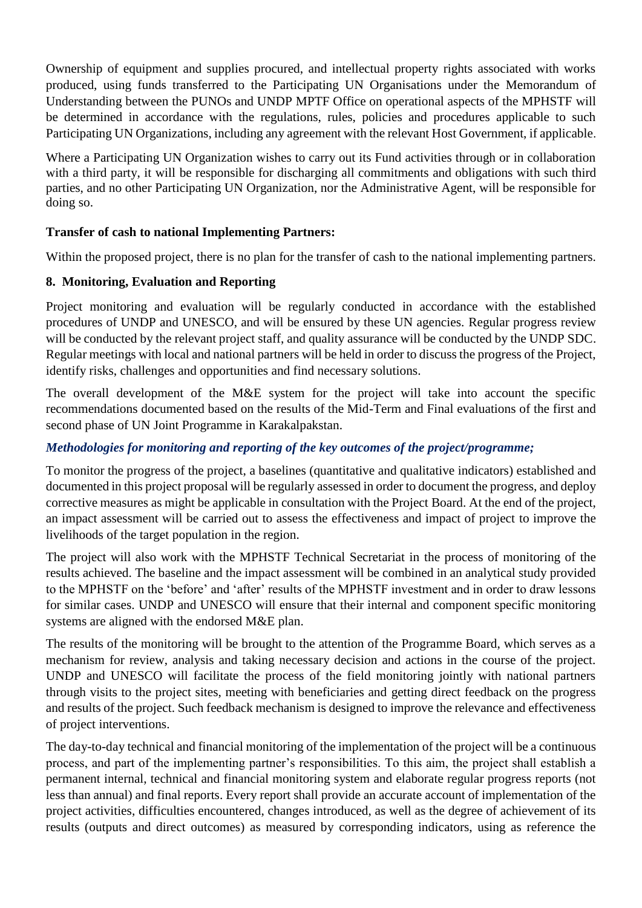Ownership of equipment and supplies procured, and intellectual property rights associated with works produced, using funds transferred to the Participating UN Organisations under the Memorandum of Understanding between the PUNOs and UNDP MPTF Office on operational aspects of the MPHSTF will be determined in accordance with the regulations, rules, policies and procedures applicable to such Participating UN Organizations, including any agreement with the relevant Host Government, if applicable.

Where a Participating UN Organization wishes to carry out its Fund activities through or in collaboration with a third party, it will be responsible for discharging all commitments and obligations with such third parties, and no other Participating UN Organization, nor the Administrative Agent, will be responsible for doing so.

**Transfer of cash to national Implementing Partners:**

Within the proposed project, there is no plan for the transfer of cash to the national implementing partners.

## 8. Monitoring, Evaluation and Reporting

Project monitoring and evaluation will be regularly conducted in accordance with the established procedures of UNDP and UNESCO, and will be ensured by these UN agencies. Regular progress review will be conducted by the relevant project staff, and quality assurance will be conducted by the UNDP SDC. Regular meetings with local and national partners will be held in order to discuss the progress of the Project, identify risks, challenges and opportunities and find necessary solutions.

The overall development of the M&E system for the project will take into account the specific recommendations documented based on the results of the Mid-Term and Final evaluations of the first and second phase of UN Joint Programme in Karakalpakstan.

***Methodologies for monitoring and reporting of the key outcomes of the project/programme;***

To monitor the progress of the project, a baselines (quantitative and qualitative indicators) established and documented in this project proposal will be regularly assessed in order to document the progress, and deploy corrective measures as might be applicable in consultation with the Project Board. At the end of the project, an impact assessment will be carried out to assess the effectiveness and impact of project to improve the livelihoods of the target population in the region.

The project will also work with the MPHSTF Technical Secretariat in the process of monitoring of the results achieved. The baseline and the impact assessment will be combined in an analytical study provided to the MPHSTF on the 'before' and 'after' results of the MPHSTF investment and in order to draw lessons for similar cases. UNDP and UNESCO will ensure that their internal and component specific monitoring systems are aligned with the endorsed M&E plan.

The results of the monitoring will be brought to the attention of the Programme Board, which serves as a mechanism for review, analysis and taking necessary decision and actions in the course of the project. UNDP and UNESCO will facilitate the process of the field monitoring jointly with national partners through visits to the project sites, meeting with beneficiaries and getting direct feedback on the progress and results of the project. Such feedback mechanism is designed to improve the relevance and effectiveness of project interventions.

The day-to-day technical and financial monitoring of the implementation of the project will be a continuous process, and part of the implementing partner's responsibilities. To this aim, the project shall establish a permanent internal, technical and financial monitoring system and elaborate regular progress reports (not less than annual) and final reports. Every report shall provide an accurate account of implementation of the project activities, difficulties encountered, changes introduced, as well as the degree of achievement of its results (outputs and direct outcomes) as measured by corresponding indicators, using as reference the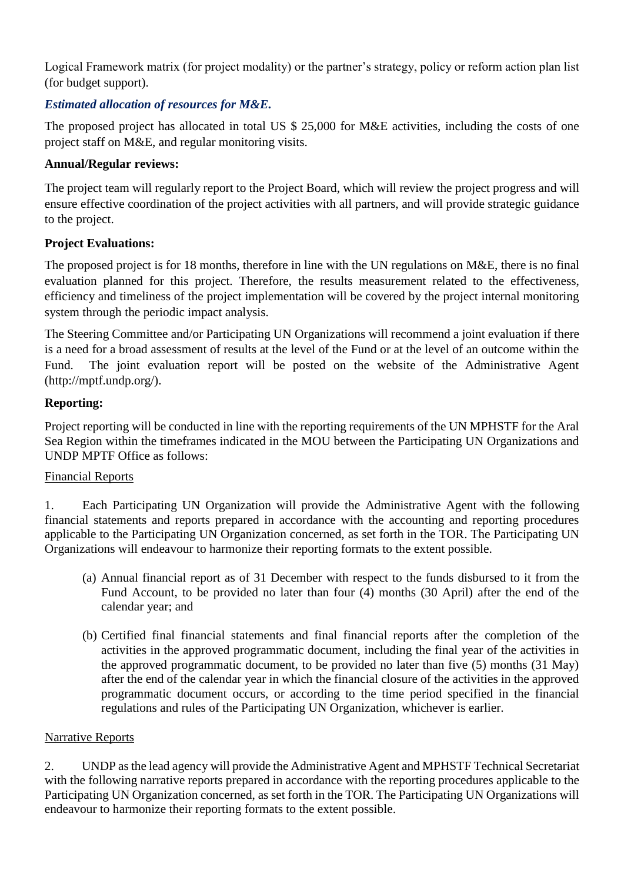Logical Framework matrix (for project modality) or the partner's strategy, policy or reform action plan list (for budget support).

***Estimated allocation of resources for M&E.***

The proposed project has allocated in total US $ 25,000 for M&E activities, including the costs of one project staff on M&E, and regular monitoring visits.

**Annual/Regular reviews:**

The project team will regularly report to the Project Board, which will review the project progress and will ensure effective coordination of the project activities with all partners, and will provide strategic guidance to the project.

**Project Evaluations:**

The proposed project is for 18 months, therefore in line with the UN regulations on M&E, there is no final evaluation planned for this project. Therefore, the results measurement related to the effectiveness, efficiency and timeliness of the project implementation will be covered by the project internal monitoring system through the periodic impact analysis.

The Steering Committee and/or Participating UN Organizations will recommend a joint evaluation if there is a need for a broad assessment of results at the level of the Fund or at the level of an outcome within the Fund. The joint evaluation report will be posted on the website of the Administrative Agent (http://mptf.undp.org/).

**Reporting:**

Project reporting will be conducted in line with the reporting requirements of the UN MPHSTF for the Aral Sea Region within the timeframes indicated in the MOU between the Participating UN Organizations and UNDP MPTF Office as follows:

Financial Reports

1. Each Participating UN Organization will provide the Administrative Agent with the following financial statements and reports prepared in accordance with the accounting and reporting procedures applicable to the Participating UN Organization concerned, as set forth in the TOR. The Participating UN Organizations will endeavour to harmonize their reporting formats to the extent possible.

   (a) Annual financial report as of 31 December with respect to the funds disbursed to it from the Fund Account, to be provided no later than four (4) months (30 April) after the end of the calendar year; and

   (b) Certified final financial statements and final financial reports after the completion of the activities in the approved programmatic document, including the final year of the activities in the approved programmatic document, to be provided no later than five (5) months (31 May) after the end of the calendar year in which the financial closure of the activities in the approved programmatic document occurs, or according to the time period specified in the financial regulations and rules of the Participating UN Organization, whichever is earlier.

Narrative Reports

2. UNDP as the lead agency will provide the Administrative Agent and MPHSTF Technical Secretariat with the following narrative reports prepared in accordance with the reporting procedures applicable to the Participating UN Organization concerned, as set forth in the TOR. The Participating UN Organizations will endeavour to harmonize their reporting formats to the extent possible.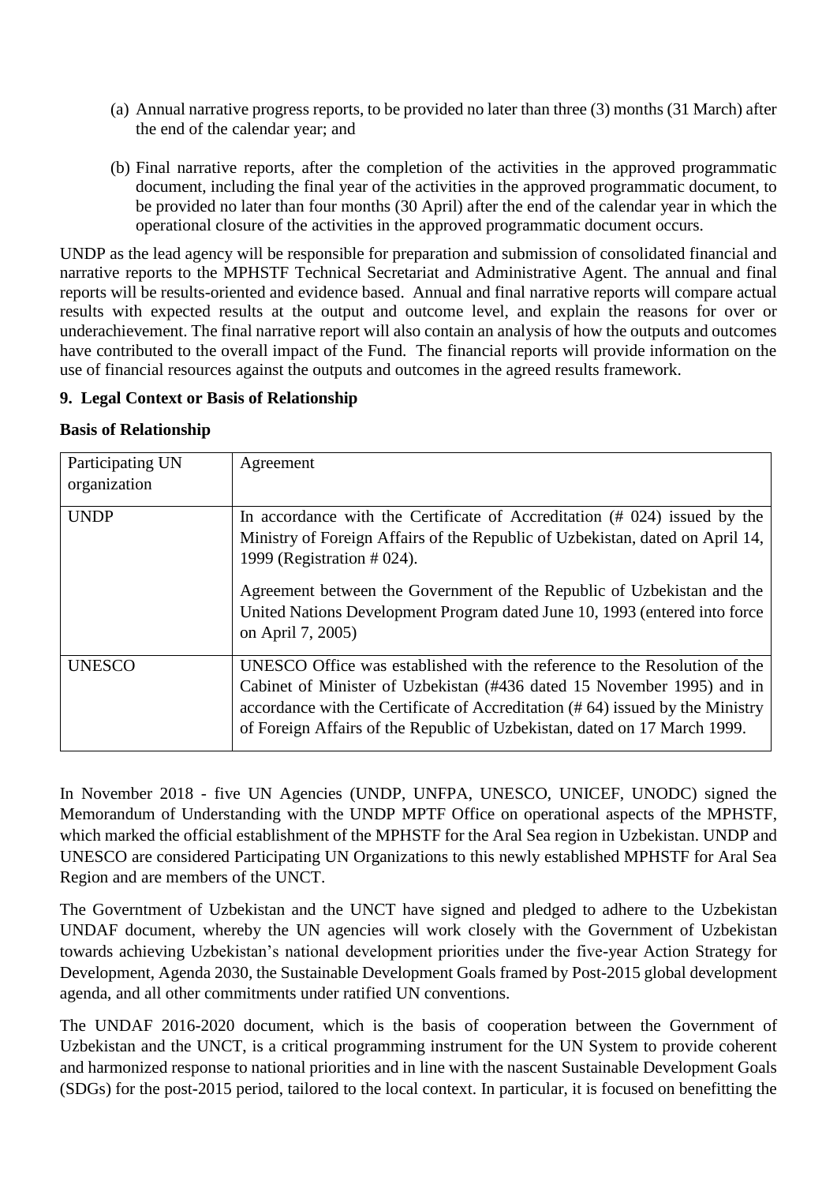(a) Annual narrative progress reports, to be provided no later than three (3) months (31 March) after the end of the calendar year; and

(b) Final narrative reports, after the completion of the activities in the approved programmatic document, including the final year of the activities in the approved programmatic document, to be provided no later than four months (30 April) after the end of the calendar year in which the operational closure of the activities in the approved programmatic document occurs.

UNDP as the lead agency will be responsible for preparation and submission of consolidated financial and narrative reports to the MPHSTF Technical Secretariat and Administrative Agent. The annual and final reports will be results-oriented and evidence based. Annual and final narrative reports will compare actual results with expected results at the output and outcome level, and explain the reasons for over or underachievement. The final narrative report will also contain an analysis of how the outputs and outcomes have contributed to the overall impact of the Fund. The financial reports will provide information on the use of financial resources against the outputs and outcomes in the agreed results framework.

**9. Legal Context or Basis of Relationship**

**Basis of Relationship**

| Participating UN organization | Agreement |
|---|---|
| UNDP | In accordance with the Certificate of Accreditation (# 024) issued by the Ministry of Foreign Affairs of the Republic of Uzbekistan, dated on April 14, 1999 (Registration # 024).<br><br>Agreement between the Government of the Republic of Uzbekistan and the United Nations Development Program dated June 10, 1993 (entered into force on April 7, 2005) |
| UNESCO | UNESCO Office was established with the reference to the Resolution of the Cabinet of Minister of Uzbekistan (#436 dated 15 November 1995) and in accordance with the Certificate of Accreditation (# 64) issued by the Ministry of Foreign Affairs of the Republic of Uzbekistan, dated on 17 March 1999. |

In November 2018 - five UN Agencies (UNDP, UNFPA, UNESCO, UNICEF, UNODC) signed the Memorandum of Understanding with the UNDP MPTF Office on operational aspects of the MPHSTF, which marked the official establishment of the MPHSTF for the Aral Sea region in Uzbekistan. UNDP and UNESCO are considered Participating UN Organizations to this newly established MPHSTF for Aral Sea Region and are members of the UNCT.

The Governtment of Uzbekistan and the UNCT have signed and pledged to adhere to the Uzbekistan UNDAF document, whereby the UN agencies will work closely with the Government of Uzbekistan towards achieving Uzbekistan's national development priorities under the five-year Action Strategy for Development, Agenda 2030, the Sustainable Development Goals framed by Post-2015 global development agenda, and all other commitments under ratified UN conventions.

The UNDAF 2016-2020 document, which is the basis of cooperation between the Government of Uzbekistan and the UNCT, is a critical programming instrument for the UN System to provide coherent and harmonized response to national priorities and in line with the nascent Sustainable Development Goals (SDGs) for the post-2015 period, tailored to the local context. In particular, it is focused on benefitting the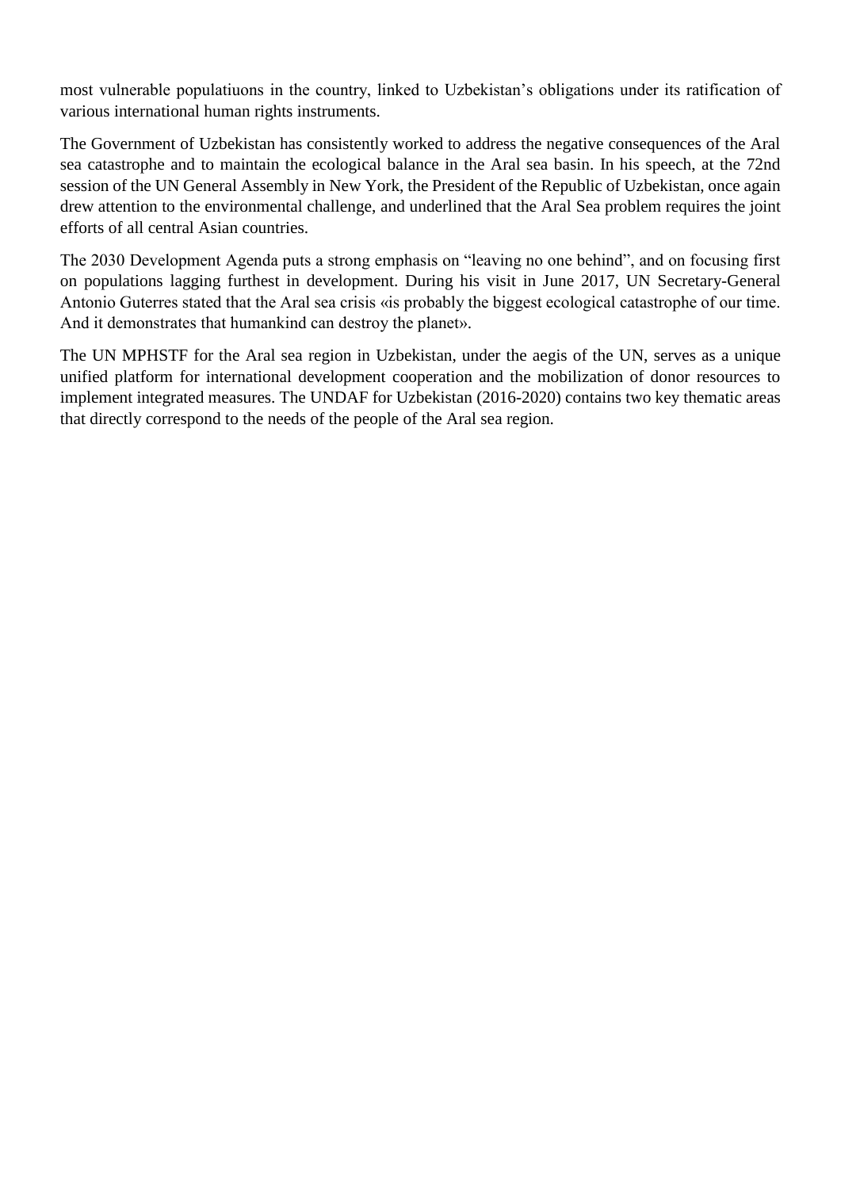most vulnerable populatiuons in the country, linked to Uzbekistan's obligations under its ratification of various international human rights instruments.

The Government of Uzbekistan has consistently worked to address the negative consequences of the Aral sea catastrophe and to maintain the ecological balance in the Aral sea basin. In his speech, at the 72nd session of the UN General Assembly in New York, the President of the Republic of Uzbekistan, once again drew attention to the environmental challenge, and underlined that the Aral Sea problem requires the joint efforts of all central Asian countries.

The 2030 Development Agenda puts a strong emphasis on "leaving no one behind", and on focusing first on populations lagging furthest in development. During his visit in June 2017, UN Secretary-General Antonio Guterres stated that the Aral sea crisis «is probably the biggest ecological catastrophe of our time. And it demonstrates that humankind can destroy the planet».

The UN MPHSTF for the Aral sea region in Uzbekistan, under the aegis of the UN, serves as a unique unified platform for international development cooperation and the mobilization of donor resources to implement integrated measures. The UNDAF for Uzbekistan (2016-2020) contains two key thematic areas that directly correspond to the needs of the people of the Aral sea region.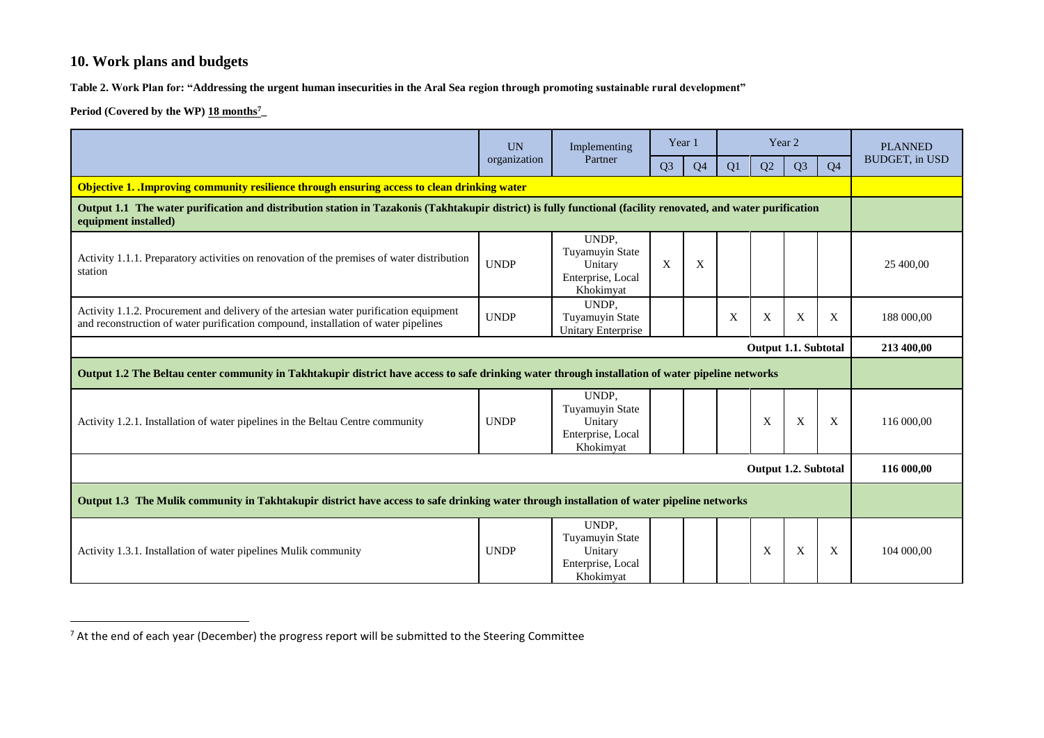## 10. Work plans and budgets

**Table 2. Work Plan for: "Addressing the urgent human insecurities in the Aral Sea region through promoting sustainable rural development"**

**Period (Covered by the WP) 18 months[7]**

| | UN organization | Implementing Partner | Year 1 | | Year 2 | | | | PLANNED BUDGET, in USD |
|---|---|---|---|---|---|---|---|---|---|
| | | | Q3 | Q4 | Q1 | Q2 | Q3 | Q4 | |
| **Objective 1. .Improving community resilience through ensuring access to clean drinking water** | | | | | | | | | |
| **Output 1.1 The water purification and distribution station in Tazakonis (Takhtakupir district) is fully functional (facility renovated, and water purification equipment installed)** | | | | | | | | | |
| Activity 1.1.1. Preparatory activities on renovation of the premises of water distribution station | UNDP | UNDP, Tuyamuyin State Unitary Enterprise, Local Khokimyat | X | X | | | | | 25 400,00 |
| Activity 1.1.2. Procurement and delivery of the artesian water purification equipment and reconstruction of water purification compound, installation of water pipelines | UNDP | UNDP, Tuyamuyin State Unitary Enterprise | | | X | X | X | X | 188 000,00 |
| | | | | | | | | **Output 1.1. Subtotal** | **213 400,00** |
| **Output 1.2 The Beltau center community in Takhtakupir district have access to safe drinking water through installation of water pipeline networks** | | | | | | | | | |
| Activity 1.2.1. Installation of water pipelines in the Beltau Centre community | UNDP | UNDP, Tuyamuyin State Unitary Enterprise, Local Khokimyat | | | | X | X | X | 116 000,00 |
| | | | | | | | | **Output 1.2. Subtotal** | **116 000,00** |
| **Output 1.3 The Mulik community in Takhtakupir district have access to safe drinking water through installation of water pipeline networks** | | | | | | | | | |
| Activity 1.3.1. Installation of water pipelines Mulik community | UNDP | UNDP, Tuyamuyin State Unitary Enterprise, Local Khokimyat | | | | X | X | X | 104 000,00 |

[7] At the end of each year (December) the progress report will be submitted to the Steering Committee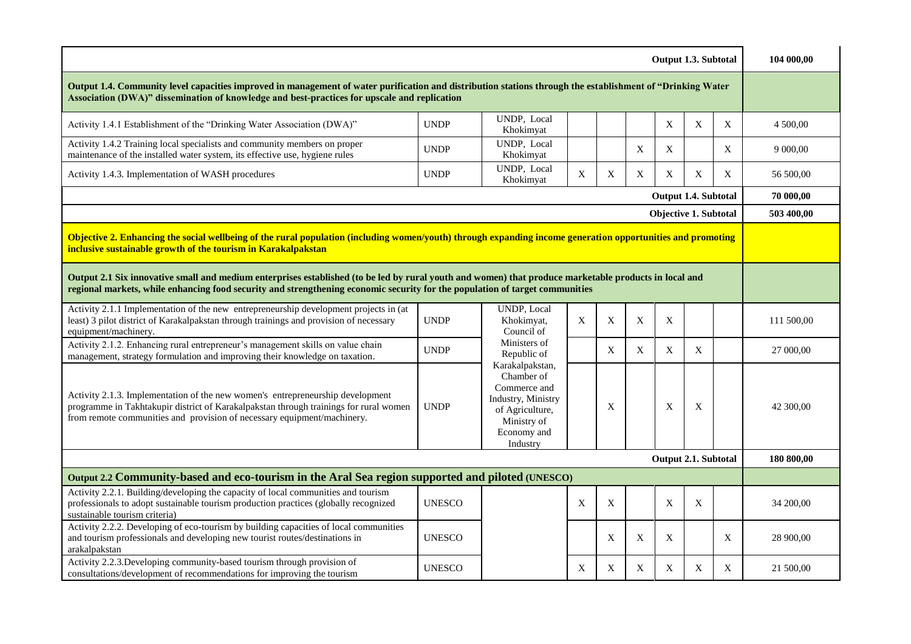| | | | | | | | | | | |
|---|---|---|---|---|---|---|---|---|---|---|
| **Output 1.3. Subtotal** | | | | | | | | | | **104 000,00** |
| **Output 1.4. Community level capacities improved in management of water purification and distribution stations through the establishment of "Drinking Water Association (DWA)" dissemination of knowledge and best-practices for upscale and replication** | | | | | | | | | | |
| Activity 1.4.1 Establishment of the "Drinking Water Association (DWA)" | UNDP | UNDP, Local Khokimyat | | | | X | X | X | | 4 500,00 |
| Activity 1.4.2 Training local specialists and community members on proper maintenance of the installed water system, its effective use, hygiene rules | UNDP | UNDP, Local Khokimyat | | | X | X | | X | | 9 000,00 |
| Activity 1.4.3. Implementation of WASH procedures | UNDP | UNDP, Local Khokimyat | X | X | X | X | X | X | | 56 500,00 |
| **Output 1.4. Subtotal** | | | | | | | | | | **70 000,00** |
| **Objective 1. Subtotal** | | | | | | | | | | **503 400,00** |
| **Objective 2. Enhancing the social wellbeing of the rural population (including women/youth) through expanding income generation opportunities and promoting inclusive sustainable growth of the tourism in Karakalpakstan** | | | | | | | | | | |
| **Output 2.1 Six innovative small and medium enterprises established (to be led by rural youth and women) that produce marketable products in local and regional markets, while enhancing food security and strengthening economic security for the population of target communities** | | | | | | | | | | |
| Activity 2.1.1 Implementation of the new entrepreneurship development projects in (at least) 3 pilot district of Karakalpakstan through trainings and provision of necessary equipment/machinery. | UNDP | UNDP, Local Khokimyat, Council of Ministers of Republic of Karakalpakstan, Chamber of Commerce and Industry, Ministry of Agriculture, Ministry of Economy and Industry | X | X | X | X | | | | 111 500,00 |
| Activity 2.1.2. Enhancing rural entrepreneur's management skills on value chain management, strategy formulation and improving their knowledge on taxation. | UNDP | | | X | X | X | X | | | 27 000,00 |
| Activity 2.1.3. Implementation of the new women's entrepreneurship development programme in Takhtakupir district of Karakalpakstan through trainings for rural women from remote communities and provision of necessary equipment/machinery. | UNDP | | | X | | X | X | | | 42 300,00 |
| **Output 2.1. Subtotal** | | | | | | | | | | **180 800,00** |
| **Output 2.2 Community-based and eco-tourism in the Aral Sea region supported and piloted (UNESCO)** | | | | | | | | | | |
| Activity 2.2.1. Building/developing the capacity of local communities and tourism professionals to adopt sustainable tourism production practices (globally recognized sustainable tourism criteria) | UNESCO | | X | X | | X | X | | | 34 200,00 |
| Activity 2.2.2. Developing of eco-tourism by building capacities of local communities and tourism professionals and developing new tourist routes/destinations in arakalpakstan | UNESCO | | | X | X | X | | X | | 28 900,00 |
| Activity 2.2.3.Developing community-based tourism through provision of consultations/development of recommendations for improving the tourism | UNESCO | | X | X | X | X | X | X | | 21 500,00 |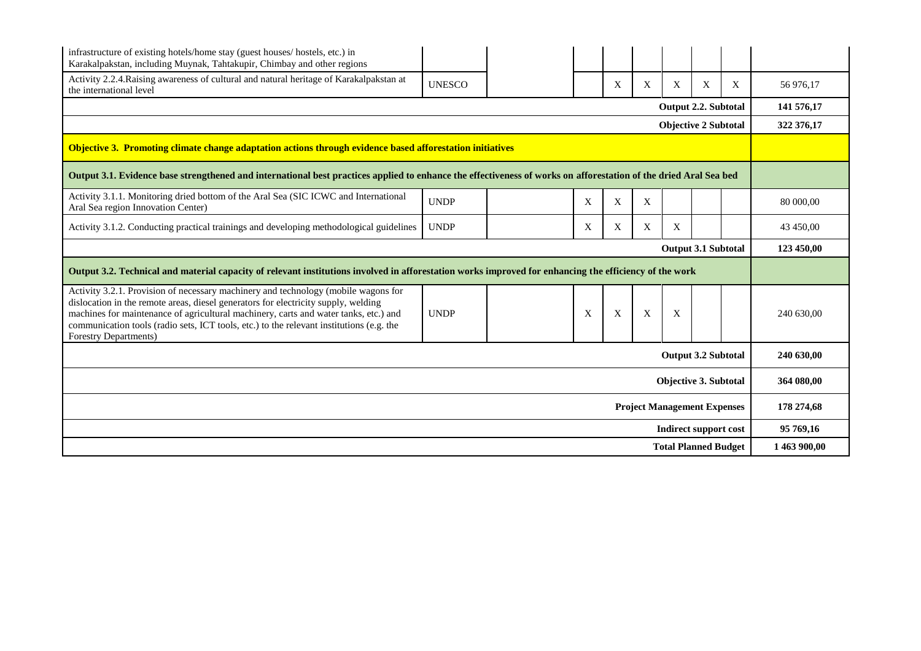| infrastructure of existing hotels/home stay (guest houses/ hostels, etc.) in Karakalpakstan, including Muynak, Tahtakupir, Chimbay and other regions | | | | | | | | | |
|---|---|---|---|---|---|---|---|---|---|
| Activity 2.2.4.Raising awareness of cultural and natural heritage of Karakalpakstan at the international level | UNESCO | | | X | X | X | X | X | 56 976,17 |
| | | | | | | | | **Output 2.2. Subtotal** | **141 576,17** |
| | | | | | | | | **Objective 2 Subtotal** | **322 376,17** |
| **Objective 3. Promoting climate change adaptation actions through evidence based afforestation initiatives** | | | | | | | | | |
| **Output 3.1. Evidence base strengthened and international best practices applied to enhance the effectiveness of works on afforestation of the dried Aral Sea bed** | | | | | | | | | |
| Activity 3.1.1. Monitoring dried bottom of the Aral Sea (SIC ICWC and International Aral Sea region Innovation Center) | UNDP | | X | X | X | | | | 80 000,00 |
| Activity 3.1.2. Conducting practical trainings and developing methodological guidelines | UNDP | | X | X | X | X | | | 43 450,00 |
| | | | | | | | | **Output 3.1 Subtotal** | **123 450,00** |
| **Output 3.2. Technical and material capacity of relevant institutions involved in afforestation works improved for enhancing the efficiency of the work** | | | | | | | | | |
| Activity 3.2.1. Provision of necessary machinery and technology (mobile wagons for dislocation in the remote areas, diesel generators for electricity supply, welding machines for maintenance of agricultural machinery, carts and water tanks, etc.) and communication tools (radio sets, ICT tools, etc.) to the relevant institutions (e.g. the Forestry Departments) | UNDP | | X | X | X | X | | | 240 630,00 |
| | | | | | | | | **Output 3.2 Subtotal** | **240 630,00** |
| | | | | | | | | **Objective 3. Subtotal** | **364 080,00** |
| | | | | | | | | **Project Management Expenses** | **178 274,68** |
| | | | | | | | | **Indirect support cost** | **95 769,16** |
| | | | | | | | | **Total Planned Budget** | **1 463 900,00** |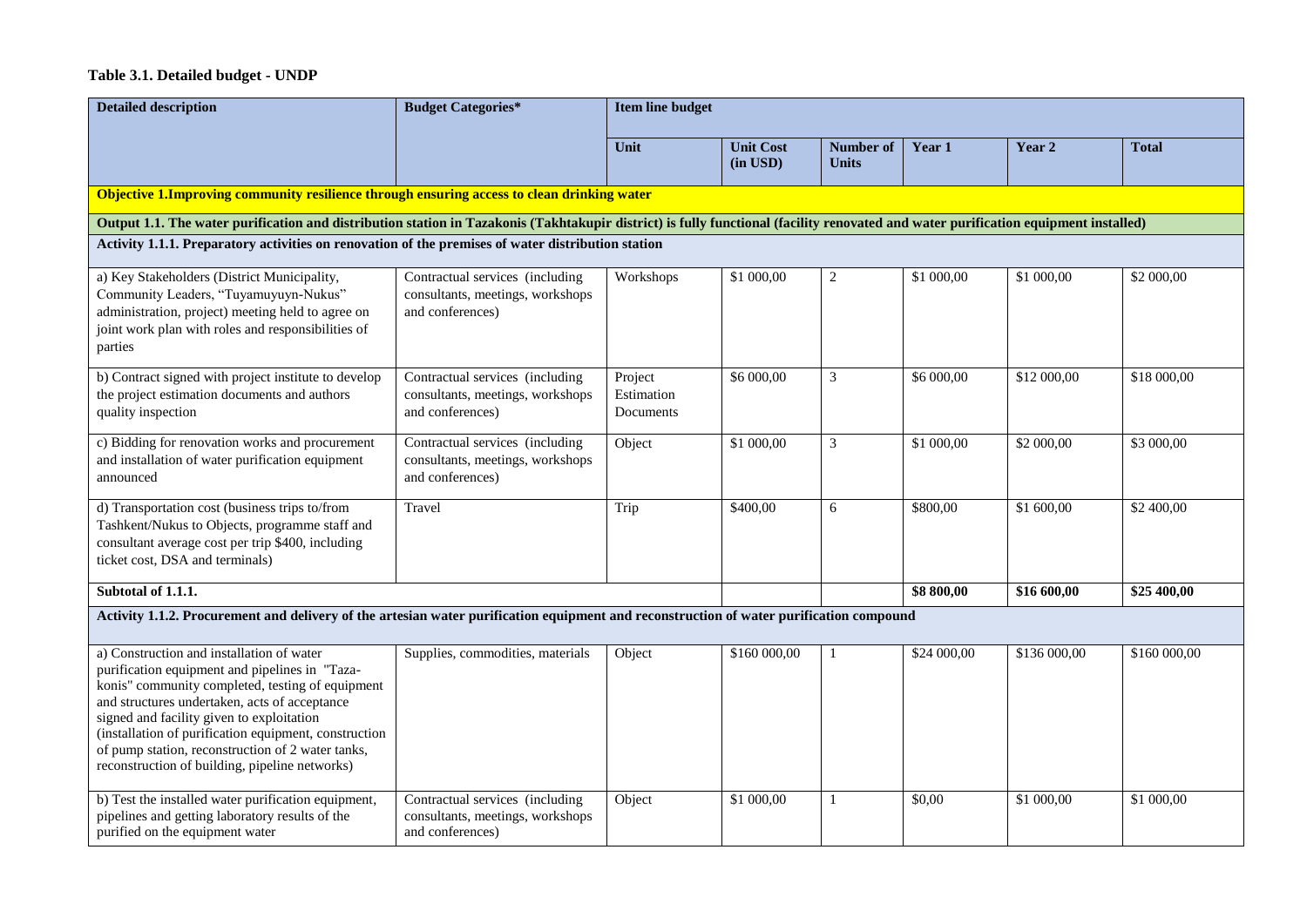**Table 3.1. Detailed budget - UNDP**

| Detailed description | Budget Categories* | Item line budget | | | | | |
|---|---|---|---|---|---|---|---|
| | | Unit | Unit Cost (in USD) | Number of Units | Year 1 | Year 2 | Total |
| **Objective 1.Improving community resilience through ensuring access to clean drinking water** | | | | | | | |
| **Output 1.1. The water purification and distribution station in Tazakonis (Takhtakupir district) is fully functional (facility renovated and water purification equipment installed)** | | | | | | | |
| **Activity 1.1.1. Preparatory activities on renovation of the premises of water distribution station** | | | | | | | |
| a) Key Stakeholders (District Municipality, Community Leaders, "Tuyamuyuyn-Nukus" administration, project) meeting held to agree on joint work plan with roles and responsibilities of parties | Contractual services (including consultants, meetings, workshops and conferences) | Workshops | $1 000,00 | 2 | $1 000,00 | $1 000,00 | $2 000,00 |
| b) Contract signed with project institute to develop the project estimation documents and authors quality inspection | Contractual services (including consultants, meetings, workshops and conferences) | Project Estimation Documents | $6 000,00 | 3 | $6 000,00 | $12 000,00 | $18 000,00 |
| c) Bidding for renovation works and procurement and installation of water purification equipment announced | Contractual services (including consultants, meetings, workshops and conferences) | Object | $1 000,00 | 3 | $1 000,00 | $2 000,00 | $3 000,00 |
| d) Transportation cost (business trips to/from Tashkent/Nukus to Objects, programme staff and consultant average cost per trip $400, including ticket cost, DSA and terminals) | Travel | Trip | $400,00 | 6 | $800,00 | $1 600,00 | $2 400,00 |
| **Subtotal of 1.1.1.** | | | | | **$8 800,00** | **$16 600,00** | **$25 400,00** |
| **Activity 1.1.2. Procurement and delivery of the artesian water purification equipment and reconstruction of water purification compound** | | | | | | | |
| a) Construction and installation of water purification equipment and pipelines in "Taza-konis" community completed, testing of equipment and structures undertaken, acts of acceptance signed and facility given to exploitation (installation of purification equipment, construction of pump station, reconstruction of 2 water tanks, reconstruction of building, pipeline networks) | Supplies, commodities, materials | Object | $160 000,00 | 1 | $24 000,00 | $136 000,00 | $160 000,00 |
| b) Test the installed water purification equipment, pipelines and getting laboratory results of the purified on the equipment water | Contractual services (including consultants, meetings, workshops and conferences) | Object | $1 000,00 | 1 | $0,00 | $1 000,00 | $1 000,00 |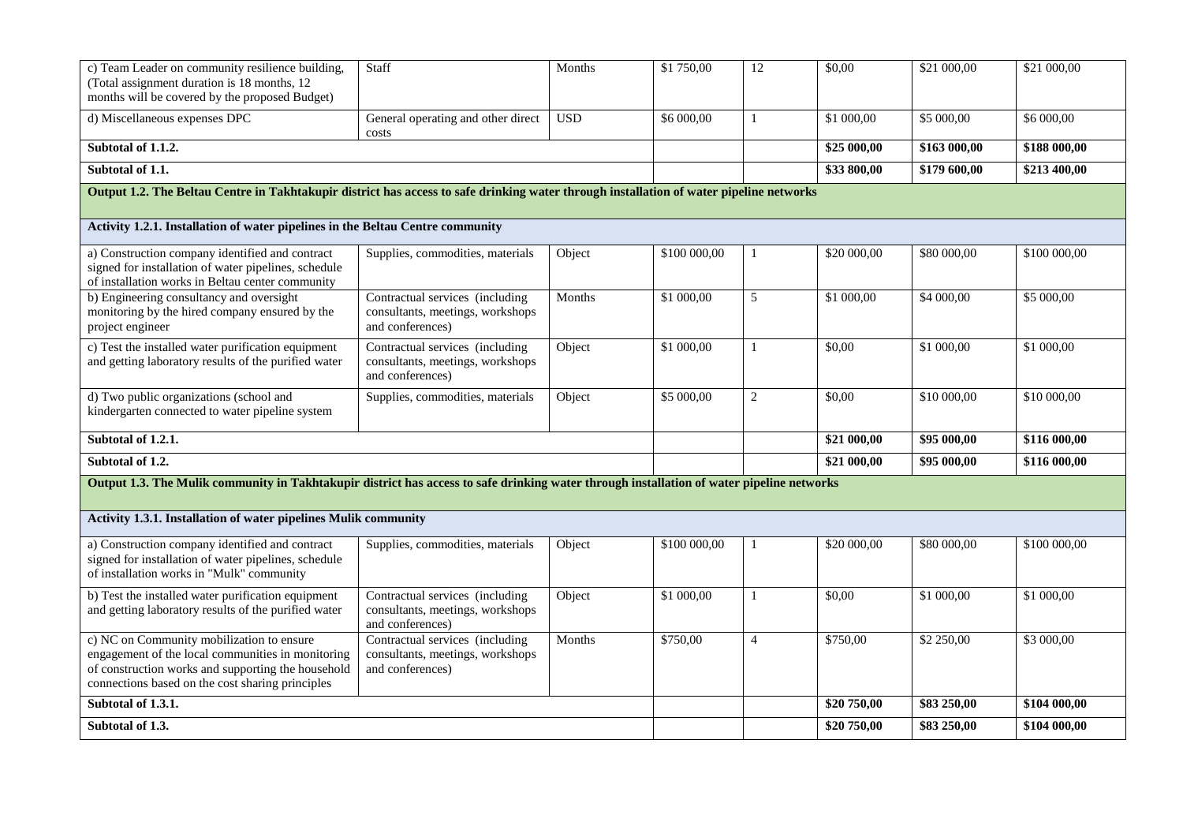| | | | | | | | |
|---|---|---|---|---|---|---|---|
| c) Team Leader on community resilience building, (Total assignment duration is 18 months, 12 months will be covered by the proposed Budget) | Staff | Months | $1 750,00 | 12 | $0,00 | $21 000,00 | $21 000,00 |
| d) Miscellaneous expenses DPC | General operating and other direct costs | USD | $6 000,00 | 1 | $1 000,00 | $5 000,00 | $6 000,00 |
| **Subtotal of 1.1.2.** | | | | | **$25 000,00** | **$163 000,00** | **$188 000,00** |
| **Subtotal of 1.1.** | | | | | **$33 800,00** | **$179 600,00** | **$213 400,00** |
| **Output 1.2. The Beltau Centre in Takhtakupir district has access to safe drinking water through installation of water pipeline networks** | | | | | | | |
| **Activity 1.2.1. Installation of water pipelines in the Beltau Centre community** | | | | | | | |
| a) Construction company identified and contract signed for installation of water pipelines, schedule of installation works in Beltau center community | Supplies, commodities, materials | Object | $100 000,00 | 1 | $20 000,00 | $80 000,00 | $100 000,00 |
| b) Engineering consultancy and oversight monitoring by the hired company ensured by the project engineer | Contractual services (including consultants, meetings, workshops and conferences) | Months | $1 000,00 | 5 | $1 000,00 | $4 000,00 | $5 000,00 |
| c) Test the installed water purification equipment and getting laboratory results of the purified water | Contractual services (including consultants, meetings, workshops and conferences) | Object | $1 000,00 | 1 | $0,00 | $1 000,00 | $1 000,00 |
| d) Two public organizations (school and kindergarten connected to water pipeline system | Supplies, commodities, materials | Object | $5 000,00 | 2 | $0,00 | $10 000,00 | $10 000,00 |
| **Subtotal of 1.2.1.** | | | | | **$21 000,00** | **$95 000,00** | **$116 000,00** |
| **Subtotal of 1.2.** | | | | | **$21 000,00** | **$95 000,00** | **$116 000,00** |
| **Output 1.3. The Mulik community in Takhtakupir district has access to safe drinking water through installation of water pipeline networks** | | | | | | | |
| **Activity 1.3.1. Installation of water pipelines Mulik community** | | | | | | | |
| a) Construction company identified and contract signed for installation of water pipelines, schedule of installation works in "Mulk" community | Supplies, commodities, materials | Object | $100 000,00 | 1 | $20 000,00 | $80 000,00 | $100 000,00 |
| b) Test the installed water purification equipment and getting laboratory results of the purified water | Contractual services (including consultants, meetings, workshops and conferences) | Object | $1 000,00 | 1 | $0,00 | $1 000,00 | $1 000,00 |
| c) NC on Community mobilization to ensure engagement of the local communities in monitoring of construction works and supporting the household connections based on the cost sharing principles | Contractual services (including consultants, meetings, workshops and conferences) | Months | $750,00 | 4 | $750,00 | $2 250,00 | $3 000,00 |
| **Subtotal of 1.3.1.** | | | | | **$20 750,00** | **$83 250,00** | **$104 000,00** |
| **Subtotal of 1.3.** | | | | | **$20 750,00** | **$83 250,00** | **$104 000,00** |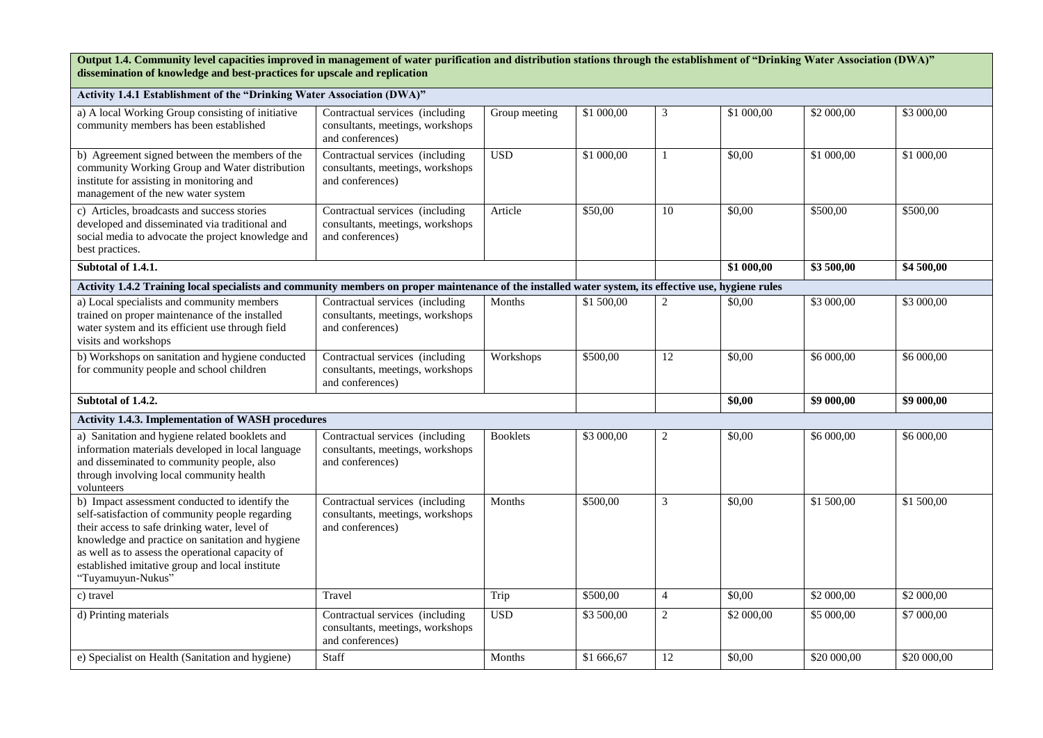| | | | | | | | |
|---|---|---|---|---|---|---|---|
| **Output 1.4. Community level capacities improved in management of water purification and distribution stations through the establishment of "Drinking Water Association (DWA)" dissemination of knowledge and best-practices for upscale and replication** | | | | | | | |
| **Activity 1.4.1 Establishment of the "Drinking Water Association (DWA)"** | | | | | | | |
| a) A local Working Group consisting of initiative community members has been established | Contractual services (including consultants, meetings, workshops and conferences) | Group meeting | \$1 000,00 | 3 | \$1 000,00 | \$2 000,00 | \$3 000,00 |
| b) Agreement signed between the members of the community Working Group and Water distribution institute for assisting in monitoring and management of the new water system | Contractual services (including consultants, meetings, workshops and conferences) | USD | \$1 000,00 | 1 | \$0,00 | \$1 000,00 | \$1 000,00 |
| c) Articles, broadcasts and success stories developed and disseminated via traditional and social media to advocate the project knowledge and best practices. | Contractual services (including consultants, meetings, workshops and conferences) | Article | \$50,00 | 10 | \$0,00 | \$500,00 | \$500,00 |
| **Subtotal of 1.4.1.** | | | | | **\$1 000,00** | **\$3 500,00** | **\$4 500,00** |
| **Activity 1.4.2 Training local specialists and community members on proper maintenance of the installed water system, its effective use, hygiene rules** | | | | | | | |
| a) Local specialists and community members trained on proper maintenance of the installed water system and its efficient use through field visits and workshops | Contractual services (including consultants, meetings, workshops and conferences) | Months | \$1 500,00 | 2 | \$0,00 | \$3 000,00 | \$3 000,00 |
| b) Workshops on sanitation and hygiene conducted for community people and school children | Contractual services (including consultants, meetings, workshops and conferences) | Workshops | \$500,00 | 12 | \$0,00 | \$6 000,00 | \$6 000,00 |
| **Subtotal of 1.4.2.** | | | | | **\$0,00** | **\$9 000,00** | **\$9 000,00** |
| **Activity 1.4.3. Implementation of WASH procedures** | | | | | | | |
| a) Sanitation and hygiene related booklets and information materials developed in local language and disseminated to community people, also through involving local community health volunteers | Contractual services (including consultants, meetings, workshops and conferences) | Booklets | \$3 000,00 | 2 | \$0,00 | \$6 000,00 | \$6 000,00 |
| b) Impact assessment conducted to identify the self-satisfaction of community people regarding their access to safe drinking water, level of knowledge and practice on sanitation and hygiene as well as to assess the operational capacity of established imitative group and local institute "Tuyamuyun-Nukus" | Contractual services (including consultants, meetings, workshops and conferences) | Months | \$500,00 | 3 | \$0,00 | \$1 500,00 | \$1 500,00 |
| c) travel | Travel | Trip | \$500,00 | 4 | \$0,00 | \$2 000,00 | \$2 000,00 |
| d) Printing materials | Contractual services (including consultants, meetings, workshops and conferences) | USD | \$3 500,00 | 2 | \$2 000,00 | \$5 000,00 | \$7 000,00 |
| e) Specialist on Health (Sanitation and hygiene) | Staff | Months | \$1 666,67 | 12 | \$0,00 | \$20 000,00 | \$20 000,00 |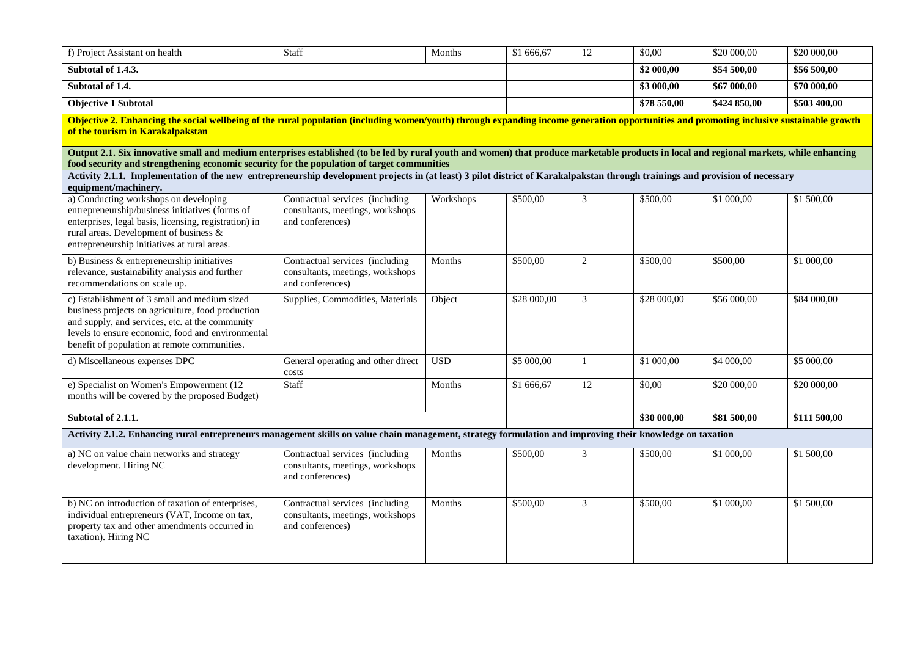| | | | | | | | |
|---|---|---|---|---|---|---|---|
| f) Project Assistant on health | Staff | Months | $1 666,67 | 12 | $0,00 | $20 000,00 | $20 000,00 |
| **Subtotal of 1.4.3.** | | | | | **$2 000,00** | **$54 500,00** | **$56 500,00** |
| **Subtotal of 1.4.** | | | | | **$3 000,00** | **$67 000,00** | **$70 000,00** |
| **Objective 1 Subtotal** | | | | | **$78 550,00** | **$424 850,00** | **$503 400,00** |
| **Objective 2. Enhancing the social wellbeing of the rural population (including women/youth) through expanding income generation opportunities and promoting inclusive sustainable growth of the tourism in Karakalpakstan** | | | | | | | |
| **Output 2.1. Six innovative small and medium enterprises established (to be led by rural youth and women) that produce marketable products in local and regional markets, while enhancing food security and strengthening economic security for the population of target communities** | | | | | | | |
| **Activity 2.1.1. Implementation of the new entrepreneurship development projects in (at least) 3 pilot district of Karakalpakstan through trainings and provision of necessary equipment/machinery.** | | | | | | | |
| a) Conducting workshops on developing entrepreneurship/business initiatives (forms of enterprises, legal basis, licensing, registration) in rural areas. Development of business & entrepreneurship initiatives at rural areas. | Contractual services (including consultants, meetings, workshops and conferences) | Workshops | $500,00 | 3 | $500,00 | $1 000,00 | $1 500,00 |
| b) Business & entrepreneurship initiatives relevance, sustainability analysis and further recommendations on scale up. | Contractual services (including consultants, meetings, workshops and conferences) | Months | $500,00 | 2 | $500,00 | $500,00 | $1 000,00 |
| c) Establishment of 3 small and medium sized business projects on agriculture, food production and supply, and services, etc. at the community levels to ensure economic, food and environmental benefit of population at remote communities. | Supplies, Commodities, Materials | Object | $28 000,00 | 3 | $28 000,00 | $56 000,00 | $84 000,00 |
| d) Miscellaneous expenses DPC | General operating and other direct costs | USD | $5 000,00 | 1 | $1 000,00 | $4 000,00 | $5 000,00 |
| e) Specialist on Women's Empowerment (12 months will be covered by the proposed Budget) | Staff | Months | $1 666,67 | 12 | $0,00 | $20 000,00 | $20 000,00 |
| **Subtotal of 2.1.1.** | | | | | **$30 000,00** | **$81 500,00** | **$111 500,00** |
| **Activity 2.1.2. Enhancing rural entrepreneurs management skills on value chain management, strategy formulation and improving their knowledge on taxation** | | | | | | | |
| a) NC on value chain networks and strategy development. Hiring NC | Contractual services (including consultants, meetings, workshops and conferences) | Months | $500,00 | 3 | $500,00 | $1 000,00 | $1 500,00 |
| b) NC on introduction of taxation of enterprises, individual entrepreneurs (VAT, Income on tax, property tax and other amendments occurred in taxation). Hiring NC | Contractual services (including consultants, meetings, workshops and conferences) | Months | $500,00 | 3 | $500,00 | $1 000,00 | $1 500,00 |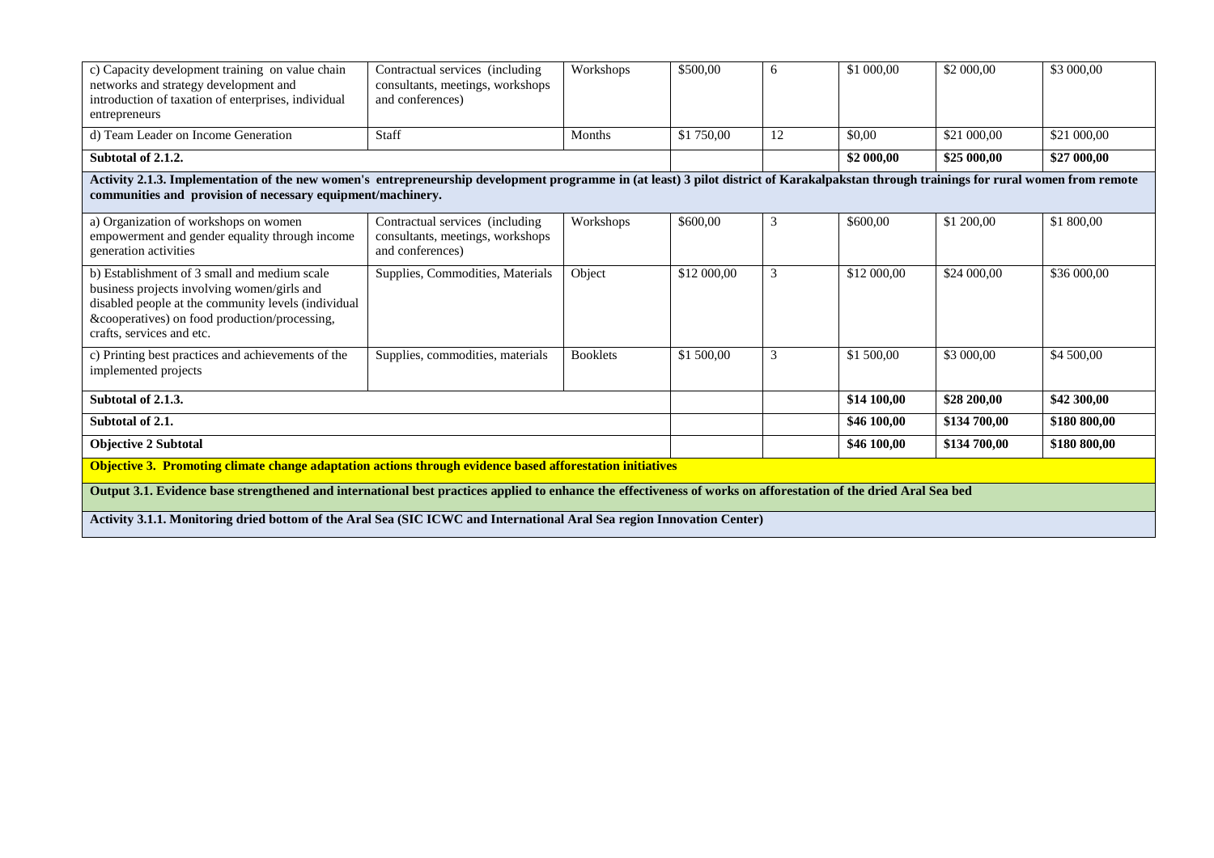| c) Capacity development training on value chain networks and strategy development and introduction of taxation of enterprises, individual entrepreneurs | Contractual services (including consultants, meetings, workshops and conferences) | Workshops | $500,00 | 6 | $1 000,00 | $2 000,00 | $3 000,00 |
|---|---|---|---|---|---|---|---|
| d) Team Leader on Income Generation | Staff | Months | $1 750,00 | 12 | $0,00 | $21 000,00 | $21 000,00 |
| **Subtotal of 2.1.2.** | | | | | **$2 000,00** | **$25 000,00** | **$27 000,00** |
| **Activity 2.1.3. Implementation of the new women's entrepreneurship development programme in (at least) 3 pilot district of Karakalpakstan through trainings for rural women from remote communities and provision of necessary equipment/machinery.** | | | | | | | |
| a) Organization of workshops on women empowerment and gender equality through income generation activities | Contractual services (including consultants, meetings, workshops and conferences) | Workshops | $600,00 | 3 | $600,00 | $1 200,00 | $1 800,00 |
| b) Establishment of 3 small and medium scale business projects involving women/girls and disabled people at the community levels (individual &cooperatives) on food production/processing, crafts, services and etc. | Supplies, Commodities, Materials | Object | $12 000,00 | 3 | $12 000,00 | $24 000,00 | $36 000,00 |
| c) Printing best practices and achievements of the implemented projects | Supplies, commodities, materials | Booklets | $1 500,00 | 3 | $1 500,00 | $3 000,00 | $4 500,00 |
| **Subtotal of 2.1.3.** | | | | | **$14 100,00** | **$28 200,00** | **$42 300,00** |
| **Subtotal of 2.1.** | | | | | **$46 100,00** | **$134 700,00** | **$180 800,00** |
| **Objective 2 Subtotal** | | | | | **$46 100,00** | **$134 700,00** | **$180 800,00** |
| **Objective 3. Promoting climate change adaptation actions through evidence based afforestation initiatives** | | | | | | | |
| **Output 3.1. Evidence base strengthened and international best practices applied to enhance the effectiveness of works on afforestation of the dried Aral Sea bed** | | | | | | | |
| **Activity 3.1.1. Monitoring dried bottom of the Aral Sea (SIC ICWC and International Aral Sea region Innovation Center)** | | | | | | | |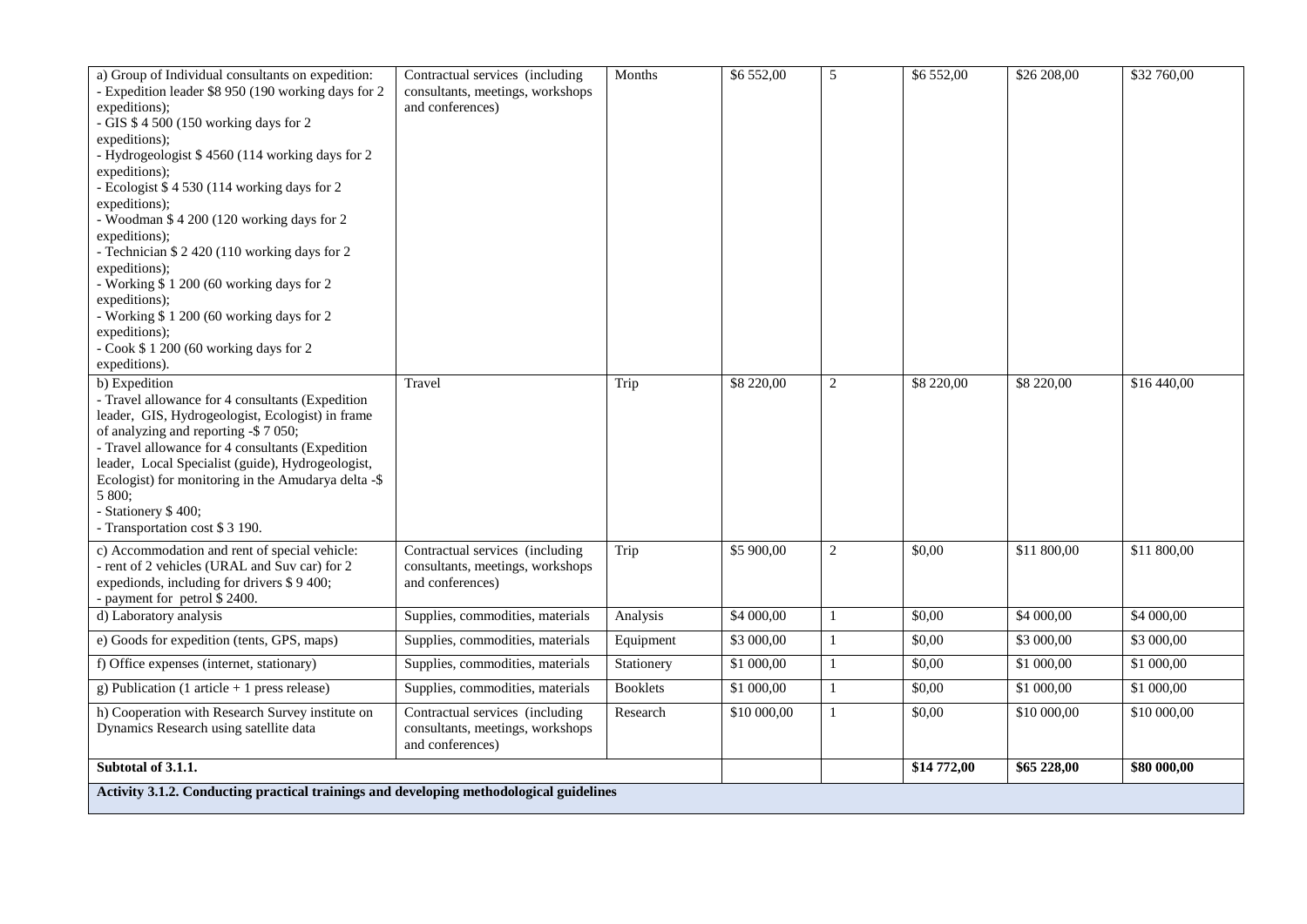| a) Group of Individual consultants on expedition:<br>- Expedition leader $8 950 (190 working days for 2 expeditions);<br>- GIS $ 4 500 (150 working days for 2 expeditions);<br>- Hydrogeologist $ 4560 (114 working days for 2 expeditions);<br>- Ecologist $ 4 530 (114 working days for 2 expeditions);<br>- Woodman $ 4 200 (120 working days for 2 expeditions);<br>- Technician $ 2 420 (110 working days for 2 expeditions);<br>- Working $ 1 200 (60 working days for 2 expeditions);<br>- Working $ 1 200 (60 working days for 2 expeditions);<br>- Cook $ 1 200 (60 working days for 2 expeditions). | Contractual services (including consultants, meetings, workshops and conferences) | Months | $6 552,00 | 5 | $6 552,00 | $26 208,00 | $32 760,00 |
|---|---|---|---|---|---|---|---|
| b) Expedition<br>- Travel allowance for 4 consultants (Expedition leader, GIS, Hydrogeologist, Ecologist) in frame of analyzing and reporting -$ 7 050;<br>- Travel allowance for 4 consultants (Expedition leader, Local Specialist (guide), Hydrogeologist, Ecologist) for monitoring in the Amudarya delta -$ 5 800;<br>- Stationery $ 400;<br>- Transportation cost $ 3 190. | Travel | Trip | $8 220,00 | 2 | $8 220,00 | $8 220,00 | $16 440,00 |
| c) Accommodation and rent of special vehicle:<br>- rent of 2 vehicles (URAL and Suv car) for 2 expedionds, including for drivers $ 9 400;<br>- payment for petrol $ 2400. | Contractual services (including consultants, meetings, workshops and conferences) | Trip | $5 900,00 | 2 | $0,00 | $11 800,00 | $11 800,00 |
| d) Laboratory analysis | Supplies, commodities, materials | Analysis | $4 000,00 | 1 | $0,00 | $4 000,00 | $4 000,00 |
| e) Goods for expedition (tents, GPS, maps) | Supplies, commodities, materials | Equipment | $3 000,00 | 1 | $0,00 | $3 000,00 | $3 000,00 |
| f) Office expenses (internet, stationary) | Supplies, commodities, materials | Stationery | $1 000,00 | 1 | $0,00 | $1 000,00 | $1 000,00 |
| g) Publication (1 article + 1 press release) | Supplies, commodities, materials | Booklets | $1 000,00 | 1 | $0,00 | $1 000,00 | $1 000,00 |
| h) Cooperation with Research Survey institute on Dynamics Research using satellite data | Contractual services (including consultants, meetings, workshops and conferences) | Research | $10 000,00 | 1 | $0,00 | $10 000,00 | $10 000,00 |
| **Subtotal of 3.1.1.** | | | | | **$14 772,00** | **$65 228,00** | **$80 000,00** |
| **Activity 3.1.2. Conducting practical trainings and developing methodological guidelines** | | | | | | | |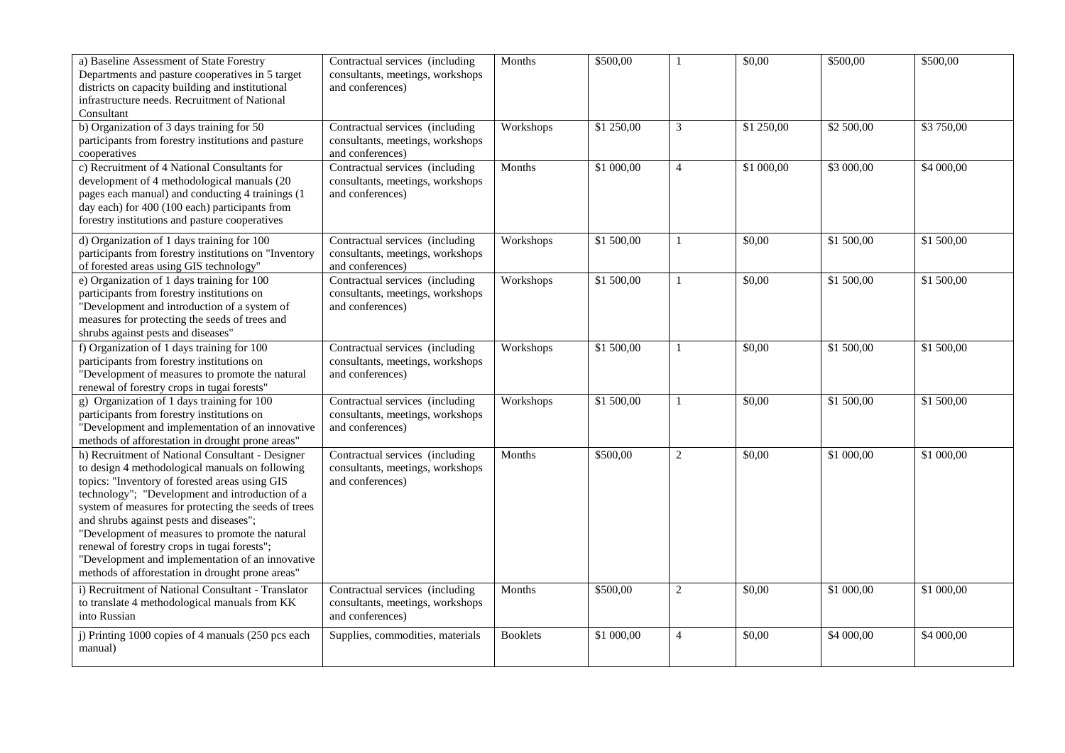| | | | | | | | |
|---|---|---|---|---|---|---|---|
| a) Baseline Assessment of State Forestry Departments and pasture cooperatives in 5 target districts on capacity building and institutional infrastructure needs. Recruitment of National Consultant | Contractual services (including consultants, meetings, workshops and conferences) | Months | \$500,00 | 1 | \$0,00 | \$500,00 | \$500,00 |
| b) Organization of 3 days training for 50 participants from forestry institutions and pasture cooperatives | Contractual services (including consultants, meetings, workshops and conferences) | Workshops | \$1 250,00 | 3 | \$1 250,00 | \$2 500,00 | \$3 750,00 |
| c) Recruitment of 4 National Consultants for development of 4 methodological manuals (20 pages each manual) and conducting 4 trainings (1 day each) for 400 (100 each) participants from forestry institutions and pasture cooperatives | Contractual services (including consultants, meetings, workshops and conferences) | Months | \$1 000,00 | 4 | \$1 000,00 | \$3 000,00 | \$4 000,00 |
| d) Organization of 1 days training for 100 participants from forestry institutions on "Inventory of forested areas using GIS technology" | Contractual services (including consultants, meetings, workshops and conferences) | Workshops | \$1 500,00 | 1 | \$0,00 | \$1 500,00 | \$1 500,00 |
| e) Organization of 1 days training for 100 participants from forestry institutions on "Development and introduction of a system of measures for protecting the seeds of trees and shrubs against pests and diseases" | Contractual services (including consultants, meetings, workshops and conferences) | Workshops | \$1 500,00 | 1 | \$0,00 | \$1 500,00 | \$1 500,00 |
| f) Organization of 1 days training for 100 participants from forestry institutions on "Development of measures to promote the natural renewal of forestry crops in tugai forests" | Contractual services (including consultants, meetings, workshops and conferences) | Workshops | \$1 500,00 | 1 | \$0,00 | \$1 500,00 | \$1 500,00 |
| g) Organization of 1 days training for 100 participants from forestry institutions on "Development and implementation of an innovative methods of afforestation in drought prone areas" | Contractual services (including consultants, meetings, workshops and conferences) | Workshops | \$1 500,00 | 1 | \$0,00 | \$1 500,00 | \$1 500,00 |
| h) Recruitment of National Consultant - Designer to design 4 methodological manuals on following topics: "Inventory of forested areas using GIS technology"; "Development and introduction of a system of measures for protecting the seeds of trees and shrubs against pests and diseases"; "Development of measures to promote the natural renewal of forestry crops in tugai forests"; "Development and implementation of an innovative methods of afforestation in drought prone areas" | Contractual services (including consultants, meetings, workshops and conferences) | Months | \$500,00 | 2 | \$0,00 | \$1 000,00 | \$1 000,00 |
| i) Recruitment of National Consultant - Translator to translate 4 methodological manuals from KK into Russian | Contractual services (including consultants, meetings, workshops and conferences) | Months | \$500,00 | 2 | \$0,00 | \$1 000,00 | \$1 000,00 |
| j) Printing 1000 copies of 4 manuals (250 pcs each manual) | Supplies, commodities, materials | Booklets | \$1 000,00 | 4 | \$0,00 | \$4 000,00 | \$4 000,00 |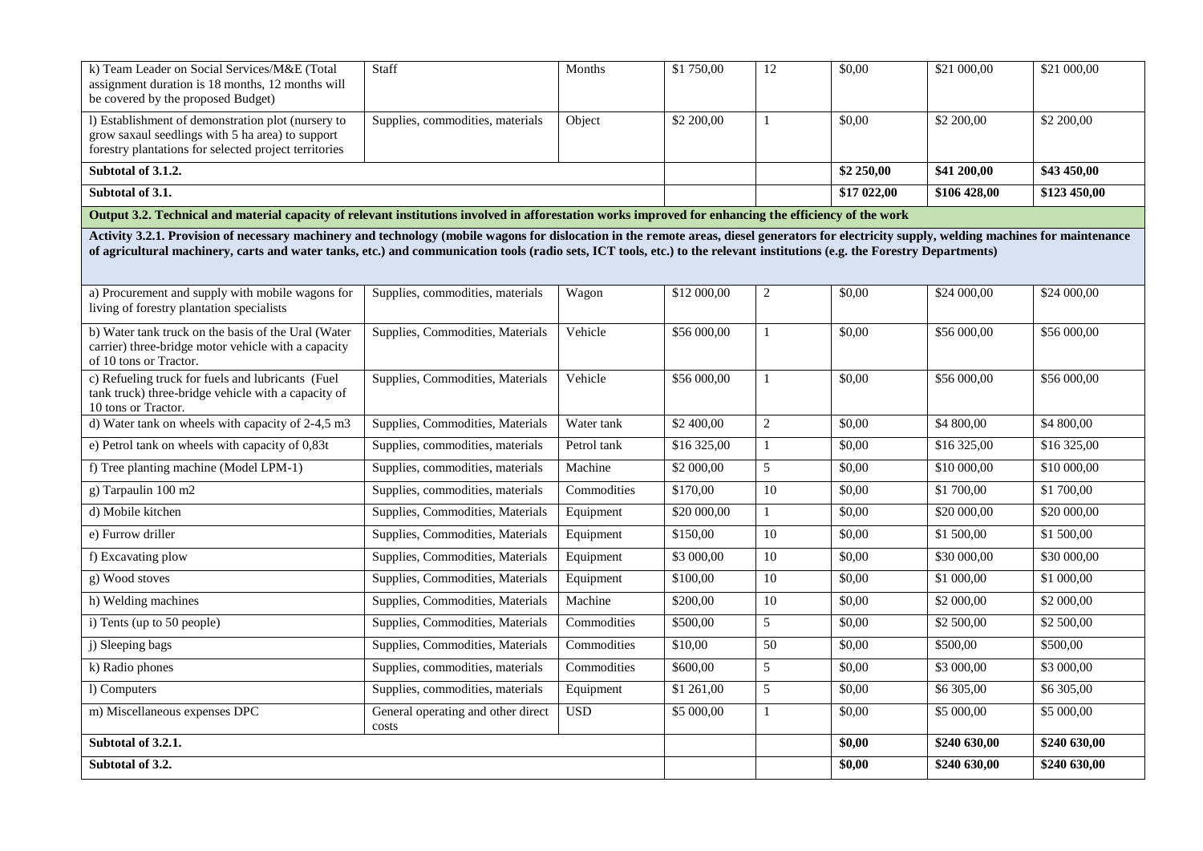| k) Team Leader on Social Services/M&E (Total assignment duration is 18 months, 12 months will be covered by the proposed Budget) | Staff | Months | $1 750,00 | 12 | $0,00 | $21 000,00 | $21 000,00 |
|---|---|---|---|---|---|---|---|
| l) Establishment of demonstration plot (nursery to grow saxaul seedlings with 5 ha area) to support forestry plantations for selected project territories | Supplies, commodities, materials | Object | $2 200,00 | 1 | $0,00 | $2 200,00 | $2 200,00 |
| **Subtotal of 3.1.2.** | | | | | **$2 250,00** | **$41 200,00** | **$43 450,00** |
| **Subtotal of 3.1.** | | | | | **$17 022,00** | **$106 428,00** | **$123 450,00** |
| **Output 3.2. Technical and material capacity of relevant institutions involved in afforestation works improved for enhancing the efficiency of the work** | | | | | | | |
| **Activity 3.2.1. Provision of necessary machinery and technology (mobile wagons for dislocation in the remote areas, diesel generators for electricity supply, welding machines for maintenance of agricultural machinery, carts and water tanks, etc.) and communication tools (radio sets, ICT tools, etc.) to the relevant institutions (e.g. the Forestry Departments)** | | | | | | | |
| a) Procurement and supply with mobile wagons for living of forestry plantation specialists | Supplies, commodities, materials | Wagon | $12 000,00 | 2 | $0,00 | $24 000,00 | $24 000,00 |
| b) Water tank truck on the basis of the Ural (Water carrier) three-bridge motor vehicle with a capacity of 10 tons or Tractor. | Supplies, Commodities, Materials | Vehicle | $56 000,00 | 1 | $0,00 | $56 000,00 | $56 000,00 |
| c) Refueling truck for fuels and lubricants (Fuel tank truck) three-bridge vehicle with a capacity of 10 tons or Tractor. | Supplies, Commodities, Materials | Vehicle | $56 000,00 | 1 | $0,00 | $56 000,00 | $56 000,00 |
| d) Water tank on wheels with capacity of 2-4,5 m3 | Supplies, Commodities, Materials | Water tank | $2 400,00 | 2 | $0,00 | $4 800,00 | $4 800,00 |
| e) Petrol tank on wheels with capacity of 0,83t | Supplies, commodities, materials | Petrol tank | $16 325,00 | 1 | $0,00 | $16 325,00 | $16 325,00 |
| f) Tree planting machine (Model LPM-1) | Supplies, commodities, materials | Machine | $2 000,00 | 5 | $0,00 | $10 000,00 | $10 000,00 |
| g) Tarpaulin 100 m2 | Supplies, commodities, materials | Commodities | $170,00 | 10 | $0,00 | $1 700,00 | $1 700,00 |
| d) Mobile kitchen | Supplies, Commodities, Materials | Equipment | $20 000,00 | 1 | $0,00 | $20 000,00 | $20 000,00 |
| e) Furrow driller | Supplies, Commodities, Materials | Equipment | $150,00 | 10 | $0,00 | $1 500,00 | $1 500,00 |
| f) Excavating plow | Supplies, Commodities, Materials | Equipment | $3 000,00 | 10 | $0,00 | $30 000,00 | $30 000,00 |
| g) Wood stoves | Supplies, Commodities, Materials | Equipment | $100,00 | 10 | $0,00 | $1 000,00 | $1 000,00 |
| h) Welding machines | Supplies, Commodities, Materials | Machine | $200,00 | 10 | $0,00 | $2 000,00 | $2 000,00 |
| i) Tents (up to 50 people) | Supplies, Commodities, Materials | Commodities | $500,00 | 5 | $0,00 | $2 500,00 | $2 500,00 |
| j) Sleeping bags | Supplies, Commodities, Materials | Commodities | $10,00 | 50 | $0,00 | $500,00 | $500,00 |
| k) Radio phones | Supplies, commodities, materials | Commodities | $600,00 | 5 | $0,00 | $3 000,00 | $3 000,00 |
| l) Computers | Supplies, commodities, materials | Equipment | $1 261,00 | 5 | $0,00 | $6 305,00 | $6 305,00 |
| m) Miscellaneous expenses DPC | General operating and other direct costs | USD | $5 000,00 | 1 | $0,00 | $5 000,00 | $5 000,00 |
| **Subtotal of 3.2.1.** | | | | | **$0,00** | **$240 630,00** | **$240 630,00** |
| **Subtotal of 3.2.** | | | | | **$0,00** | **$240 630,00** | **$240 630,00** |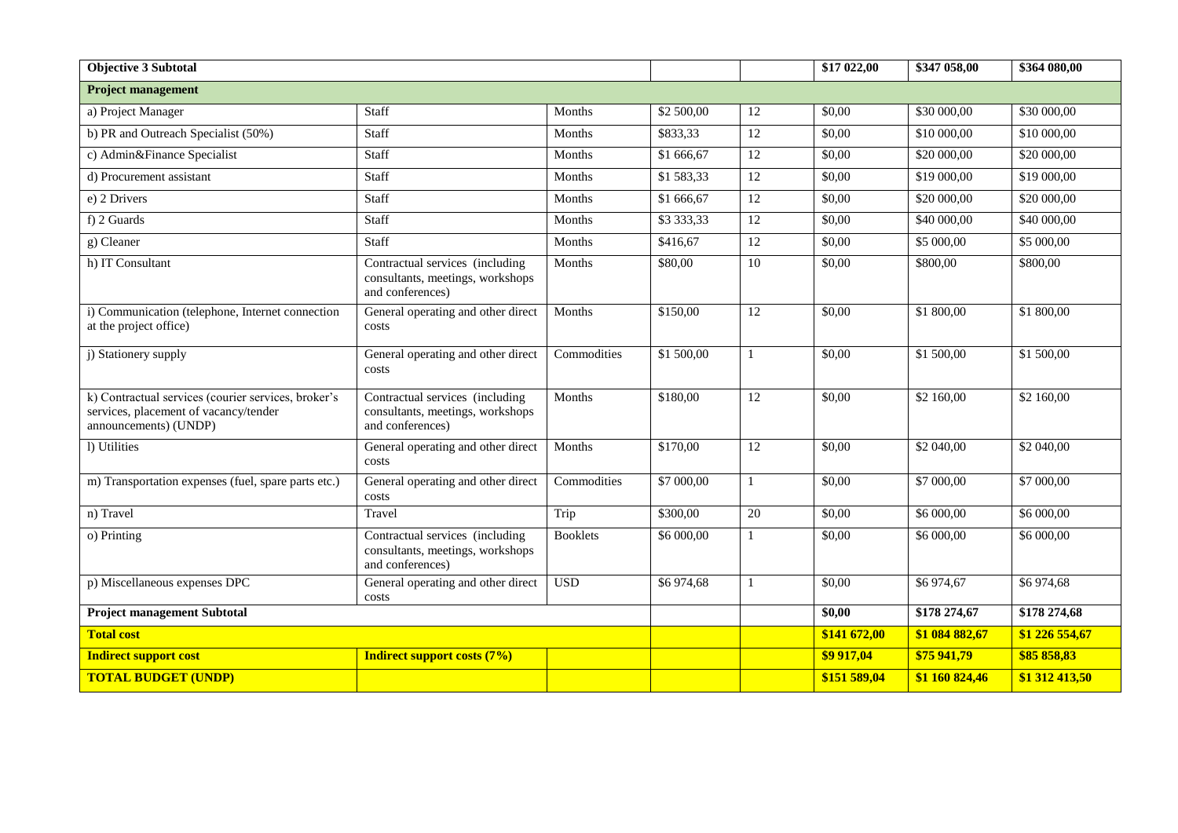| Objective 3 Subtotal | | | | | $17 022,00 | $347 058,00 | $364 080,00 |
|---|---|---|---|---|---|---|---|
| **Project management** | | | | | | | |
| a) Project Manager | Staff | Months | $2 500,00 | 12 | $0,00 | $30 000,00 | $30 000,00 |
| b) PR and Outreach Specialist (50%) | Staff | Months | $833,33 | 12 | $0,00 | $10 000,00 | $10 000,00 |
| c) Admin&Finance Specialist | Staff | Months | $1 666,67 | 12 | $0,00 | $20 000,00 | $20 000,00 |
| d) Procurement assistant | Staff | Months | $1 583,33 | 12 | $0,00 | $19 000,00 | $19 000,00 |
| e) 2 Drivers | Staff | Months | $1 666,67 | 12 | $0,00 | $20 000,00 | $20 000,00 |
| f) 2 Guards | Staff | Months | $3 333,33 | 12 | $0,00 | $40 000,00 | $40 000,00 |
| g) Cleaner | Staff | Months | $416,67 | 12 | $0,00 | $5 000,00 | $5 000,00 |
| h) IT Consultant | Contractual services (including consultants, meetings, workshops and conferences) | Months | $80,00 | 10 | $0,00 | $800,00 | $800,00 |
| i) Communication (telephone, Internet connection at the project office) | General operating and other direct costs | Months | $150,00 | 12 | $0,00 | $1 800,00 | $1 800,00 |
| j) Stationery supply | General operating and other direct costs | Commodities | $1 500,00 | 1 | $0,00 | $1 500,00 | $1 500,00 |
| k) Contractual services (courier services, broker's services, placement of vacancy/tender announcements) (UNDP) | Contractual services (including consultants, meetings, workshops and conferences) | Months | $180,00 | 12 | $0,00 | $2 160,00 | $2 160,00 |
| l) Utilities | General operating and other direct costs | Months | $170,00 | 12 | $0,00 | $2 040,00 | $2 040,00 |
| m) Transportation expenses (fuel, spare parts etc.) | General operating and other direct costs | Commodities | $7 000,00 | 1 | $0,00 | $7 000,00 | $7 000,00 |
| n) Travel | Travel | Trip | $300,00 | 20 | $0,00 | $6 000,00 | $6 000,00 |
| o) Printing | Contractual services (including consultants, meetings, workshops and conferences) | Booklets | $6 000,00 | 1 | $0,00 | $6 000,00 | $6 000,00 |
| p) Miscellaneous expenses DPC | General operating and other direct costs | USD | $6 974,68 | 1 | $0,00 | $6 974,67 | $6 974,68 |
| **Project management Subtotal** | | | | | **$0,00** | **$178 274,67** | **$178 274,68** |
| **Total cost** | | | | | **$141 672,00** | **$1 084 882,67** | **$1 226 554,67** |
| **Indirect support cost** | **Indirect support costs (7%)** | | | | **$9 917,04** | **$75 941,79** | **$85 858,83** |
| **TOTAL BUDGET (UNDP)** | | | | | **$151 589,04** | **$1 160 824,46** | **$1 312 413,50** |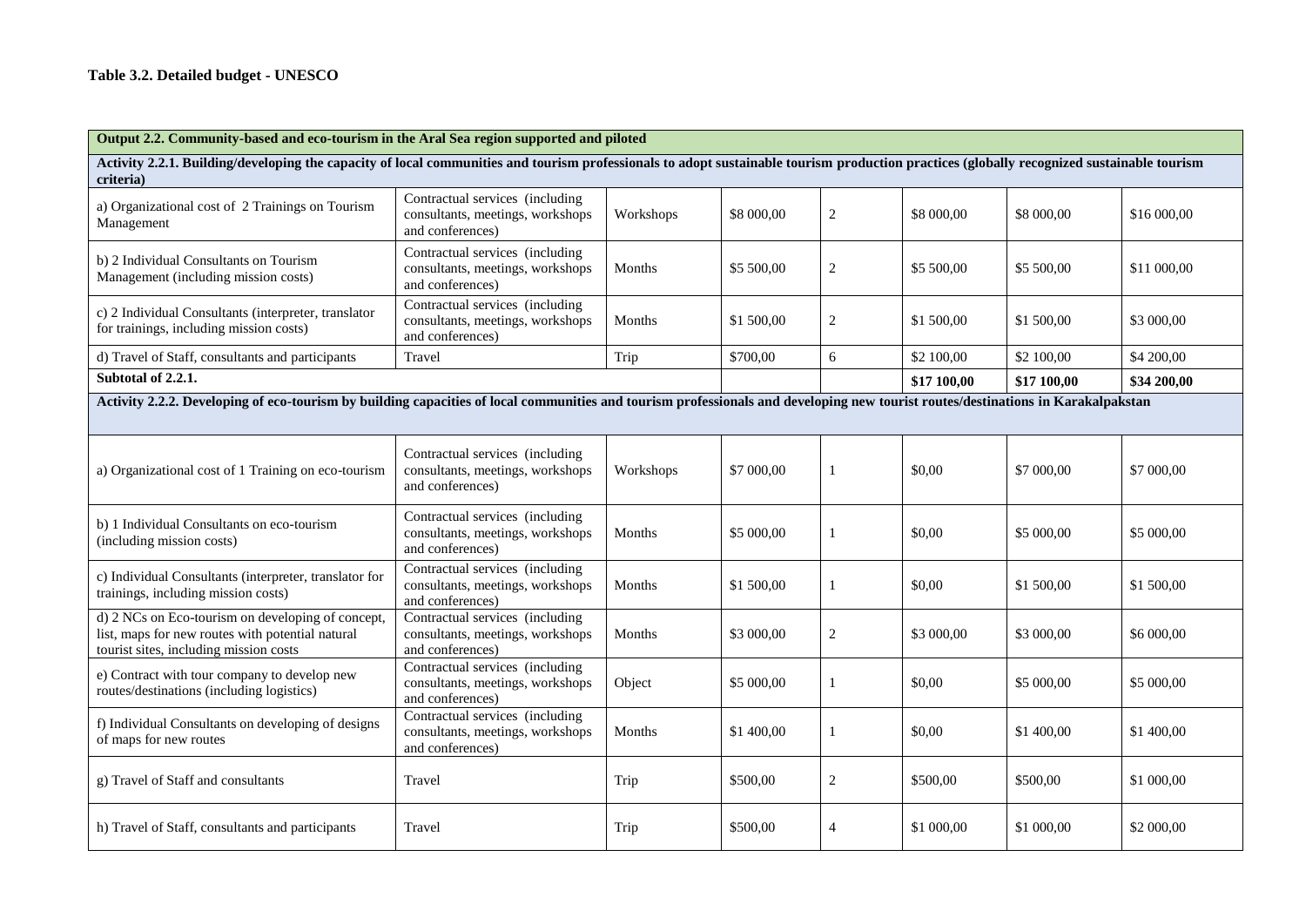**Table 3.2. Detailed budget - UNESCO**

| **Output 2.2. Community-based and eco-tourism in the Aral Sea region supported and piloted** | | | | | | | |
|---|---|---|---|---|---|---|---|
| **Activity 2.2.1. Building/developing the capacity of local communities and tourism professionals to adopt sustainable tourism production practices (globally recognized sustainable tourism criteria)** | | | | | | | |
| a) Organizational cost of 2 Trainings on Tourism Management | Contractual services (including consultants, meetings, workshops and conferences) | Workshops | $8 000,00 | 2 | $8 000,00 | $8 000,00 | $16 000,00 |
| b) 2 Individual Consultants on Tourism Management (including mission costs) | Contractual services (including consultants, meetings, workshops and conferences) | Months | $5 500,00 | 2 | $5 500,00 | $5 500,00 | $11 000,00 |
| c) 2 Individual Consultants (interpreter, translator for trainings, including mission costs) | Contractual services (including consultants, meetings, workshops and conferences) | Months | $1 500,00 | 2 | $1 500,00 | $1 500,00 | $3 000,00 |
| d) Travel of Staff, consultants and participants | Travel | Trip | $700,00 | 6 | $2 100,00 | $2 100,00 | $4 200,00 |
| **Subtotal of 2.2.1.** | | | | | **$17 100,00** | **$17 100,00** | **$34 200,00** |
| **Activity 2.2.2. Developing of eco-tourism by building capacities of local communities and tourism professionals and developing new tourist routes/destinations in Karakalpakstan** | | | | | | | |
| a) Organizational cost of 1 Training on eco-tourism | Contractual services (including consultants, meetings, workshops and conferences) | Workshops | $7 000,00 | 1 | $0,00 | $7 000,00 | $7 000,00 |
| b) 1 Individual Consultants on eco-tourism (including mission costs) | Contractual services (including consultants, meetings, workshops and conferences) | Months | $5 000,00 | 1 | $0,00 | $5 000,00 | $5 000,00 |
| c) Individual Consultants (interpreter, translator for trainings, including mission costs) | Contractual services (including consultants, meetings, workshops and conferences) | Months | $1 500,00 | 1 | $0,00 | $1 500,00 | $1 500,00 |
| d) 2 NCs on Eco-tourism on developing of concept, list, maps for new routes with potential natural tourist sites, including mission costs | Contractual services (including consultants, meetings, workshops and conferences) | Months | $3 000,00 | 2 | $3 000,00 | $3 000,00 | $6 000,00 |
| e) Contract with tour company to develop new routes/destinations (including logistics) | Contractual services (including consultants, meetings, workshops and conferences) | Object | $5 000,00 | 1 | $0,00 | $5 000,00 | $5 000,00 |
| f) Individual Consultants on developing of designs of maps for new routes | Contractual services (including consultants, meetings, workshops and conferences) | Months | $1 400,00 | 1 | $0,00 | $1 400,00 | $1 400,00 |
| g) Travel of Staff and consultants | Travel | Trip | $500,00 | 2 | $500,00 | $500,00 | $1 000,00 |
| h) Travel of Staff, consultants and participants | Travel | Trip | $500,00 | 4 | $1 000,00 | $1 000,00 | $2 000,00 |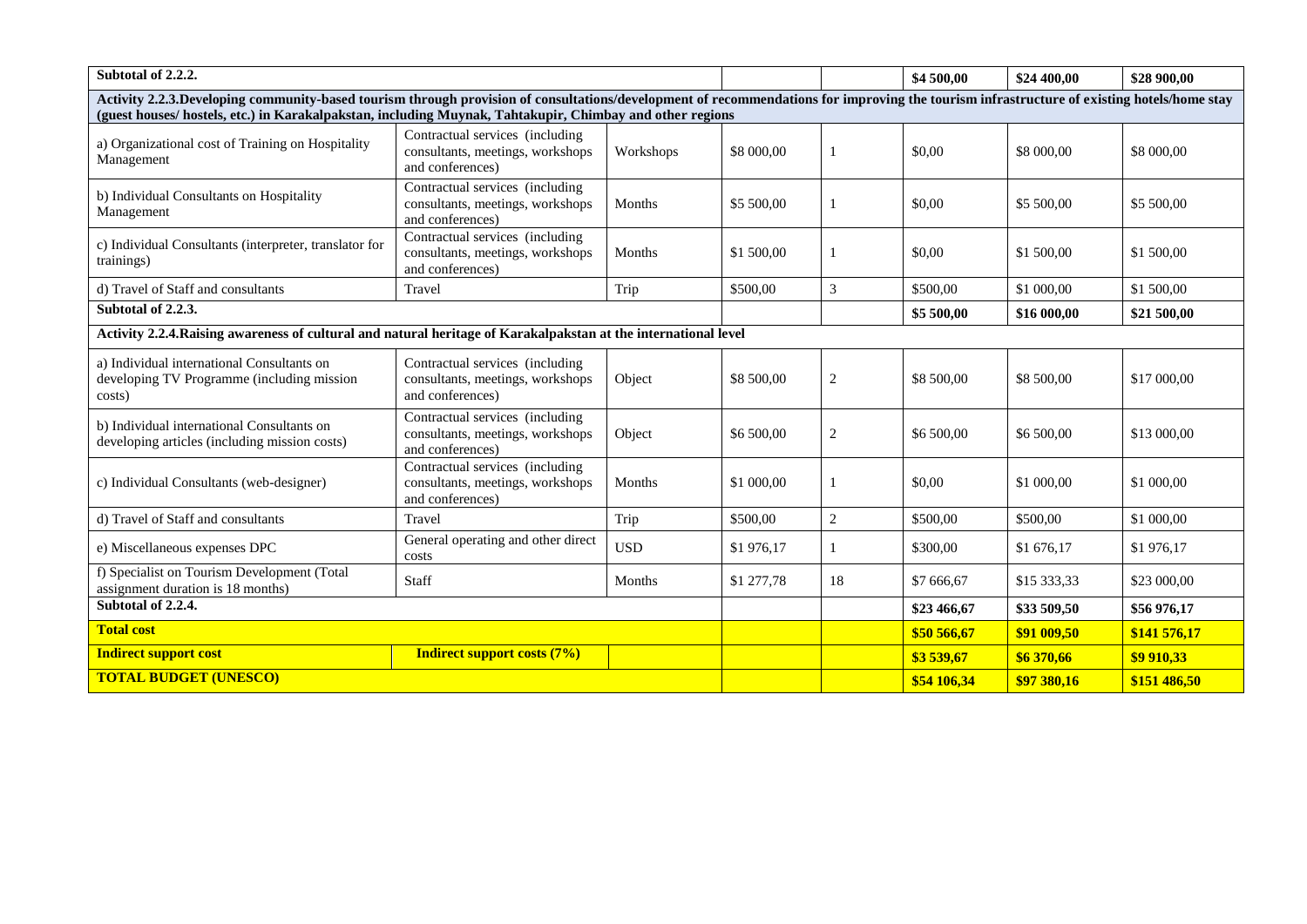| Subtotal of 2.2.2. | | | | | $4 500,00 | $24 400,00 | $28 900,00 |
|---|---|---|---|---|---|---|---|
| **Activity 2.2.3.Developing community-based tourism through provision of consultations/development of recommendations for improving the tourism infrastructure of existing hotels/home stay (guest houses/ hostels, etc.) in Karakalpakstan, including Muynak, Tahtakupir, Chimbay and other regions** | | | | | | | |
| a) Organizational cost of Training on Hospitality Management | Contractual services (including consultants, meetings, workshops and conferences) | Workshops | $8 000,00 | 1 | $0,00 | $8 000,00 | $8 000,00 |
| b) Individual Consultants on Hospitality Management | Contractual services (including consultants, meetings, workshops and conferences) | Months | $5 500,00 | 1 | $0,00 | $5 500,00 | $5 500,00 |
| c) Individual Consultants (interpreter, translator for trainings) | Contractual services (including consultants, meetings, workshops and conferences) | Months | $1 500,00 | 1 | $0,00 | $1 500,00 | $1 500,00 |
| d) Travel of Staff and consultants | Travel | Trip | $500,00 | 3 | $500,00 | $1 000,00 | $1 500,00 |
| **Subtotal of 2.2.3.** | | | | | **$5 500,00** | **$16 000,00** | **$21 500,00** |
| **Activity 2.2.4.Raising awareness of cultural and natural heritage of Karakalpakstan at the international level** | | | | | | | |
| a) Individual international Consultants on developing TV Programme (including mission costs) | Contractual services (including consultants, meetings, workshops and conferences) | Object | $8 500,00 | 2 | $8 500,00 | $8 500,00 | $17 000,00 |
| b) Individual international Consultants on developing articles (including mission costs) | Contractual services (including consultants, meetings, workshops and conferences) | Object | $6 500,00 | 2 | $6 500,00 | $6 500,00 | $13 000,00 |
| c) Individual Consultants (web-designer) | Contractual services (including consultants, meetings, workshops and conferences) | Months | $1 000,00 | 1 | $0,00 | $1 000,00 | $1 000,00 |
| d) Travel of Staff and consultants | Travel | Trip | $500,00 | 2 | $500,00 | $500,00 | $1 000,00 |
| e) Miscellaneous expenses DPC | General operating and other direct costs | USD | $1 976,17 | 1 | $300,00 | $1 676,17 | $1 976,17 |
| f) Specialist on Tourism Development (Total assignment duration is 18 months) | Staff | Months | $1 277,78 | 18 | $7 666,67 | $15 333,33 | $23 000,00 |
| **Subtotal of 2.2.4.** | | | | | **$23 466,67** | **$33 509,50** | **$56 976,17** |
| **Total cost** | | | | | **$50 566,67** | **$91 009,50** | **$141 576,17** |
| **Indirect support cost** | **Indirect support costs (7%)** | | | | **$3 539,67** | **$6 370,66** | **$9 910,33** |
| **TOTAL BUDGET (UNESCO)** | | | | | **$54 106,34** | **$97 380,16** | **$151 486,50** |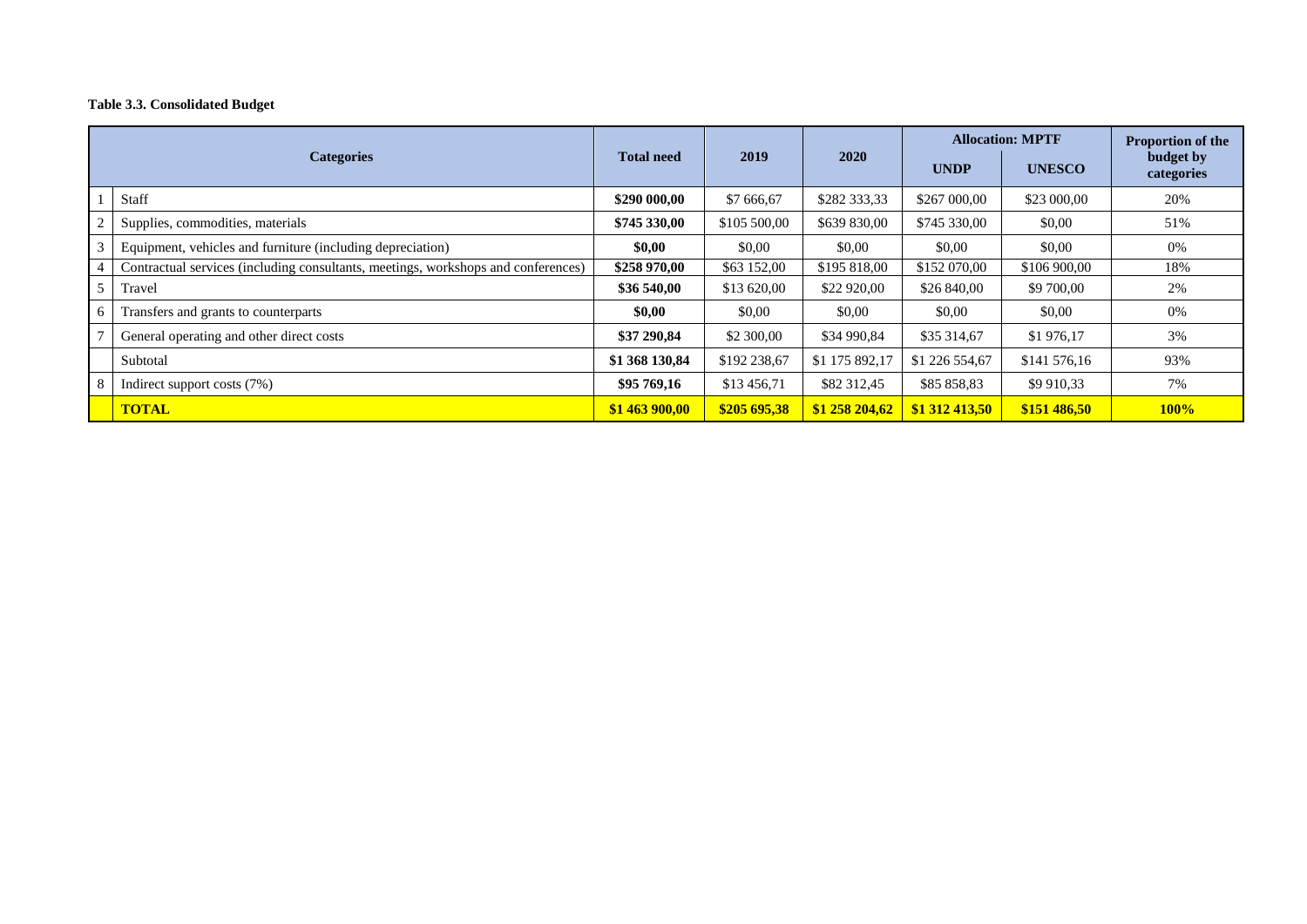**Table 3.3. Consolidated Budget**

| | Categories | Total need | 2019 | 2020 | Allocation: MPTF | | Proportion of the budget by categories |
|---|---|---|---|---|---|---|---|
| | | | | | UNDP | UNESCO | |
| 1 | Staff | **$290 000,00** | $7 666,67 | $282 333,33 | $267 000,00 | $23 000,00 | 20% |
| 2 | Supplies, commodities, materials | **$745 330,00** | $105 500,00 | $639 830,00 | $745 330,00 | $0,00 | 51% |
| 3 | Equipment, vehicles and furniture (including depreciation) | **$0,00** | $0,00 | $0,00 | $0,00 | $0,00 | 0% |
| 4 | Contractual services (including consultants, meetings, workshops and conferences) | **$258 970,00** | $63 152,00 | $195 818,00 | $152 070,00 | $106 900,00 | 18% |
| 5 | Travel | **$36 540,00** | $13 620,00 | $22 920,00 | $26 840,00 | $9 700,00 | 2% |
| 6 | Transfers and grants to counterparts | **$0,00** | $0,00 | $0,00 | $0,00 | $0,00 | 0% |
| 7 | General operating and other direct costs | **$37 290,84** | $2 300,00 | $34 990,84 | $35 314,67 | $1 976,17 | 3% |
| | Subtotal | **$1 368 130,84** | $192 238,67 | $1 175 892,17 | $1 226 554,67 | $141 576,16 | 93% |
| 8 | Indirect support costs (7%) | **$95 769,16** | $13 456,71 | $82 312,45 | $85 858,83 | $9 910,33 | 7% |
| | **TOTAL** | **$1 463 900,00** | **$205 695,38** | **$1 258 204,62** | **$1 312 413,50** | **$151 486,50** | **100%** |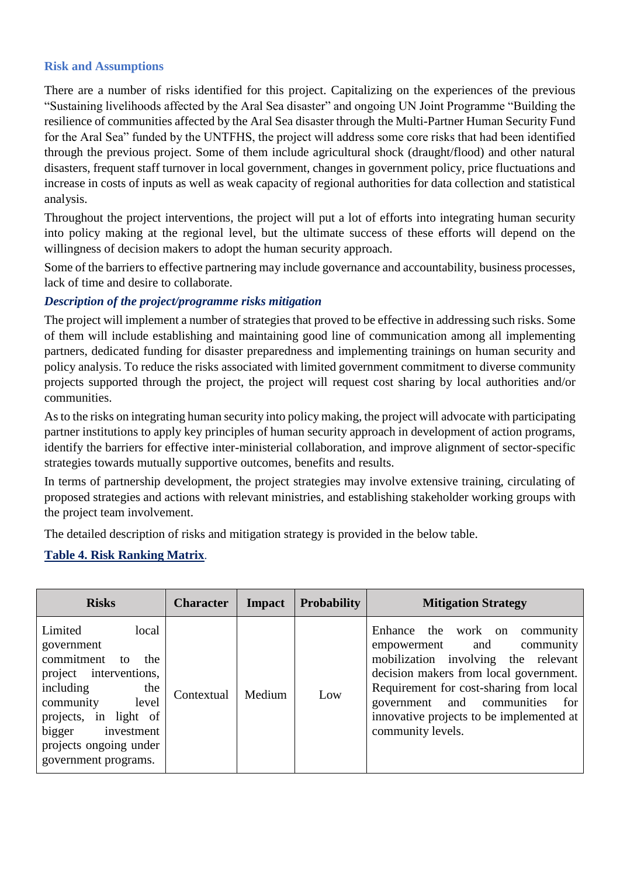### Risk and Assumptions

There are a number of risks identified for this project. Capitalizing on the experiences of the previous "Sustaining livelihoods affected by the Aral Sea disaster" and ongoing UN Joint Programme "Building the resilience of communities affected by the Aral Sea disaster through the Multi-Partner Human Security Fund for the Aral Sea" funded by the UNTFHS, the project will address some core risks that had been identified through the previous project. Some of them include agricultural shock (draught/flood) and other natural disasters, frequent staff turnover in local government, changes in government policy, price fluctuations and increase in costs of inputs as well as weak capacity of regional authorities for data collection and statistical analysis.

Throughout the project interventions, the project will put a lot of efforts into integrating human security into policy making at the regional level, but the ultimate success of these efforts will depend on the willingness of decision makers to adopt the human security approach.

Some of the barriers to effective partnering may include governance and accountability, business processes, lack of time and desire to collaborate.

***Description of the project/programme risks mitigation***

The project will implement a number of strategies that proved to be effective in addressing such risks. Some of them will include establishing and maintaining good line of communication among all implementing partners, dedicated funding for disaster preparedness and implementing trainings on human security and policy analysis. To reduce the risks associated with limited government commitment to diverse community projects supported through the project, the project will request cost sharing by local authorities and/or communities.

As to the risks on integrating human security into policy making, the project will advocate with participating partner institutions to apply key principles of human security approach in development of action programs, identify the barriers for effective inter-ministerial collaboration, and improve alignment of sector-specific strategies towards mutually supportive outcomes, benefits and results.

In terms of partnership development, the project strategies may involve extensive training, circulating of proposed strategies and actions with relevant ministries, and establishing stakeholder working groups with the project team involvement.

The detailed description of risks and mitigation strategy is provided in the below table.

**Table 4. Risk Ranking Matrix**.

| Risks | Character | Impact | Probability | Mitigation Strategy |
|---|---|---|---|---|
| Limited local government commitment to the project interventions, including the community level projects, in light of bigger investment projects ongoing under government programs. | Contextual | Medium | Low | Enhance the work on community empowerment and community mobilization involving the relevant decision makers from local government. Requirement for cost-sharing from local government and communities for innovative projects to be implemented at community levels. |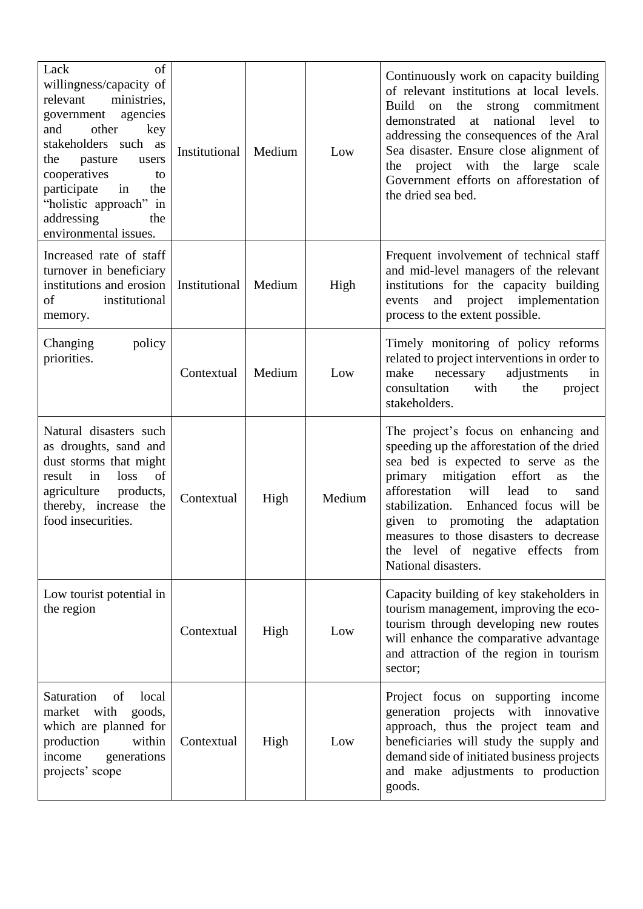| | | | | |
|---|---|---|---|---|
| Lack of willingness/capacity of relevant ministries, government agencies and other key stakeholders such as the pasture users cooperatives to participate in the "holistic approach" in addressing the environmental issues. | Institutional | Medium | Low | Continuously work on capacity building of relevant institutions at local levels. Build on the strong commitment demonstrated at national level to addressing the consequences of the Aral Sea disaster. Ensure close alignment of the project with the large scale Government efforts on afforestation of the dried sea bed. |
| Increased rate of staff turnover in beneficiary institutions and erosion of institutional memory. | Institutional | Medium | High | Frequent involvement of technical staff and mid-level managers of the relevant institutions for the capacity building events and project implementation process to the extent possible. |
| Changing policy priorities. | Contextual | Medium | Low | Timely monitoring of policy reforms related to project interventions in order to make necessary adjustments in consultation with the project stakeholders. |
| Natural disasters such as droughts, sand and dust storms that might result in loss of agriculture products, thereby, increase the food insecurities. | Contextual | High | Medium | The project's focus on enhancing and speeding up the afforestation of the dried sea bed is expected to serve as the primary mitigation effort as the afforestation will lead to sand stabilization. Enhanced focus will be given to promoting the adaptation measures to those disasters to decrease the level of negative effects from National disasters. |
| Low tourist potential in the region | Contextual | High | Low | Capacity building of key stakeholders in tourism management, improving the eco-tourism through developing new routes will enhance the comparative advantage and attraction of the region in tourism sector; |
| Saturation of local market with goods, which are planned for production within income generations projects' scope | Contextual | High | Low | Project focus on supporting income generation projects with innovative approach, thus the project team and beneficiaries will study the supply and demand side of initiated business projects and make adjustments to production goods. |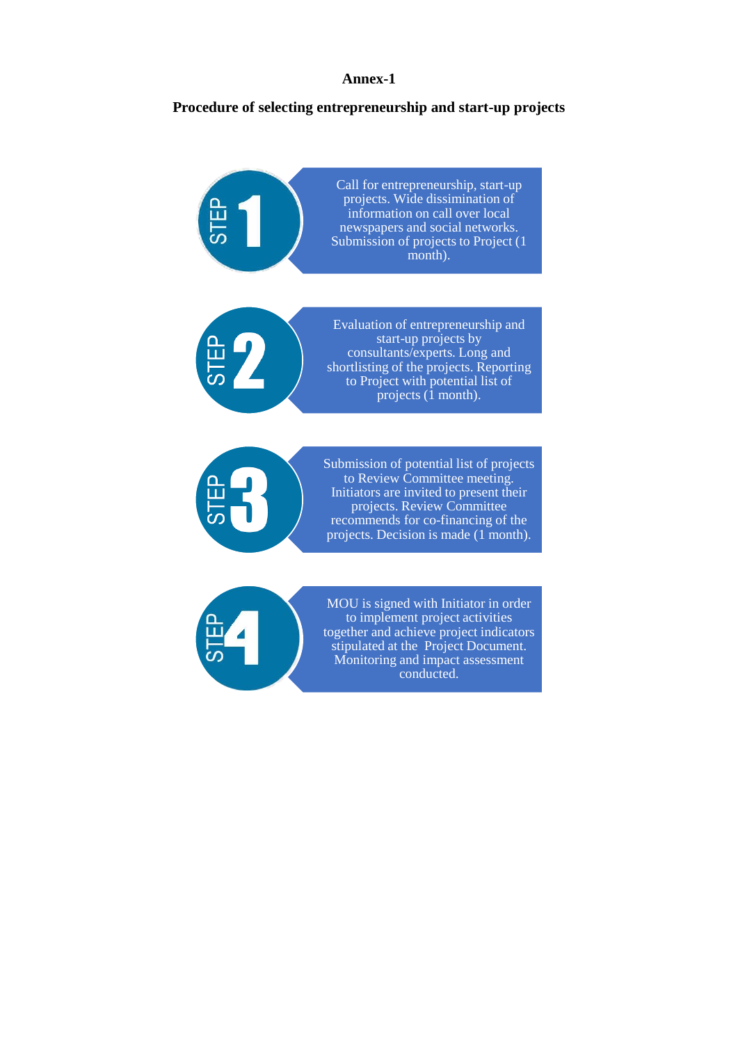**Annex-1**

**Procedure of selecting entrepreneurship and start-up projects**

STEP 1

Call for entrepreneurship, start-up projects. Wide dissimination of information on call over local newspapers and social networks. Submission of projects to Project (1 month).

STEP 2

Evaluation of entrepreneurship and start-up projects by consultants/experts. Long and shortlisting of the projects. Reporting to Project with potential list of projects (1 month).

STEP 3

Submission of potential list of projects to Review Committee meeting. Initiators are invited to present their projects. Review Committee recommends for co-financing of the projects. Decision is made (1 month).

STEP 4

MOU is signed with Initiator in order to implement project activities together and achieve project indicators stipulated at the Project Document. Monitoring and impact assessment conducted.